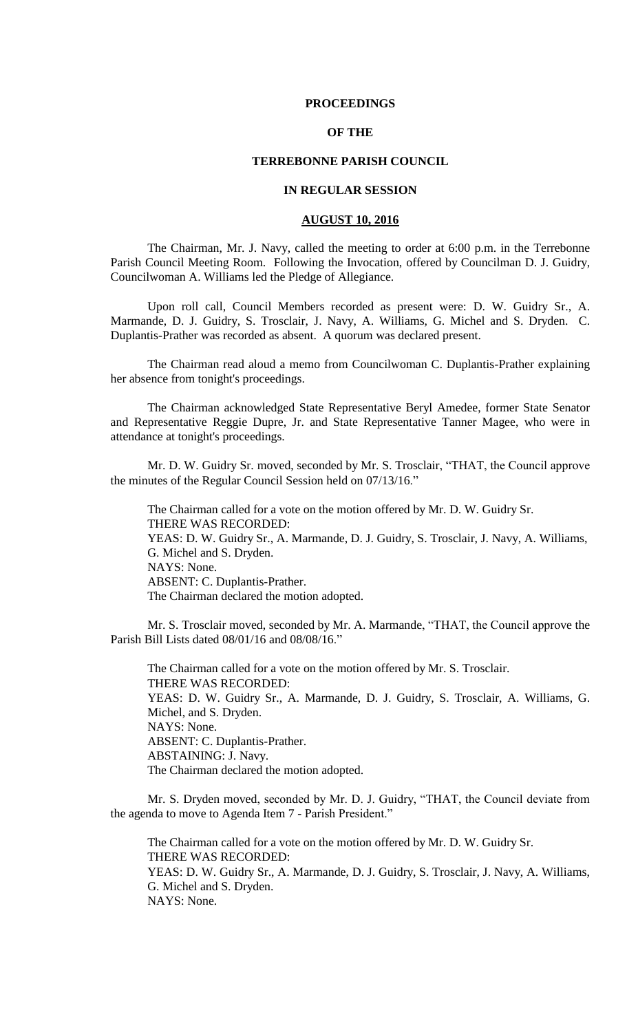# PROCEEDINGS

# OF THE

# TERREBONNE PARISH COUNCIL

# IN REGULAR SESSION

## AUGUST 10, 2016

The Chairman, Mr. J. Navy, called the meeting to order at 6:00 p.m. in the Terrebonne Parish Council Meeting Room. Following the Invocation, offered by Councilman D. J. Guidry, Councilwoman A. Williams led the Pledge of Allegiance.

Upon roll call, Council Members recorded as present were: D. W. Guidry Sr., A. Marmande, D. J. Guidry, S. Trosclair, J. Navy, A. Williams, G. Michel and S. Dryden. C. Duplantis-Prather was recorded as absent. A quorum was declared present.

The Chairman read aloud a memo from Councilwoman C. Duplantis-Prather explaining her absence from tonight's proceedings.

The Chairman acknowledged State Representative Beryl Amedee, former State Senator and Representative Reggie Dupre, Jr. and State Representative Tanner Magee, who were in attendance at tonight's proceedings.

Mr. D. W. Guidry Sr. moved, seconded by Mr. S. Trosclair, "THAT, the Council approve the minutes of the Regular Council Session held on 07/13/16."

The Chairman called for a vote on the motion offered by Mr. D. W. Guidry Sr.
THERE WAS RECORDED:
YEAS: D. W. Guidry Sr., A. Marmande, D. J. Guidry, S. Trosclair, J. Navy, A. Williams, G. Michel and S. Dryden.
NAYS: None.
ABSENT: C. Duplantis-Prather.
The Chairman declared the motion adopted.

Mr. S. Trosclair moved, seconded by Mr. A. Marmande, "THAT, the Council approve the Parish Bill Lists dated 08/01/16 and 08/08/16."

The Chairman called for a vote on the motion offered by Mr. S. Trosclair.
THERE WAS RECORDED:
YEAS: D. W. Guidry Sr., A. Marmande, D. J. Guidry, S. Trosclair, A. Williams, G. Michel, and S. Dryden.
NAYS: None.
ABSENT: C. Duplantis-Prather.
ABSTAINING: J. Navy.
The Chairman declared the motion adopted.

Mr. S. Dryden moved, seconded by Mr. D. J. Guidry, "THAT, the Council deviate from the agenda to move to Agenda Item 7 - Parish President."

The Chairman called for a vote on the motion offered by Mr. D. W. Guidry Sr.
THERE WAS RECORDED:
YEAS: D. W. Guidry Sr., A. Marmande, D. J. Guidry, S. Trosclair, J. Navy, A. Williams, G. Michel and S. Dryden.
NAYS: None.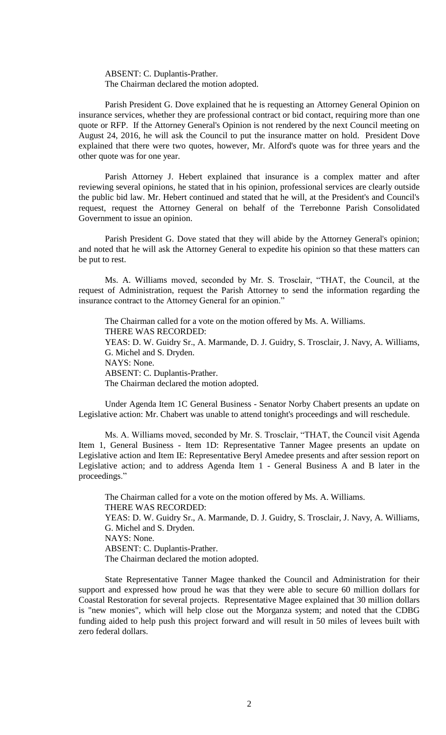ABSENT: C. Duplantis-Prather.
The Chairman declared the motion adopted.

Parish President G. Dove explained that he is requesting an Attorney General Opinion on insurance services, whether they are professional contract or bid contact, requiring more than one quote or RFP. If the Attorney General's Opinion is not rendered by the next Council meeting on August 24, 2016, he will ask the Council to put the insurance matter on hold. President Dove explained that there were two quotes, however, Mr. Alford's quote was for three years and the other quote was for one year.

Parish Attorney J. Hebert explained that insurance is a complex matter and after reviewing several opinions, he stated that in his opinion, professional services are clearly outside the public bid law. Mr. Hebert continued and stated that he will, at the President's and Council's request, request the Attorney General on behalf of the Terrebonne Parish Consolidated Government to issue an opinion.

Parish President G. Dove stated that they will abide by the Attorney General's opinion; and noted that he will ask the Attorney General to expedite his opinion so that these matters can be put to rest.

Ms. A. Williams moved, seconded by Mr. S. Trosclair, "THAT, the Council, at the request of Administration, request the Parish Attorney to send the information regarding the insurance contract to the Attorney General for an opinion."

The Chairman called for a vote on the motion offered by Ms. A. Williams.
THERE WAS RECORDED:
YEAS: D. W. Guidry Sr., A. Marmande, D. J. Guidry, S. Trosclair, J. Navy, A. Williams, G. Michel and S. Dryden.
NAYS: None.
ABSENT: C. Duplantis-Prather.
The Chairman declared the motion adopted.

Under Agenda Item 1C General Business - Senator Norby Chabert presents an update on Legislative action: Mr. Chabert was unable to attend tonight's proceedings and will reschedule.

Ms. A. Williams moved, seconded by Mr. S. Trosclair, "THAT, the Council visit Agenda Item 1, General Business - Item 1D: Representative Tanner Magee presents an update on Legislative action and Item IE: Representative Beryl Amedee presents and after session report on Legislative action; and to address Agenda Item 1 - General Business A and B later in the proceedings."

The Chairman called for a vote on the motion offered by Ms. A. Williams.
THERE WAS RECORDED:
YEAS: D. W. Guidry Sr., A. Marmande, D. J. Guidry, S. Trosclair, J. Navy, A. Williams, G. Michel and S. Dryden.
NAYS: None.
ABSENT: C. Duplantis-Prather.
The Chairman declared the motion adopted.

State Representative Tanner Magee thanked the Council and Administration for their support and expressed how proud he was that they were able to secure 60 million dollars for Coastal Restoration for several projects. Representative Magee explained that 30 million dollars is "new monies", which will help close out the Morganza system; and noted that the CDBG funding aided to help push this project forward and will result in 50 miles of levees built with zero federal dollars.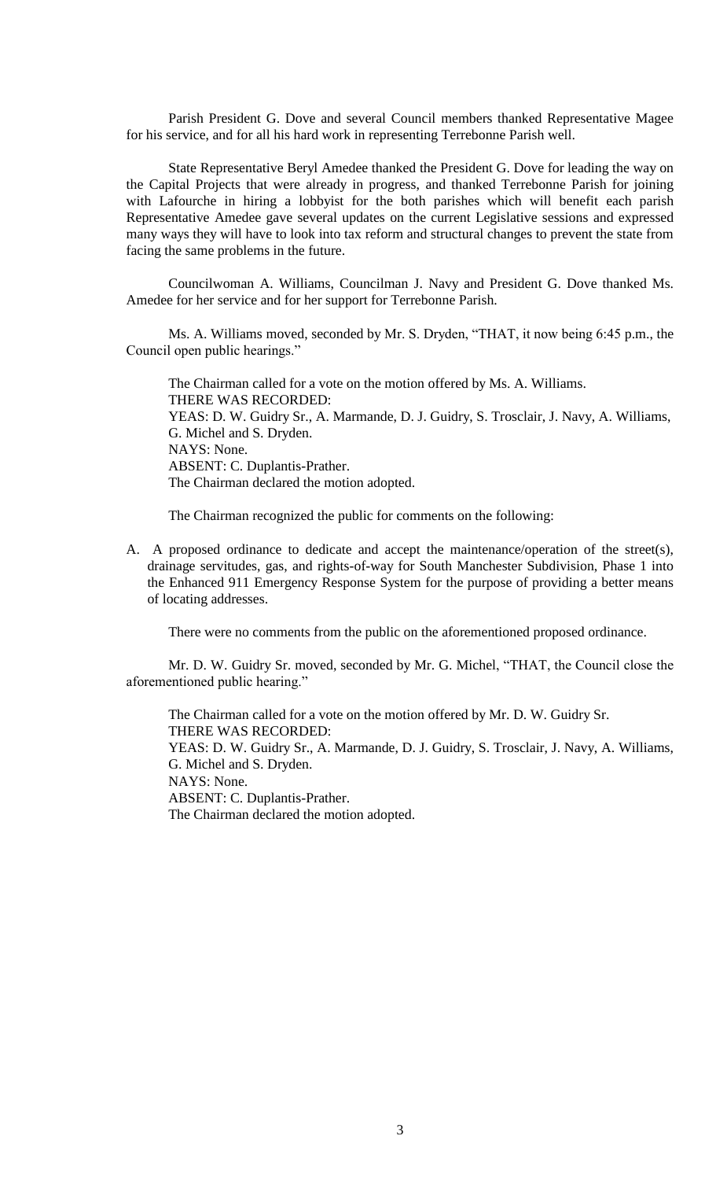Parish President G. Dove and several Council members thanked Representative Magee for his service, and for all his hard work in representing Terrebonne Parish well.

State Representative Beryl Amedee thanked the President G. Dove for leading the way on the Capital Projects that were already in progress, and thanked Terrebonne Parish for joining with Lafourche in hiring a lobbyist for the both parishes which will benefit each parish Representative Amedee gave several updates on the current Legislative sessions and expressed many ways they will have to look into tax reform and structural changes to prevent the state from facing the same problems in the future.

Councilwoman A. Williams, Councilman J. Navy and President G. Dove thanked Ms. Amedee for her service and for her support for Terrebonne Parish.

Ms. A. Williams moved, seconded by Mr. S. Dryden, "THAT, it now being 6:45 p.m., the Council open public hearings."

The Chairman called for a vote on the motion offered by Ms. A. Williams.
THERE WAS RECORDED:
YEAS: D. W. Guidry Sr., A. Marmande, D. J. Guidry, S. Trosclair, J. Navy, A. Williams, G. Michel and S. Dryden.
NAYS: None.
ABSENT: C. Duplantis-Prather.
The Chairman declared the motion adopted.

The Chairman recognized the public for comments on the following:

A. A proposed ordinance to dedicate and accept the maintenance/operation of the street(s), drainage servitudes, gas, and rights-of-way for South Manchester Subdivision, Phase 1 into the Enhanced 911 Emergency Response System for the purpose of providing a better means of locating addresses.

There were no comments from the public on the aforementioned proposed ordinance.

Mr. D. W. Guidry Sr. moved, seconded by Mr. G. Michel, "THAT, the Council close the aforementioned public hearing."

The Chairman called for a vote on the motion offered by Mr. D. W. Guidry Sr.
THERE WAS RECORDED:
YEAS: D. W. Guidry Sr., A. Marmande, D. J. Guidry, S. Trosclair, J. Navy, A. Williams, G. Michel and S. Dryden.
NAYS: None.
ABSENT: C. Duplantis-Prather.
The Chairman declared the motion adopted.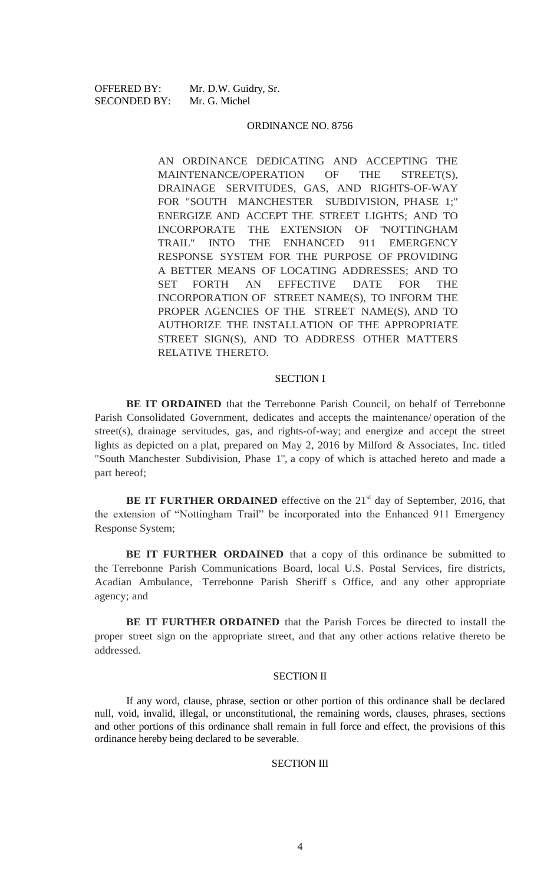OFFERED BY: Mr. D.W. Guidry, Sr.
SECONDED BY: Mr. G. Michel

## ORDINANCE NO. 8756

AN ORDINANCE DEDICATING AND ACCEPTING THE MAINTENANCE/OPERATION OF THE STREET(S), DRAINAGE SERVITUDES, GAS, AND RIGHTS-OF-WAY FOR "SOUTH MANCHESTER SUBDIVISION, PHASE 1;" ENERGIZE AND ACCEPT THE STREET LIGHTS; AND TO INCORPORATE THE EXTENSION OF "NOTTINGHAM TRAIL" INTO THE ENHANCED 911 EMERGENCY RESPONSE SYSTEM FOR THE PURPOSE OF PROVIDING A BETTER MEANS OF LOCATING ADDRESSES; AND TO SET FORTH AN EFFECTIVE DATE FOR THE INCORPORATION OF STREET NAME(S), TO INFORM THE PROPER AGENCIES OF THE STREET NAME(S), AND TO AUTHORIZE THE INSTALLATION OF THE APPROPRIATE STREET SIGN(S), AND TO ADDRESS OTHER MATTERS RELATIVE THERETO.

### SECTION I

**BE IT ORDAINED** that the Terrebonne Parish Council, on behalf of Terrebonne Parish Consolidated Government, dedicates and accepts the maintenance/ operation of the street(s), drainage servitudes, gas, and rights-of-way; and energize and accept the street lights as depicted on a plat, prepared on May 2, 2016 by Milford & Associates, Inc. titled "South Manchester Subdivision, Phase 1", a copy of which is attached hereto and made a part hereof;

**BE IT FURTHER ORDAINED** effective on the 21st day of September, 2016, that the extension of "Nottingham Trail" be incorporated into the Enhanced 911 Emergency Response System;

**BE IT FURTHER ORDAINED** that a copy of this ordinance be submitted to the Terrebonne Parish Communications Board, local U.S. Postal Services, fire districts, Acadian Ambulance, Terrebonne Parish Sheriff s Office, and any other appropriate agency; and

**BE IT FURTHER ORDAINED** that the Parish Forces be directed to install the proper street sign on the appropriate street, and that any other actions relative thereto be addressed.

### SECTION II

If any word, clause, phrase, section or other portion of this ordinance shall be declared null, void, invalid, illegal, or unconstitutional, the remaining words, clauses, phrases, sections and other portions of this ordinance shall remain in full force and effect, the provisions of this ordinance hereby being declared to be severable.

### SECTION III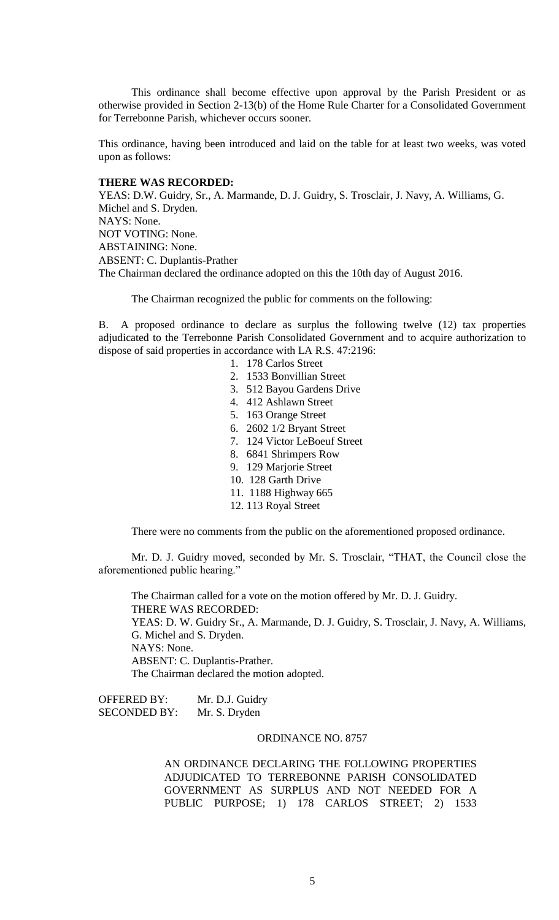This ordinance shall become effective upon approval by the Parish President or as otherwise provided in Section 2-13(b) of the Home Rule Charter for a Consolidated Government for Terrebonne Parish, whichever occurs sooner.

This ordinance, having been introduced and laid on the table for at least two weeks, was voted upon as follows:

**THERE WAS RECORDED:**
YEAS: D.W. Guidry, Sr., A. Marmande, D. J. Guidry, S. Trosclair, J. Navy, A. Williams, G. Michel and S. Dryden.
NAYS: None.
NOT VOTING: None.
ABSTAINING: None.
ABSENT: C. Duplantis-Prather
The Chairman declared the ordinance adopted on this the 10th day of August 2016.

The Chairman recognized the public for comments on the following:

B. A proposed ordinance to declare as surplus the following twelve (12) tax properties adjudicated to the Terrebonne Parish Consolidated Government and to acquire authorization to dispose of said properties in accordance with LA R.S. 47:2196:

1. 178 Carlos Street
2. 1533 Bonvillian Street
3. 512 Bayou Gardens Drive
4. 412 Ashlawn Street
5. 163 Orange Street
6. 2602 1/2 Bryant Street
7. 124 Victor LeBoeuf Street
8. 6841 Shrimpers Row
9. 129 Marjorie Street
10. 128 Garth Drive
11. 1188 Highway 665
12. 113 Royal Street

There were no comments from the public on the aforementioned proposed ordinance.

Mr. D. J. Guidry moved, seconded by Mr. S. Trosclair, "THAT, the Council close the aforementioned public hearing."

The Chairman called for a vote on the motion offered by Mr. D. J. Guidry.
THERE WAS RECORDED:
YEAS: D. W. Guidry Sr., A. Marmande, D. J. Guidry, S. Trosclair, J. Navy, A. Williams, G. Michel and S. Dryden.
NAYS: None.
ABSENT: C. Duplantis-Prather.
The Chairman declared the motion adopted.

OFFERED BY: Mr. D.J. Guidry
SECONDED BY: Mr. S. Dryden

ORDINANCE NO. 8757

AN ORDINANCE DECLARING THE FOLLOWING PROPERTIES ADJUDICATED TO TERREBONNE PARISH CONSOLIDATED GOVERNMENT AS SURPLUS AND NOT NEEDED FOR A PUBLIC PURPOSE; 1) 178 CARLOS STREET; 2) 1533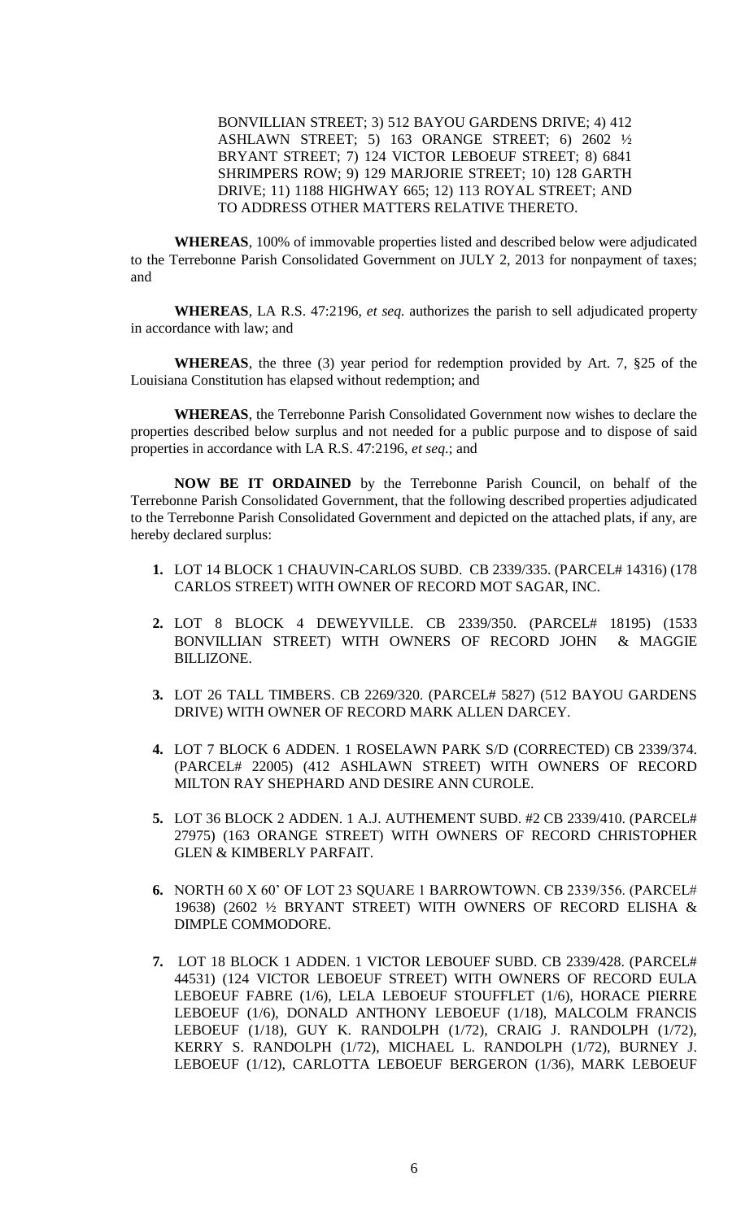BONVILLIAN STREET; 3) 512 BAYOU GARDENS DRIVE; 4) 412 ASHLAWN STREET; 5) 163 ORANGE STREET; 6) 2602 ½ BRYANT STREET; 7) 124 VICTOR LEBOEUF STREET; 8) 6841 SHRIMPERS ROW; 9) 129 MARJORIE STREET; 10) 128 GARTH DRIVE; 11) 1188 HIGHWAY 665; 12) 113 ROYAL STREET; AND TO ADDRESS OTHER MATTERS RELATIVE THERETO.

**WHEREAS**, 100% of immovable properties listed and described below were adjudicated to the Terrebonne Parish Consolidated Government on JULY 2, 2013 for nonpayment of taxes; and

**WHEREAS**, LA R.S. 47:2196, *et seq.* authorizes the parish to sell adjudicated property in accordance with law; and

**WHEREAS**, the three (3) year period for redemption provided by Art. 7, §25 of the Louisiana Constitution has elapsed without redemption; and

**WHEREAS**, the Terrebonne Parish Consolidated Government now wishes to declare the properties described below surplus and not needed for a public purpose and to dispose of said properties in accordance with LA R.S. 47:2196, *et seq*.; and

**NOW BE IT ORDAINED** by the Terrebonne Parish Council, on behalf of the Terrebonne Parish Consolidated Government, that the following described properties adjudicated to the Terrebonne Parish Consolidated Government and depicted on the attached plats, if any, are hereby declared surplus:

1. LOT 14 BLOCK 1 CHAUVIN-CARLOS SUBD. CB 2339/335. (PARCEL# 14316) (178 CARLOS STREET) WITH OWNER OF RECORD MOT SAGAR, INC.

2. LOT 8 BLOCK 4 DEWEYVILLE. CB 2339/350. (PARCEL# 18195) (1533 BONVILLIAN STREET) WITH OWNERS OF RECORD JOHN & MAGGIE BILLIZONE.

3. LOT 26 TALL TIMBERS. CB 2269/320. (PARCEL# 5827) (512 BAYOU GARDENS DRIVE) WITH OWNER OF RECORD MARK ALLEN DARCEY.

4. LOT 7 BLOCK 6 ADDEN. 1 ROSELAWN PARK S/D (CORRECTED) CB 2339/374. (PARCEL# 22005) (412 ASHLAWN STREET) WITH OWNERS OF RECORD MILTON RAY SHEPHARD AND DESIRE ANN CUROLE.

5. LOT 36 BLOCK 2 ADDEN. 1 A.J. AUTHEMENT SUBD. #2 CB 2339/410. (PARCEL# 27975) (163 ORANGE STREET) WITH OWNERS OF RECORD CHRISTOPHER GLEN & KIMBERLY PARFAIT.

6. NORTH 60 X 60' OF LOT 23 SQUARE 1 BARROWTOWN. CB 2339/356. (PARCEL# 19638) (2602 ½ BRYANT STREET) WITH OWNERS OF RECORD ELISHA & DIMPLE COMMODORE.

7. LOT 18 BLOCK 1 ADDEN. 1 VICTOR LEBOUEF SUBD. CB 2339/428. (PARCEL# 44531) (124 VICTOR LEBOEUF STREET) WITH OWNERS OF RECORD EULA LEBOEUF FABRE (1/6), LELA LEBOEUF STOUFFLET (1/6), HORACE PIERRE LEBOEUF (1/6), DONALD ANTHONY LEBOEUF (1/18), MALCOLM FRANCIS LEBOEUF (1/18), GUY K. RANDOLPH (1/72), CRAIG J. RANDOLPH (1/72), KERRY S. RANDOLPH (1/72), MICHAEL L. RANDOLPH (1/72), BURNEY J. LEBOEUF (1/12), CARLOTTA LEBOEUF BERGERON (1/36), MARK LEBOEUF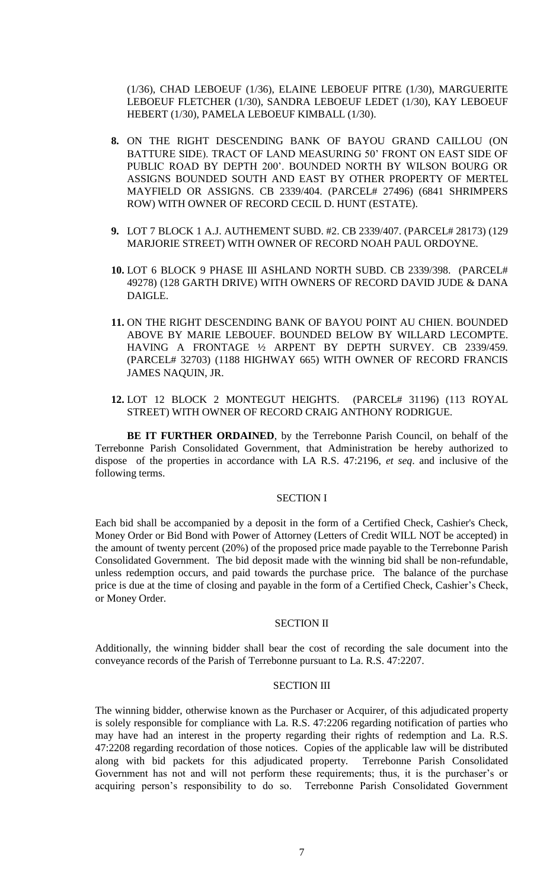(1/36), CHAD LEBOEUF (1/36), ELAINE LEBOEUF PITRE (1/30), MARGUERITE LEBOEUF FLETCHER (1/30), SANDRA LEBOEUF LEDET (1/30), KAY LEBOEUF HEBERT (1/30), PAMELA LEBOEUF KIMBALL (1/30).

8. ON THE RIGHT DESCENDING BANK OF BAYOU GRAND CAILLOU (ON BATTURE SIDE). TRACT OF LAND MEASURING 50' FRONT ON EAST SIDE OF PUBLIC ROAD BY DEPTH 200'. BOUNDED NORTH BY WILSON BOURG OR ASSIGNS BOUNDED SOUTH AND EAST BY OTHER PROPERTY OF MERTEL MAYFIELD OR ASSIGNS. CB 2339/404. (PARCEL# 27496) (6841 SHRIMPERS ROW) WITH OWNER OF RECORD CECIL D. HUNT (ESTATE).

9. LOT 7 BLOCK 1 A.J. AUTHEMENT SUBD. #2. CB 2339/407. (PARCEL# 28173) (129 MARJORIE STREET) WITH OWNER OF RECORD NOAH PAUL ORDOYNE.

10. LOT 6 BLOCK 9 PHASE III ASHLAND NORTH SUBD. CB 2339/398. (PARCEL# 49278) (128 GARTH DRIVE) WITH OWNERS OF RECORD DAVID JUDE & DANA DAIGLE.

11. ON THE RIGHT DESCENDING BANK OF BAYOU POINT AU CHIEN. BOUNDED ABOVE BY MARIE LEBOUEF. BOUNDED BELOW BY WILLARD LECOMPTE. HAVING A FRONTAGE ½ ARPENT BY DEPTH SURVEY. CB 2339/459. (PARCEL# 32703) (1188 HIGHWAY 665) WITH OWNER OF RECORD FRANCIS JAMES NAQUIN, JR.

12. LOT 12 BLOCK 2 MONTEGUT HEIGHTS. (PARCEL# 31196) (113 ROYAL STREET) WITH OWNER OF RECORD CRAIG ANTHONY RODRIGUE.

**BE IT FURTHER ORDAINED**, by the Terrebonne Parish Council, on behalf of the Terrebonne Parish Consolidated Government, that Administration be hereby authorized to dispose of the properties in accordance with LA R.S. 47:2196, *et seq*. and inclusive of the following terms.

SECTION I

Each bid shall be accompanied by a deposit in the form of a Certified Check, Cashier's Check, Money Order or Bid Bond with Power of Attorney (Letters of Credit WILL NOT be accepted) in the amount of twenty percent (20%) of the proposed price made payable to the Terrebonne Parish Consolidated Government. The bid deposit made with the winning bid shall be non-refundable, unless redemption occurs, and paid towards the purchase price. The balance of the purchase price is due at the time of closing and payable in the form of a Certified Check, Cashier's Check, or Money Order.

SECTION II

Additionally, the winning bidder shall bear the cost of recording the sale document into the conveyance records of the Parish of Terrebonne pursuant to La. R.S. 47:2207.

SECTION III

The winning bidder, otherwise known as the Purchaser or Acquirer, of this adjudicated property is solely responsible for compliance with La. R.S. 47:2206 regarding notification of parties who may have had an interest in the property regarding their rights of redemption and La. R.S. 47:2208 regarding recordation of those notices. Copies of the applicable law will be distributed along with bid packets for this adjudicated property. Terrebonne Parish Consolidated Government has not and will not perform these requirements; thus, it is the purchaser's or acquiring person's responsibility to do so. Terrebonne Parish Consolidated Government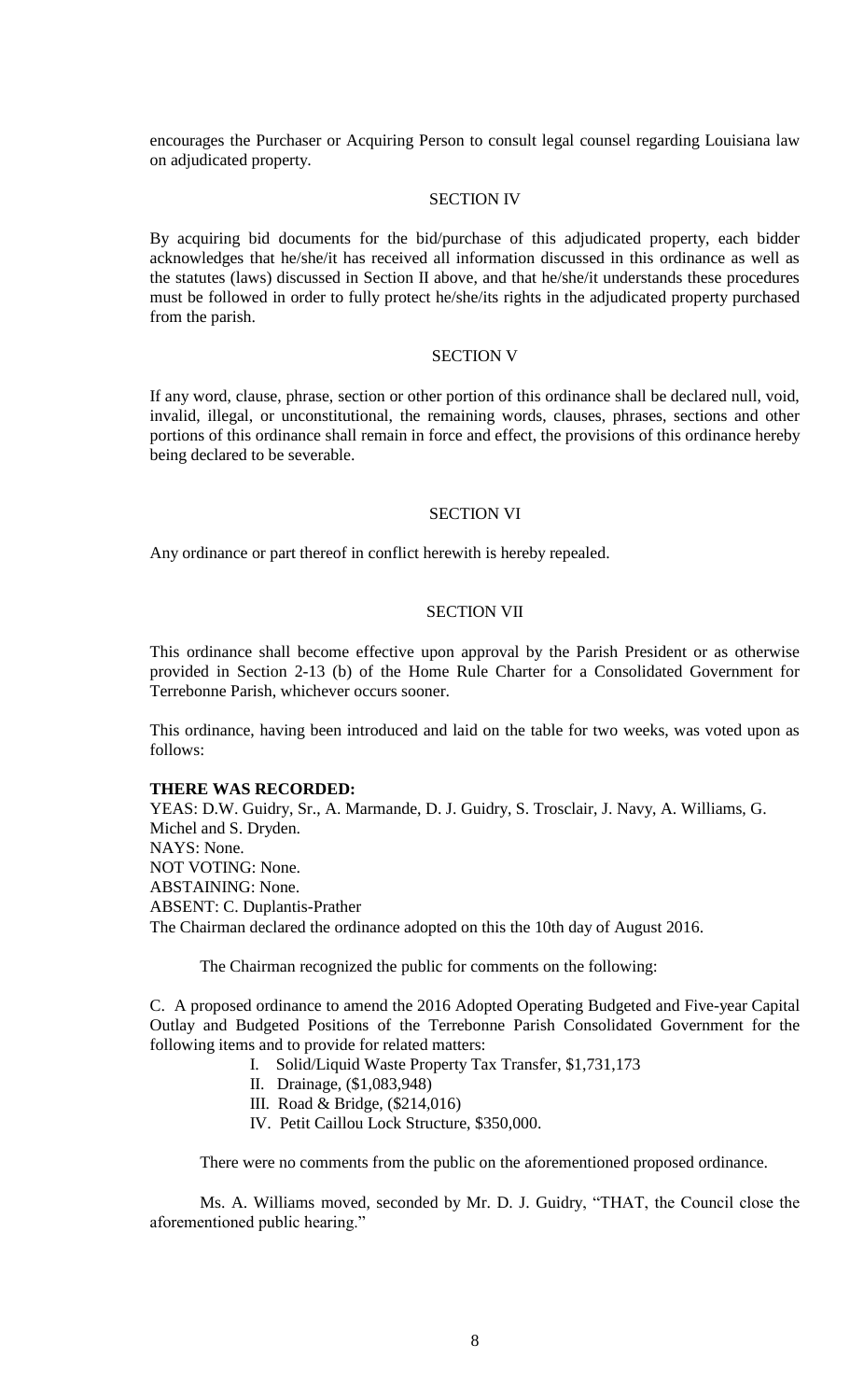encourages the Purchaser or Acquiring Person to consult legal counsel regarding Louisiana law on adjudicated property.

SECTION IV

By acquiring bid documents for the bid/purchase of this adjudicated property, each bidder acknowledges that he/she/it has received all information discussed in this ordinance as well as the statutes (laws) discussed in Section II above, and that he/she/it understands these procedures must be followed in order to fully protect he/she/its rights in the adjudicated property purchased from the parish.

SECTION V

If any word, clause, phrase, section or other portion of this ordinance shall be declared null, void, invalid, illegal, or unconstitutional, the remaining words, clauses, phrases, sections and other portions of this ordinance shall remain in force and effect, the provisions of this ordinance hereby being declared to be severable.

SECTION VI

Any ordinance or part thereof in conflict herewith is hereby repealed.

SECTION VII

This ordinance shall become effective upon approval by the Parish President or as otherwise provided in Section 2-13 (b) of the Home Rule Charter for a Consolidated Government for Terrebonne Parish, whichever occurs sooner.

This ordinance, having been introduced and laid on the table for two weeks, was voted upon as follows:

**THERE WAS RECORDED:**
YEAS: D.W. Guidry, Sr., A. Marmande, D. J. Guidry, S. Trosclair, J. Navy, A. Williams, G. Michel and S. Dryden.
NAYS: None.
NOT VOTING: None.
ABSTAINING: None.
ABSENT: C. Duplantis-Prather
The Chairman declared the ordinance adopted on this the 10th day of August 2016.

The Chairman recognized the public for comments on the following:

C. A proposed ordinance to amend the 2016 Adopted Operating Budgeted and Five-year Capital Outlay and Budgeted Positions of the Terrebonne Parish Consolidated Government for the following items and to provide for related matters:

I. Solid/Liquid Waste Property Tax Transfer, $1,731,173
II. Drainage, ($1,083,948)
III. Road & Bridge, ($214,016)
IV. Petit Caillou Lock Structure, $350,000.

There were no comments from the public on the aforementioned proposed ordinance.

Ms. A. Williams moved, seconded by Mr. D. J. Guidry, "THAT, the Council close the aforementioned public hearing."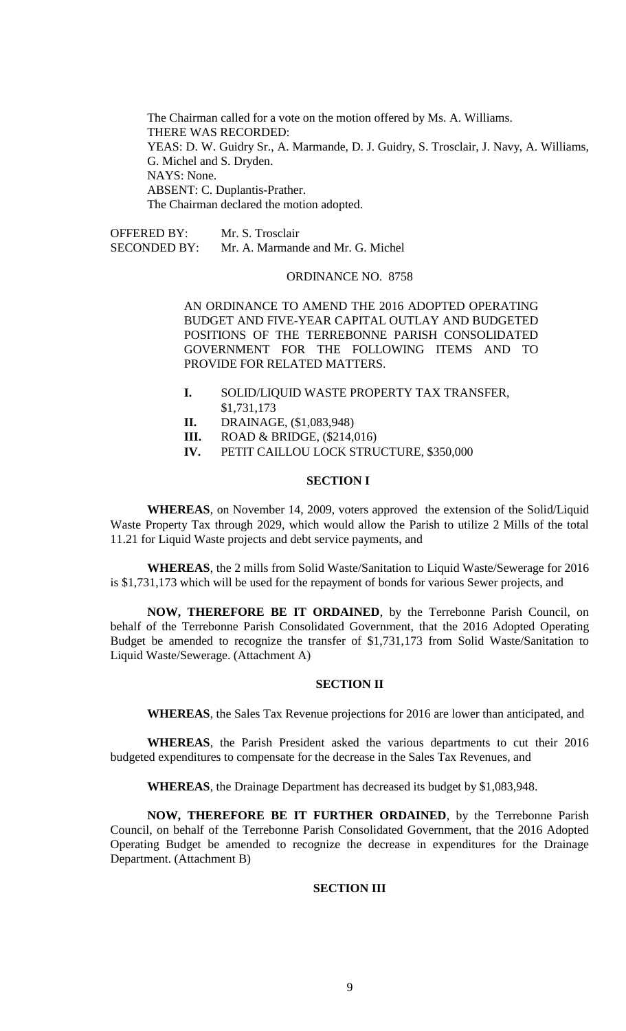The Chairman called for a vote on the motion offered by Ms. A. Williams.
THERE WAS RECORDED:
YEAS: D. W. Guidry Sr., A. Marmande, D. J. Guidry, S. Trosclair, J. Navy, A. Williams, G. Michel and S. Dryden.
NAYS: None.
ABSENT: C. Duplantis-Prather.
The Chairman declared the motion adopted.

OFFERED BY: Mr. S. Trosclair
SECONDED BY: Mr. A. Marmande and Mr. G. Michel

ORDINANCE NO. 8758

AN ORDINANCE TO AMEND THE 2016 ADOPTED OPERATING BUDGET AND FIVE-YEAR CAPITAL OUTLAY AND BUDGETED POSITIONS OF THE TERREBONNE PARISH CONSOLIDATED GOVERNMENT FOR THE FOLLOWING ITEMS AND TO PROVIDE FOR RELATED MATTERS.

**I.** SOLID/LIQUID WASTE PROPERTY TAX TRANSFER, $1,731,173
**II.** DRAINAGE, ($1,083,948)
**III.** ROAD & BRIDGE, ($214,016)
**IV.** PETIT CAILLOU LOCK STRUCTURE, $350,000

**SECTION I**

**WHEREAS**, on November 14, 2009, voters approved the extension of the Solid/Liquid Waste Property Tax through 2029, which would allow the Parish to utilize 2 Mills of the total 11.21 for Liquid Waste projects and debt service payments, and

**WHEREAS**, the 2 mills from Solid Waste/Sanitation to Liquid Waste/Sewerage for 2016 is $1,731,173 which will be used for the repayment of bonds for various Sewer projects, and

**NOW, THEREFORE BE IT ORDAINED**, by the Terrebonne Parish Council, on behalf of the Terrebonne Parish Consolidated Government, that the 2016 Adopted Operating Budget be amended to recognize the transfer of $1,731,173 from Solid Waste/Sanitation to Liquid Waste/Sewerage. (Attachment A)

**SECTION II**

**WHEREAS**, the Sales Tax Revenue projections for 2016 are lower than anticipated, and

**WHEREAS**, the Parish President asked the various departments to cut their 2016 budgeted expenditures to compensate for the decrease in the Sales Tax Revenues, and

**WHEREAS**, the Drainage Department has decreased its budget by $1,083,948.

**NOW, THEREFORE BE IT FURTHER ORDAINED**, by the Terrebonne Parish Council, on behalf of the Terrebonne Parish Consolidated Government, that the 2016 Adopted Operating Budget be amended to recognize the decrease in expenditures for the Drainage Department. (Attachment B)

**SECTION III**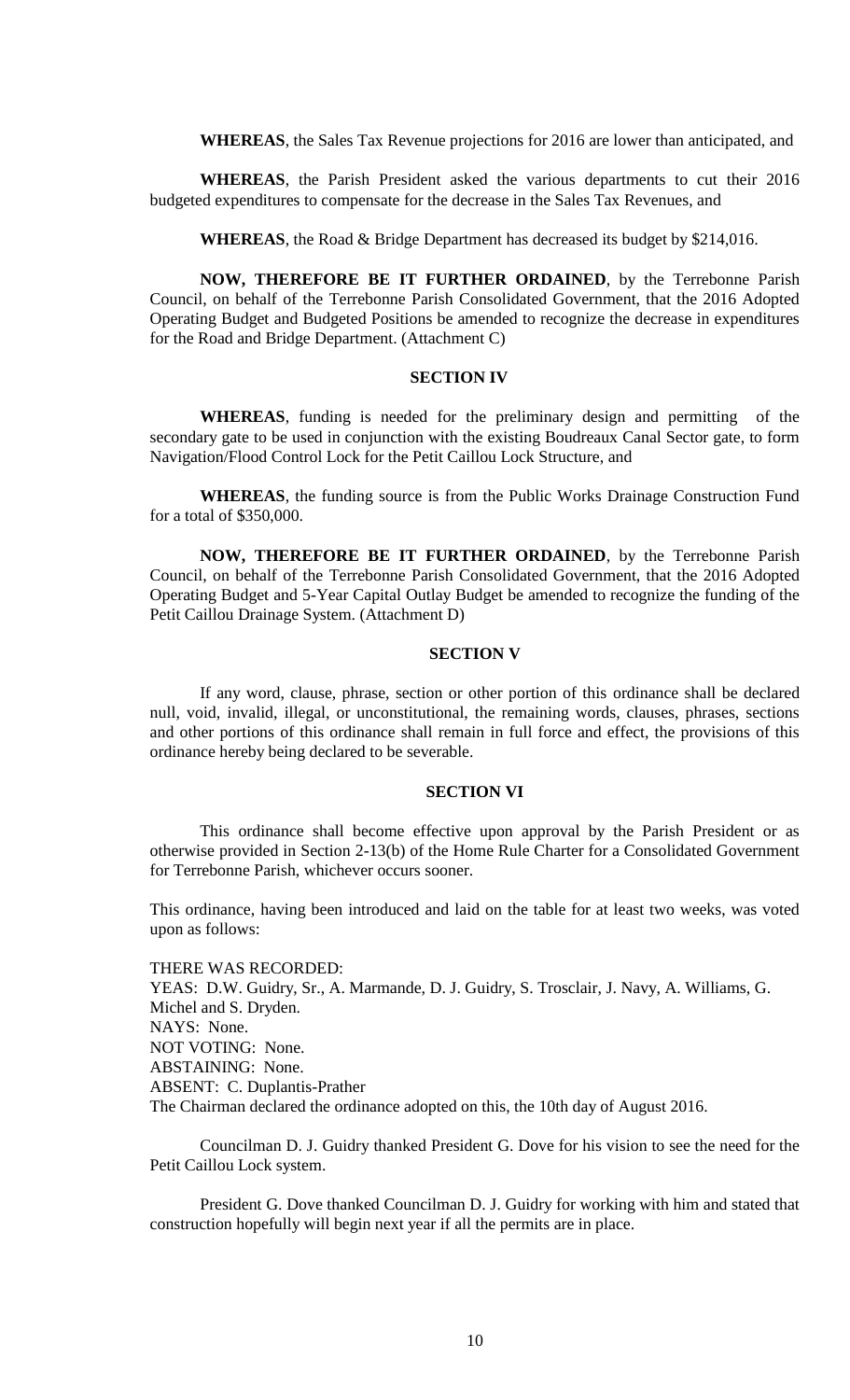**WHEREAS**, the Sales Tax Revenue projections for 2016 are lower than anticipated, and

**WHEREAS**, the Parish President asked the various departments to cut their 2016 budgeted expenditures to compensate for the decrease in the Sales Tax Revenues, and

**WHEREAS**, the Road & Bridge Department has decreased its budget by $214,016.

**NOW, THEREFORE BE IT FURTHER ORDAINED**, by the Terrebonne Parish Council, on behalf of the Terrebonne Parish Consolidated Government, that the 2016 Adopted Operating Budget and Budgeted Positions be amended to recognize the decrease in expenditures for the Road and Bridge Department. (Attachment C)

**SECTION IV**

**WHEREAS**, funding is needed for the preliminary design and permitting of the secondary gate to be used in conjunction with the existing Boudreaux Canal Sector gate, to form Navigation/Flood Control Lock for the Petit Caillou Lock Structure, and

**WHEREAS**, the funding source is from the Public Works Drainage Construction Fund for a total of $350,000.

**NOW, THEREFORE BE IT FURTHER ORDAINED**, by the Terrebonne Parish Council, on behalf of the Terrebonne Parish Consolidated Government, that the 2016 Adopted Operating Budget and 5-Year Capital Outlay Budget be amended to recognize the funding of the Petit Caillou Drainage System. (Attachment D)

**SECTION V**

If any word, clause, phrase, section or other portion of this ordinance shall be declared null, void, invalid, illegal, or unconstitutional, the remaining words, clauses, phrases, sections and other portions of this ordinance shall remain in full force and effect, the provisions of this ordinance hereby being declared to be severable.

**SECTION VI**

This ordinance shall become effective upon approval by the Parish President or as otherwise provided in Section 2-13(b) of the Home Rule Charter for a Consolidated Government for Terrebonne Parish, whichever occurs sooner.

This ordinance, having been introduced and laid on the table for at least two weeks, was voted upon as follows:

THERE WAS RECORDED:
YEAS: D.W. Guidry, Sr., A. Marmande, D. J. Guidry, S. Trosclair, J. Navy, A. Williams, G. Michel and S. Dryden.
NAYS: None.
NOT VOTING: None.
ABSTAINING: None.
ABSENT: C. Duplantis-Prather
The Chairman declared the ordinance adopted on this, the 10th day of August 2016.

Councilman D. J. Guidry thanked President G. Dove for his vision to see the need for the Petit Caillou Lock system.

President G. Dove thanked Councilman D. J. Guidry for working with him and stated that construction hopefully will begin next year if all the permits are in place.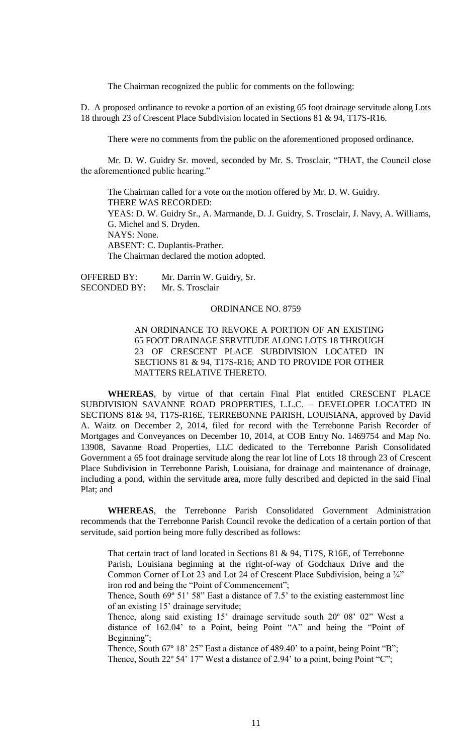The Chairman recognized the public for comments on the following:

D. A proposed ordinance to revoke a portion of an existing 65 foot drainage servitude along Lots 18 through 23 of Crescent Place Subdivision located in Sections 81 & 94, T17S-R16.

There were no comments from the public on the aforementioned proposed ordinance.

Mr. D. W. Guidry Sr. moved, seconded by Mr. S. Trosclair, "THAT, the Council close the aforementioned public hearing."

The Chairman called for a vote on the motion offered by Mr. D. W. Guidry.
THERE WAS RECORDED:
YEAS: D. W. Guidry Sr., A. Marmande, D. J. Guidry, S. Trosclair, J. Navy, A. Williams, G. Michel and S. Dryden.
NAYS: None.
ABSENT: C. Duplantis-Prather.
The Chairman declared the motion adopted.

OFFERED BY: Mr. Darrin W. Guidry, Sr.
SECONDED BY: Mr. S. Trosclair

ORDINANCE NO. 8759

AN ORDINANCE TO REVOKE A PORTION OF AN EXISTING 65 FOOT DRAINAGE SERVITUDE ALONG LOTS 18 THROUGH 23 OF CRESCENT PLACE SUBDIVISION LOCATED IN SECTIONS 81 & 94, T17S-R16; AND TO PROVIDE FOR OTHER MATTERS RELATIVE THERETO.

**WHEREAS**, by virtue of that certain Final Plat entitled CRESCENT PLACE SUBDIVISION SAVANNE ROAD PROPERTIES, L.L.C. – DEVELOPER LOCATED IN SECTIONS 81& 94, T17S-R16E, TERREBONNE PARISH, LOUISIANA, approved by David A. Waitz on December 2, 2014, filed for record with the Terrebonne Parish Recorder of Mortgages and Conveyances on December 10, 2014, at COB Entry No. 1469754 and Map No. 13908, Savanne Road Properties, LLC dedicated to the Terrebonne Parish Consolidated Government a 65 foot drainage servitude along the rear lot line of Lots 18 through 23 of Crescent Place Subdivision in Terrebonne Parish, Louisiana, for drainage and maintenance of drainage, including a pond, within the servitude area, more fully described and depicted in the said Final Plat; and

**WHEREAS**, the Terrebonne Parish Consolidated Government Administration recommends that the Terrebonne Parish Council revoke the dedication of a certain portion of that servitude, said portion being more fully described as follows:

That certain tract of land located in Sections 81 & 94, T17S, R16E, of Terrebonne Parish, Louisiana beginning at the right-of-way of Godchaux Drive and the Common Corner of Lot 23 and Lot 24 of Crescent Place Subdivision, being a ¾" iron rod and being the "Point of Commencement";

Thence, South 69º 51' 58" East a distance of 7.5' to the existing easternmost line of an existing 15' drainage servitude;

Thence, along said existing 15' drainage servitude south 20º 08' 02" West a distance of 162.04' to a Point, being Point "A" and being the "Point of Beginning";

Thence, South 67º 18' 25" East a distance of 489.40' to a point, being Point "B";

Thence, South 22º 54' 17" West a distance of 2.94' to a point, being Point "C";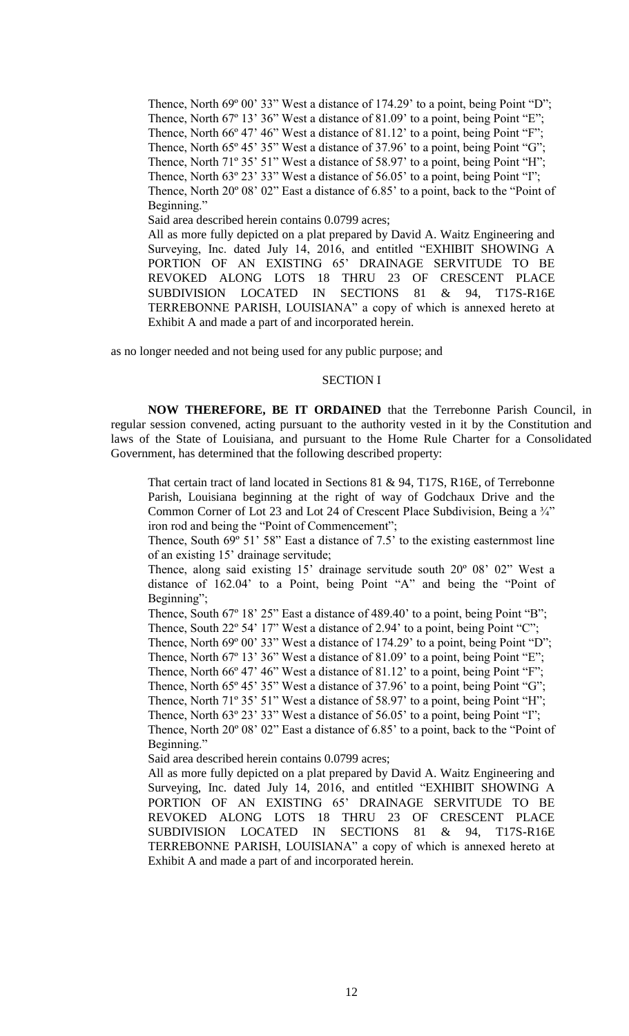> Thence, North 69º 00' 33" West a distance of 174.29' to a point, being Point "D";
> Thence, North 67º 13' 36" West a distance of 81.09' to a point, being Point "E";
> Thence, North 66º 47' 46" West a distance of 81.12' to a point, being Point "F";
> Thence, North 65º 45' 35" West a distance of 37.96' to a point, being Point "G";
> Thence, North 71º 35' 51" West a distance of 58.97' to a point, being Point "H";
> Thence, North 63º 23' 33" West a distance of 56.05' to a point, being Point "I";
> Thence, North 20º 08' 02" East a distance of 6.85' to a point, back to the "Point of Beginning."
> Said area described herein contains 0.0799 acres;
> All as more fully depicted on a plat prepared by David A. Waitz Engineering and Surveying, Inc. dated July 14, 2016, and entitled "EXHIBIT SHOWING A PORTION OF AN EXISTING 65' DRAINAGE SERVITUDE TO BE REVOKED ALONG LOTS 18 THRU 23 OF CRESCENT PLACE SUBDIVISION LOCATED IN SECTIONS 81 & 94, T17S-R16E TERREBONNE PARISH, LOUISIANA" a copy of which is annexed hereto at Exhibit A and made a part of and incorporated herein.

as no longer needed and not being used for any public purpose; and

SECTION I

**NOW THEREFORE, BE IT ORDAINED** that the Terrebonne Parish Council, in regular session convened, acting pursuant to the authority vested in it by the Constitution and laws of the State of Louisiana, and pursuant to the Home Rule Charter for a Consolidated Government, has determined that the following described property:

> That certain tract of land located in Sections 81 & 94, T17S, R16E, of Terrebonne Parish, Louisiana beginning at the right of way of Godchaux Drive and the Common Corner of Lot 23 and Lot 24 of Crescent Place Subdivision, Being a ¾" iron rod and being the "Point of Commencement";
> Thence, South 69º 51' 58" East a distance of 7.5' to the existing easternmost line of an existing 15' drainage servitude;
> Thence, along said existing 15' drainage servitude south 20º 08' 02" West a distance of 162.04' to a Point, being Point "A" and being the "Point of Beginning";
> Thence, South 67º 18' 25" East a distance of 489.40' to a point, being Point "B";
> Thence, South 22º 54' 17" West a distance of 2.94' to a point, being Point "C";
> Thence, North 69º 00' 33" West a distance of 174.29' to a point, being Point "D";
> Thence, North 67º 13' 36" West a distance of 81.09' to a point, being Point "E";
> Thence, North 66º 47' 46" West a distance of 81.12' to a point, being Point "F";
> Thence, North 65º 45' 35" West a distance of 37.96' to a point, being Point "G";
> Thence, North 71º 35' 51" West a distance of 58.97' to a point, being Point "H";
> Thence, North 63º 23' 33" West a distance of 56.05' to a point, being Point "I";
> Thence, North 20º 08' 02" East a distance of 6.85' to a point, back to the "Point of Beginning."
> Said area described herein contains 0.0799 acres;
> All as more fully depicted on a plat prepared by David A. Waitz Engineering and Surveying, Inc. dated July 14, 2016, and entitled "EXHIBIT SHOWING A PORTION OF AN EXISTING 65' DRAINAGE SERVITUDE TO BE REVOKED ALONG LOTS 18 THRU 23 OF CRESCENT PLACE SUBDIVISION LOCATED IN SECTIONS 81 & 94, T17S-R16E TERREBONNE PARISH, LOUISIANA" a copy of which is annexed hereto at Exhibit A and made a part of and incorporated herein.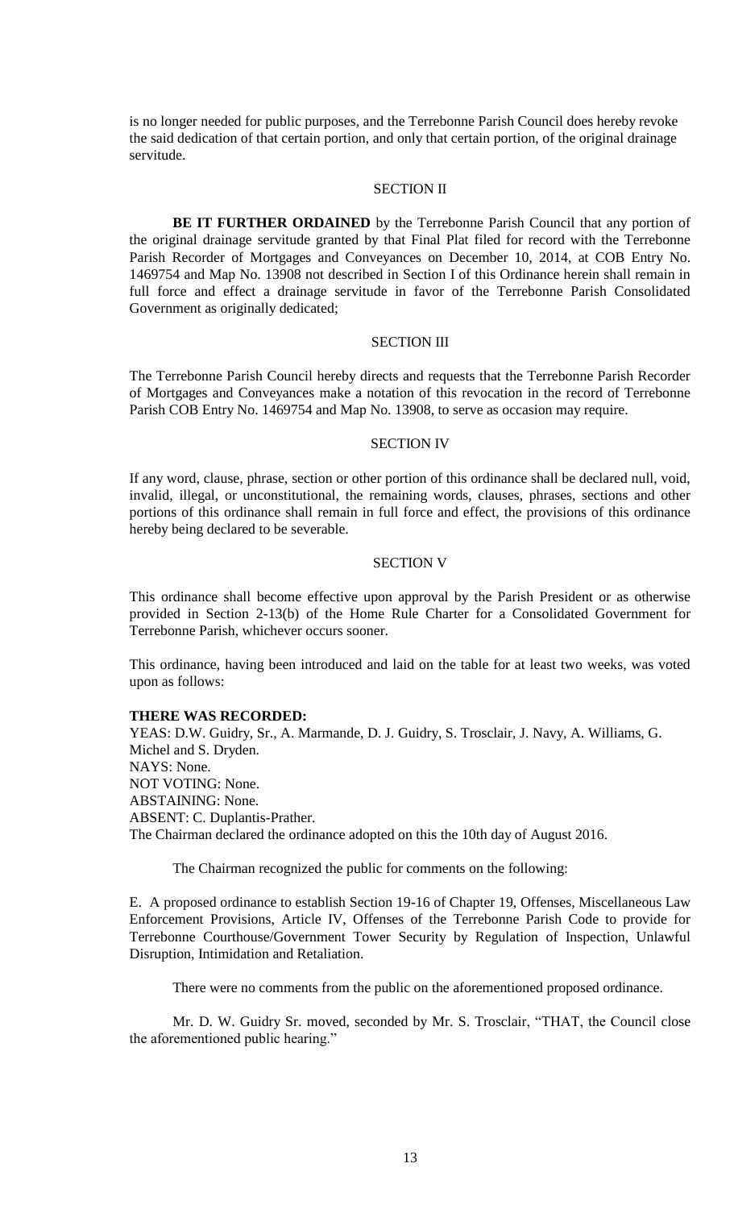is no longer needed for public purposes, and the Terrebonne Parish Council does hereby revoke the said dedication of that certain portion, and only that certain portion, of the original drainage servitude.

SECTION II

**BE IT FURTHER ORDAINED** by the Terrebonne Parish Council that any portion of the original drainage servitude granted by that Final Plat filed for record with the Terrebonne Parish Recorder of Mortgages and Conveyances on December 10, 2014, at COB Entry No. 1469754 and Map No. 13908 not described in Section I of this Ordinance herein shall remain in full force and effect a drainage servitude in favor of the Terrebonne Parish Consolidated Government as originally dedicated;

SECTION III

The Terrebonne Parish Council hereby directs and requests that the Terrebonne Parish Recorder of Mortgages and Conveyances make a notation of this revocation in the record of Terrebonne Parish COB Entry No. 1469754 and Map No. 13908, to serve as occasion may require.

SECTION IV

If any word, clause, phrase, section or other portion of this ordinance shall be declared null, void, invalid, illegal, or unconstitutional, the remaining words, clauses, phrases, sections and other portions of this ordinance shall remain in full force and effect, the provisions of this ordinance hereby being declared to be severable.

SECTION V

This ordinance shall become effective upon approval by the Parish President or as otherwise provided in Section 2-13(b) of the Home Rule Charter for a Consolidated Government for Terrebonne Parish, whichever occurs sooner.

This ordinance, having been introduced and laid on the table for at least two weeks, was voted upon as follows:

**THERE WAS RECORDED:**
YEAS: D.W. Guidry, Sr., A. Marmande, D. J. Guidry, S. Trosclair, J. Navy, A. Williams, G. Michel and S. Dryden.
NAYS: None.
NOT VOTING: None.
ABSTAINING: None.
ABSENT: C. Duplantis-Prather.
The Chairman declared the ordinance adopted on this the 10th day of August 2016.

The Chairman recognized the public for comments on the following:

E. A proposed ordinance to establish Section 19-16 of Chapter 19, Offenses, Miscellaneous Law Enforcement Provisions, Article IV, Offenses of the Terrebonne Parish Code to provide for Terrebonne Courthouse/Government Tower Security by Regulation of Inspection, Unlawful Disruption, Intimidation and Retaliation.

There were no comments from the public on the aforementioned proposed ordinance.

Mr. D. W. Guidry Sr. moved, seconded by Mr. S. Trosclair, "THAT, the Council close the aforementioned public hearing."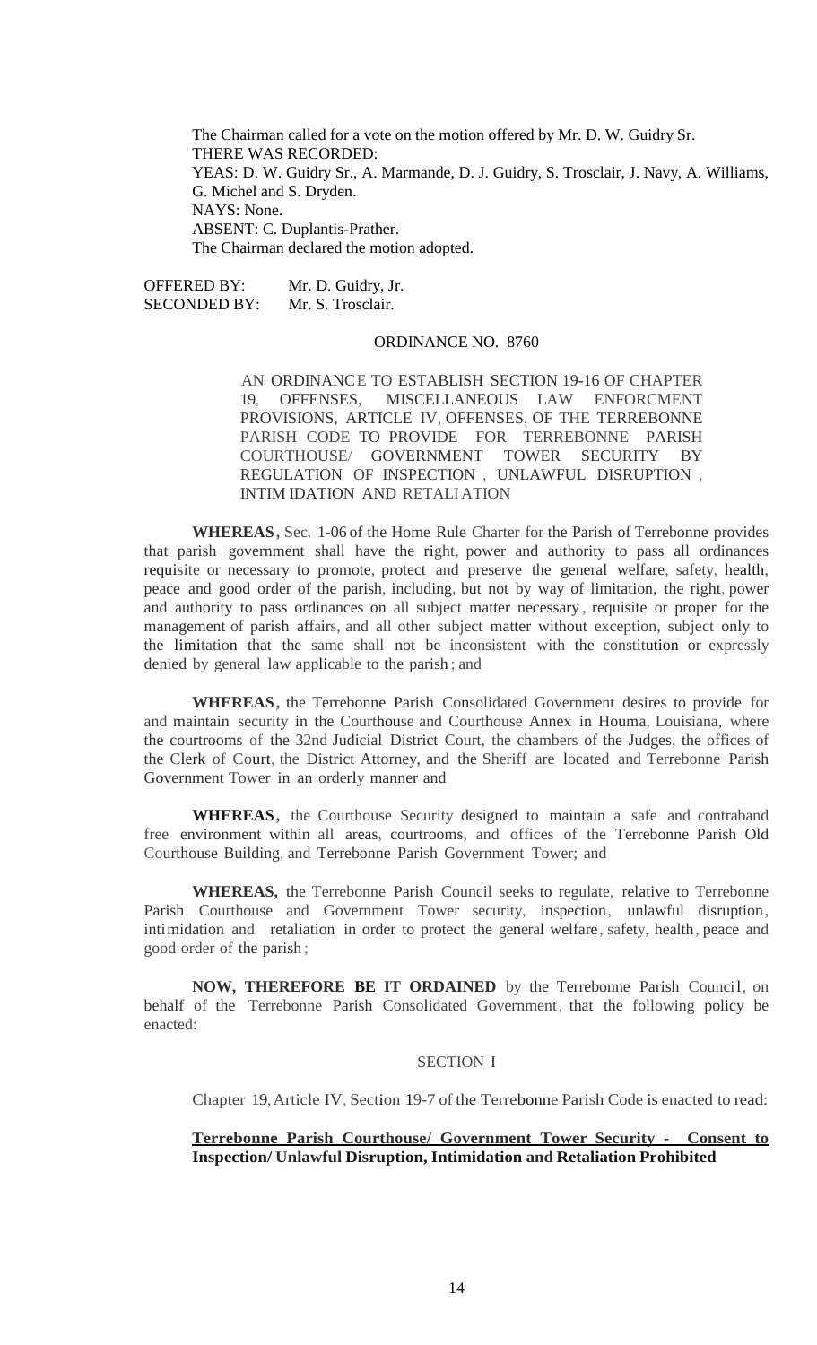The Chairman called for a vote on the motion offered by Mr. D. W. Guidry Sr.
THERE WAS RECORDED:
YEAS: D. W. Guidry Sr., A. Marmande, D. J. Guidry, S. Trosclair, J. Navy, A. Williams, G. Michel and S. Dryden.
NAYS: None.
ABSENT: C. Duplantis-Prather.
The Chairman declared the motion adopted.

OFFERED BY: Mr. D. Guidry, Jr.
SECONDED BY: Mr. S. Trosclair.

ORDINANCE NO. 8760

AN ORDINANCE TO ESTABLISH SECTION 19-16 OF CHAPTER 19, OFFENSES, MISCELLANEOUS LAW ENFORCMENT PROVISIONS, ARTICLE IV, OFFENSES, OF THE TERREBONNE PARISH CODE TO PROVIDE FOR TERREBONNE PARISH COURTHOUSE/ GOVERNMENT TOWER SECURITY BY REGULATION OF INSPECTION , UNLAWFUL DISRUPTION , INTIM IDATION AND RETALI ATION

**WHEREAS,** Sec. 1-06 of the Home Rule Charter for the Parish of Terrebonne provides that parish government shall have the right, power and authority to pass all ordinances requisite or necessary to promote, protect and preserve the general welfare, safety, health, peace and good order of the parish, including, but not by way of limitation, the right, power and authority to pass ordinances on all subject matter necessary , requisite or proper for the management of parish affairs, and all other subject matter without exception, subject only to the limitation that the same shall not be inconsistent with the constitution or expressly denied by general law applicable to the parish ; and

**WHEREAS,** the Terrebonne Parish Consolidated Government desires to provide for and maintain security in the Courthouse and Courthouse Annex in Houma, Louisiana, where the courtrooms of the 32nd Judicial District Court, the chambers of the Judges, the offices of the Clerk of Court, the District Attorney, and the Sheriff are located and Terrebonne Parish Government Tower in an orderly manner and

**WHEREAS,** the Courthouse Security designed to maintain a safe and contraband free environment within all areas, courtrooms, and offices of the Terrebonne Parish Old Courthouse Building, and Terrebonne Parish Government Tower; and

**WHEREAS,** the Terrebonne Parish Council seeks to regulate, relative to Terrebonne Parish Courthouse and Government Tower security, inspection, unlawful disruption, intimidation and retaliation in order to protect the general welfare, safety, health, peace and good order of the parish ;

**NOW, THEREFORE BE IT ORDAINED** by the Terrebonne Parish Council, on behalf of the Terrebonne Parish Consolidated Government, that the following policy be enacted:

SECTION I

Chapter 19, Article IV, Section 19-7 of the Terrebonne Parish Code is enacted to read:

**Terrebonne Parish Courthouse/ Government Tower Security - Consent to Inspection/ Unlawful Disruption, Intimidation and Retaliation Prohibited**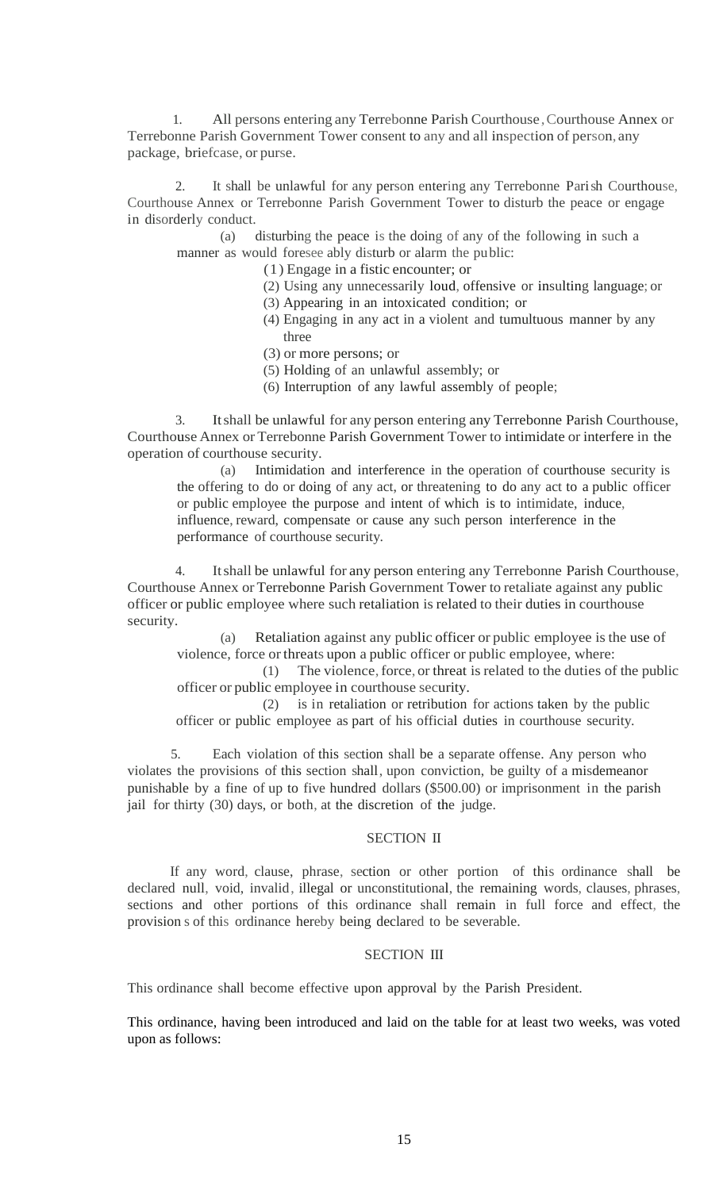1. All persons entering any Terrebonne Parish Courthouse, Courthouse Annex or Terrebonne Parish Government Tower consent to any and all inspection of person, any package, briefcase, or purse.

2. It shall be unlawful for any person entering any Terrebonne Parish Courthouse, Courthouse Annex or Terrebonne Parish Government Tower to disturb the peace or engage in disorderly conduct.

   (a) disturbing the peace is the doing of any of the following in such a manner as would foresee ably disturb or alarm the public:

   (1) Engage in a fistic encounter; or

   (2) Using any unnecessarily loud, offensive or insulting language; or

   (3) Appearing in an intoxicated condition; or

   (4) Engaging in any act in a violent and tumultuous manner by any three

   (3) or more persons; or

   (5) Holding of an unlawful assembly; or

   (6) Interruption of any lawful assembly of people;

3. It shall be unlawful for any person entering any Terrebonne Parish Courthouse, Courthouse Annex or Terrebonne Parish Government Tower to intimidate or interfere in the operation of courthouse security.

   (a) Intimidation and interference in the operation of courthouse security is the offering to do or doing of any act, or threatening to do any act to a public officer or public employee the purpose and intent of which is to intimidate, induce, influence, reward, compensate or cause any such person interference in the performance of courthouse security.

4. It shall be unlawful for any person entering any Terrebonne Parish Courthouse, Courthouse Annex or Terrebonne Parish Government Tower to retaliate against any public officer or public employee where such retaliation is related to their duties in courthouse security.

   (a) Retaliation against any public officer or public employee is the use of violence, force or threats upon a public officer or public employee, where:

   (1) The violence, force, or threat is related to the duties of the public officer or public employee in courthouse security.

   (2) is in retaliation or retribution for actions taken by the public officer or public employee as part of his official duties in courthouse security.

5. Each violation of this section shall be a separate offense. Any person who violates the provisions of this section shall, upon conviction, be guilty of a misdemeanor punishable by a fine of up to five hundred dollars ($500.00) or imprisonment in the parish jail for thirty (30) days, or both, at the discretion of the judge.

## SECTION II

If any word, clause, phrase, section or other portion of this ordinance shall be declared null, void, invalid, illegal or unconstitutional, the remaining words, clauses, phrases, sections and other portions of this ordinance shall remain in full force and effect, the provision s of this ordinance hereby being declared to be severable.

## SECTION III

This ordinance shall become effective upon approval by the Parish President.

This ordinance, having been introduced and laid on the table for at least two weeks, was voted upon as follows: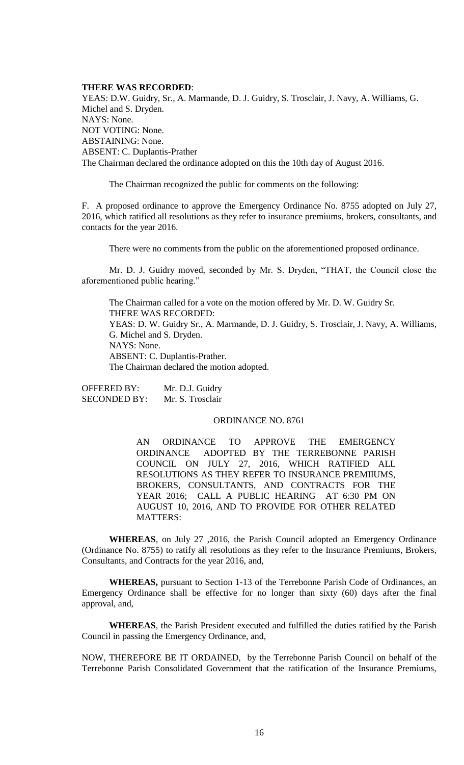**THERE WAS RECORDED**:
YEAS: D.W. Guidry, Sr., A. Marmande, D. J. Guidry, S. Trosclair, J. Navy, A. Williams, G. Michel and S. Dryden.
NAYS: None.
NOT VOTING: None.
ABSTAINING: None.
ABSENT: C. Duplantis-Prather
The Chairman declared the ordinance adopted on this the 10th day of August 2016.

The Chairman recognized the public for comments on the following:

F. A proposed ordinance to approve the Emergency Ordinance No. 8755 adopted on July 27, 2016, which ratified all resolutions as they refer to insurance premiums, brokers, consultants, and contacts for the year 2016.

There were no comments from the public on the aforementioned proposed ordinance.

Mr. D. J. Guidry moved, seconded by Mr. S. Dryden, "THAT, the Council close the aforementioned public hearing."

The Chairman called for a vote on the motion offered by Mr. D. W. Guidry Sr.
THERE WAS RECORDED:
YEAS: D. W. Guidry Sr., A. Marmande, D. J. Guidry, S. Trosclair, J. Navy, A. Williams, G. Michel and S. Dryden.
NAYS: None.
ABSENT: C. Duplantis-Prather.
The Chairman declared the motion adopted.

OFFERED BY: Mr. D.J. Guidry
SECONDED BY: Mr. S. Trosclair

ORDINANCE NO. 8761

AN ORDINANCE TO APPROVE THE EMERGENCY ORDINANCE ADOPTED BY THE TERREBONNE PARISH COUNCIL ON JULY 27, 2016, WHICH RATIFIED ALL RESOLUTIONS AS THEY REFER TO INSURANCE PREMIIUMS, BROKERS, CONSULTANTS, AND CONTRACTS FOR THE YEAR 2016; CALL A PUBLIC HEARING AT 6:30 PM ON AUGUST 10, 2016, AND TO PROVIDE FOR OTHER RELATED MATTERS:

**WHEREAS**, on July 27 ,2016, the Parish Council adopted an Emergency Ordinance (Ordinance No. 8755) to ratify all resolutions as they refer to the Insurance Premiums, Brokers, Consultants, and Contracts for the year 2016, and,

**WHEREAS,** pursuant to Section 1-13 of the Terrebonne Parish Code of Ordinances, an Emergency Ordinance shall be effective for no longer than sixty (60) days after the final approval, and,

**WHEREAS**, the Parish President executed and fulfilled the duties ratified by the Parish Council in passing the Emergency Ordinance, and,

NOW, THEREFORE BE IT ORDAINED, by the Terrebonne Parish Council on behalf of the Terrebonne Parish Consolidated Government that the ratification of the Insurance Premiums,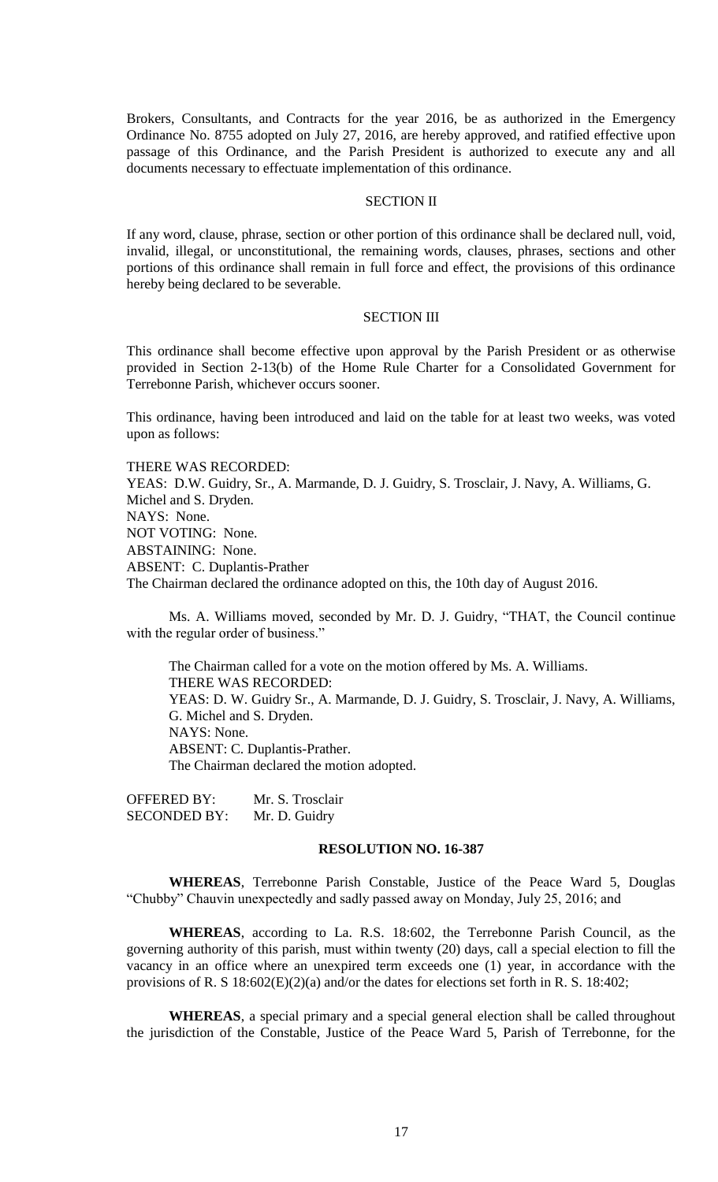Brokers, Consultants, and Contracts for the year 2016, be as authorized in the Emergency Ordinance No. 8755 adopted on July 27, 2016, are hereby approved, and ratified effective upon passage of this Ordinance, and the Parish President is authorized to execute any and all documents necessary to effectuate implementation of this ordinance.

SECTION II

If any word, clause, phrase, section or other portion of this ordinance shall be declared null, void, invalid, illegal, or unconstitutional, the remaining words, clauses, phrases, sections and other portions of this ordinance shall remain in full force and effect, the provisions of this ordinance hereby being declared to be severable.

SECTION III

This ordinance shall become effective upon approval by the Parish President or as otherwise provided in Section 2-13(b) of the Home Rule Charter for a Consolidated Government for Terrebonne Parish, whichever occurs sooner.

This ordinance, having been introduced and laid on the table for at least two weeks, was voted upon as follows:

THERE WAS RECORDED:
YEAS: D.W. Guidry, Sr., A. Marmande, D. J. Guidry, S. Trosclair, J. Navy, A. Williams, G. Michel and S. Dryden.
NAYS: None.
NOT VOTING: None.
ABSTAINING: None.
ABSENT: C. Duplantis-Prather
The Chairman declared the ordinance adopted on this, the 10th day of August 2016.

Ms. A. Williams moved, seconded by Mr. D. J. Guidry, "THAT, the Council continue with the regular order of business."

The Chairman called for a vote on the motion offered by Ms. A. Williams.
THERE WAS RECORDED:
YEAS: D. W. Guidry Sr., A. Marmande, D. J. Guidry, S. Trosclair, J. Navy, A. Williams, G. Michel and S. Dryden.
NAYS: None.
ABSENT: C. Duplantis-Prather.
The Chairman declared the motion adopted.

OFFERED BY: Mr. S. Trosclair
SECONDED BY: Mr. D. Guidry

**RESOLUTION NO. 16-387**

**WHEREAS**, Terrebonne Parish Constable, Justice of the Peace Ward 5, Douglas "Chubby" Chauvin unexpectedly and sadly passed away on Monday, July 25, 2016; and

**WHEREAS**, according to La. R.S. 18:602, the Terrebonne Parish Council, as the governing authority of this parish, must within twenty (20) days, call a special election to fill the vacancy in an office where an unexpired term exceeds one (1) year, in accordance with the provisions of R. S 18:602(E)(2)(a) and/or the dates for elections set forth in R. S. 18:402;

**WHEREAS**, a special primary and a special general election shall be called throughout the jurisdiction of the Constable, Justice of the Peace Ward 5, Parish of Terrebonne, for the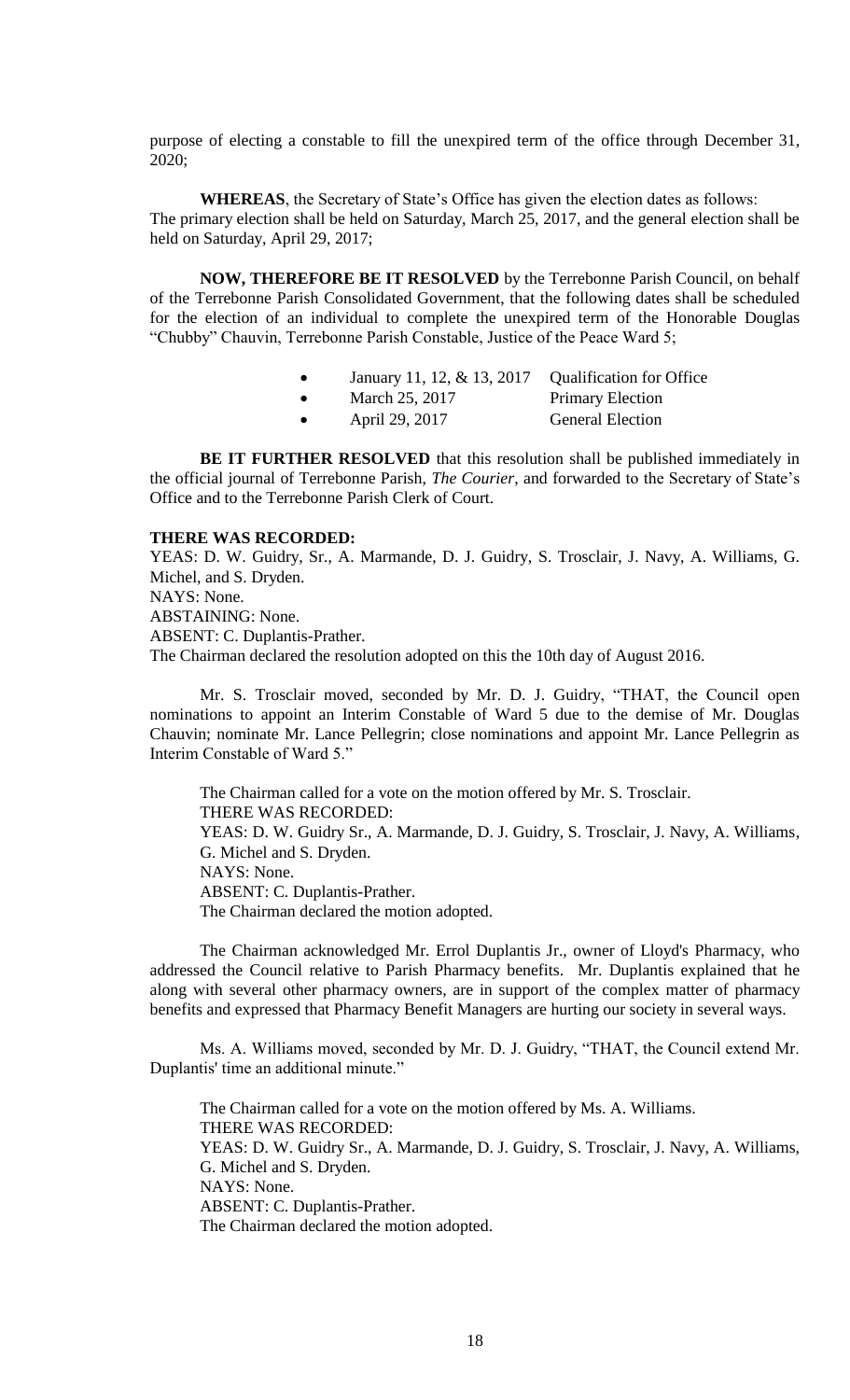purpose of electing a constable to fill the unexpired term of the office through December 31, 2020;

**WHEREAS**, the Secretary of State's Office has given the election dates as follows: The primary election shall be held on Saturday, March 25, 2017, and the general election shall be held on Saturday, April 29, 2017;

**NOW, THEREFORE BE IT RESOLVED** by the Terrebonne Parish Council, on behalf of the Terrebonne Parish Consolidated Government, that the following dates shall be scheduled for the election of an individual to complete the unexpired term of the Honorable Douglas "Chubby" Chauvin, Terrebonne Parish Constable, Justice of the Peace Ward 5;

- January 11, 12, & 13, 2017 Qualification for Office
- March 25, 2017 Primary Election
- April 29, 2017 General Election

**BE IT FURTHER RESOLVED** that this resolution shall be published immediately in the official journal of Terrebonne Parish, *The Courier*, and forwarded to the Secretary of State's Office and to the Terrebonne Parish Clerk of Court.

**THERE WAS RECORDED:**
YEAS: D. W. Guidry, Sr., A. Marmande, D. J. Guidry, S. Trosclair, J. Navy, A. Williams, G. Michel, and S. Dryden.
NAYS: None.
ABSTAINING: None.
ABSENT: C. Duplantis-Prather.
The Chairman declared the resolution adopted on this the 10th day of August 2016.

Mr. S. Trosclair moved, seconded by Mr. D. J. Guidry, "THAT, the Council open nominations to appoint an Interim Constable of Ward 5 due to the demise of Mr. Douglas Chauvin; nominate Mr. Lance Pellegrin; close nominations and appoint Mr. Lance Pellegrin as Interim Constable of Ward 5."

The Chairman called for a vote on the motion offered by Mr. S. Trosclair.
THERE WAS RECORDED:
YEAS: D. W. Guidry Sr., A. Marmande, D. J. Guidry, S. Trosclair, J. Navy, A. Williams, G. Michel and S. Dryden.
NAYS: None.
ABSENT: C. Duplantis-Prather.
The Chairman declared the motion adopted.

The Chairman acknowledged Mr. Errol Duplantis Jr., owner of Lloyd's Pharmacy, who addressed the Council relative to Parish Pharmacy benefits. Mr. Duplantis explained that he along with several other pharmacy owners, are in support of the complex matter of pharmacy benefits and expressed that Pharmacy Benefit Managers are hurting our society in several ways.

Ms. A. Williams moved, seconded by Mr. D. J. Guidry, "THAT, the Council extend Mr. Duplantis' time an additional minute."

The Chairman called for a vote on the motion offered by Ms. A. Williams.
THERE WAS RECORDED:
YEAS: D. W. Guidry Sr., A. Marmande, D. J. Guidry, S. Trosclair, J. Navy, A. Williams, G. Michel and S. Dryden.
NAYS: None.
ABSENT: C. Duplantis-Prather.
The Chairman declared the motion adopted.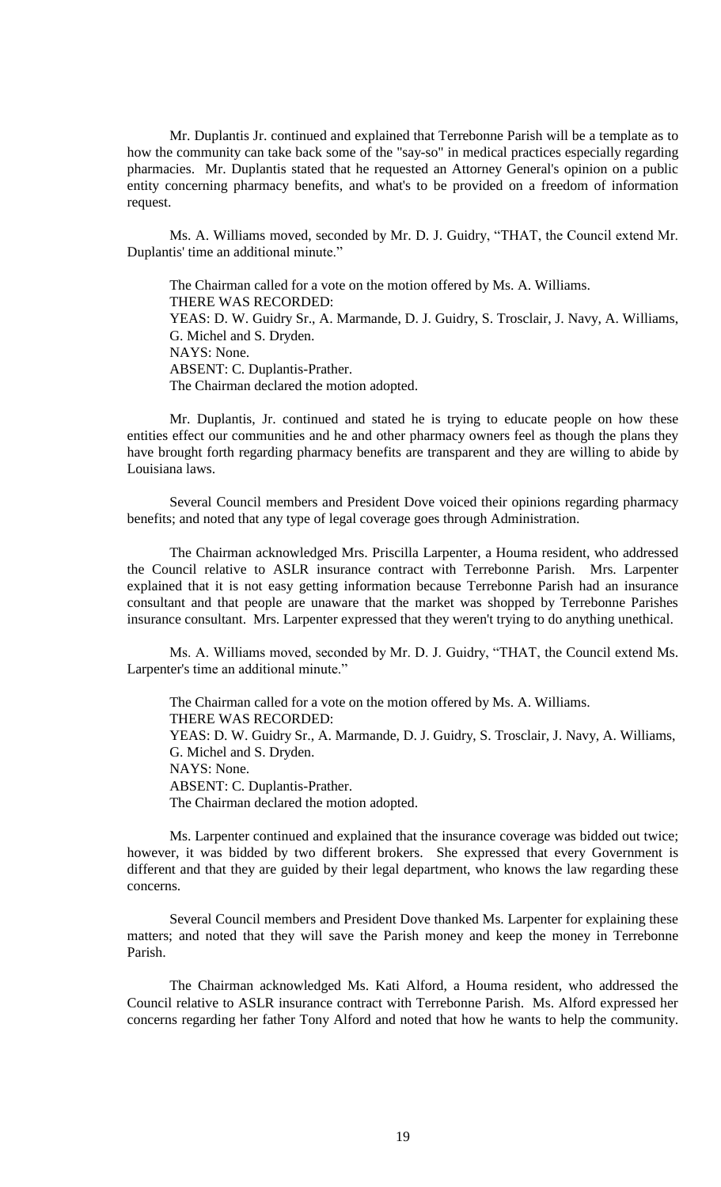Mr. Duplantis Jr. continued and explained that Terrebonne Parish will be a template as to how the community can take back some of the "say-so" in medical practices especially regarding pharmacies. Mr. Duplantis stated that he requested an Attorney General's opinion on a public entity concerning pharmacy benefits, and what's to be provided on a freedom of information request.

Ms. A. Williams moved, seconded by Mr. D. J. Guidry, "THAT, the Council extend Mr. Duplantis' time an additional minute."

The Chairman called for a vote on the motion offered by Ms. A. Williams.
THERE WAS RECORDED:
YEAS: D. W. Guidry Sr., A. Marmande, D. J. Guidry, S. Trosclair, J. Navy, A. Williams, G. Michel and S. Dryden.
NAYS: None.
ABSENT: C. Duplantis-Prather.
The Chairman declared the motion adopted.

Mr. Duplantis, Jr. continued and stated he is trying to educate people on how these entities effect our communities and he and other pharmacy owners feel as though the plans they have brought forth regarding pharmacy benefits are transparent and they are willing to abide by Louisiana laws.

Several Council members and President Dove voiced their opinions regarding pharmacy benefits; and noted that any type of legal coverage goes through Administration.

The Chairman acknowledged Mrs. Priscilla Larpenter, a Houma resident, who addressed the Council relative to ASLR insurance contract with Terrebonne Parish. Mrs. Larpenter explained that it is not easy getting information because Terrebonne Parish had an insurance consultant and that people are unaware that the market was shopped by Terrebonne Parishes insurance consultant. Mrs. Larpenter expressed that they weren't trying to do anything unethical.

Ms. A. Williams moved, seconded by Mr. D. J. Guidry, "THAT, the Council extend Ms. Larpenter's time an additional minute."

The Chairman called for a vote on the motion offered by Ms. A. Williams.
THERE WAS RECORDED:
YEAS: D. W. Guidry Sr., A. Marmande, D. J. Guidry, S. Trosclair, J. Navy, A. Williams, G. Michel and S. Dryden.
NAYS: None.
ABSENT: C. Duplantis-Prather.
The Chairman declared the motion adopted.

Ms. Larpenter continued and explained that the insurance coverage was bidded out twice; however, it was bidded by two different brokers. She expressed that every Government is different and that they are guided by their legal department, who knows the law regarding these concerns.

Several Council members and President Dove thanked Ms. Larpenter for explaining these matters; and noted that they will save the Parish money and keep the money in Terrebonne Parish.

The Chairman acknowledged Ms. Kati Alford, a Houma resident, who addressed the Council relative to ASLR insurance contract with Terrebonne Parish. Ms. Alford expressed her concerns regarding her father Tony Alford and noted that how he wants to help the community.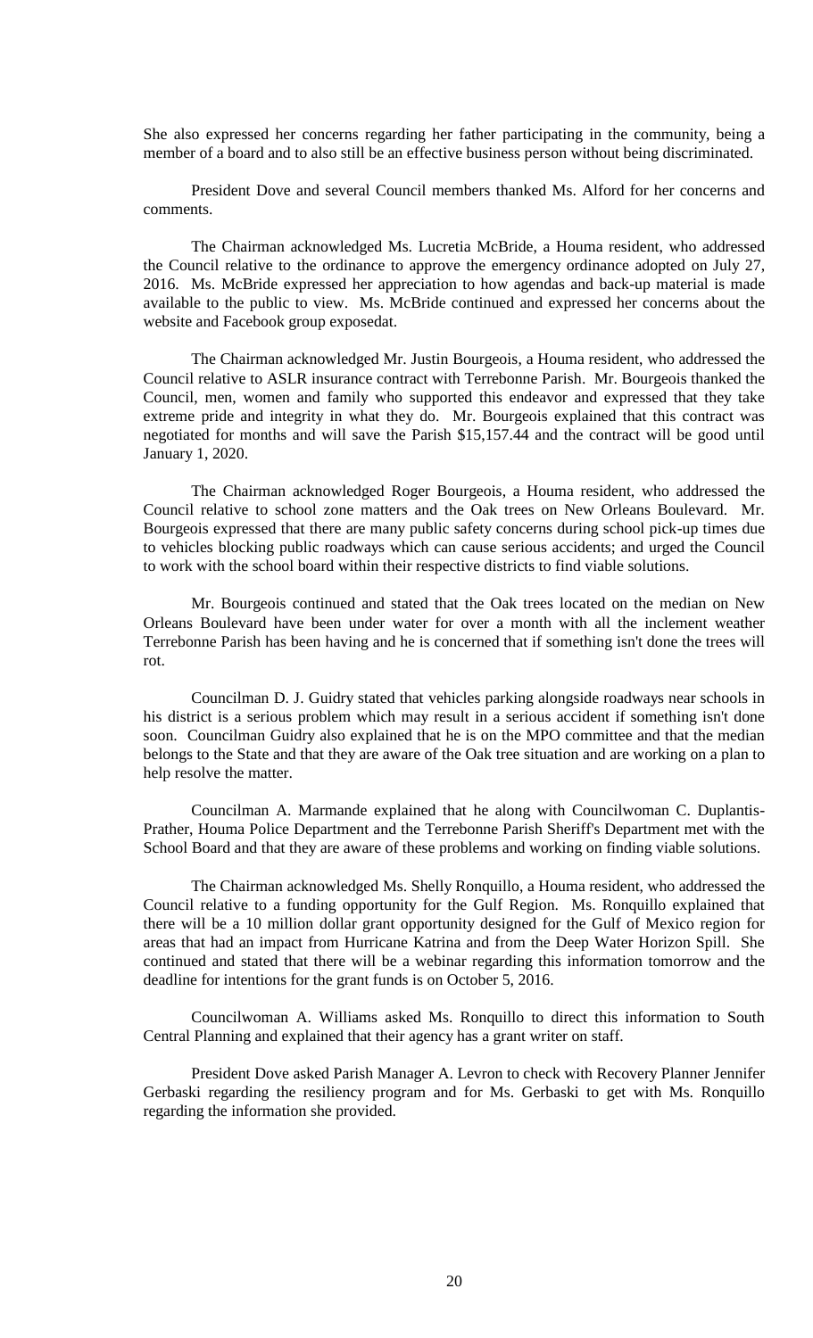She also expressed her concerns regarding her father participating in the community, being a member of a board and to also still be an effective business person without being discriminated.

President Dove and several Council members thanked Ms. Alford for her concerns and comments.

The Chairman acknowledged Ms. Lucretia McBride, a Houma resident, who addressed the Council relative to the ordinance to approve the emergency ordinance adopted on July 27, 2016. Ms. McBride expressed her appreciation to how agendas and back-up material is made available to the public to view. Ms. McBride continued and expressed her concerns about the website and Facebook group exposedat.

The Chairman acknowledged Mr. Justin Bourgeois, a Houma resident, who addressed the Council relative to ASLR insurance contract with Terrebonne Parish. Mr. Bourgeois thanked the Council, men, women and family who supported this endeavor and expressed that they take extreme pride and integrity in what they do. Mr. Bourgeois explained that this contract was negotiated for months and will save the Parish $15,157.44 and the contract will be good until January 1, 2020.

The Chairman acknowledged Roger Bourgeois, a Houma resident, who addressed the Council relative to school zone matters and the Oak trees on New Orleans Boulevard. Mr. Bourgeois expressed that there are many public safety concerns during school pick-up times due to vehicles blocking public roadways which can cause serious accidents; and urged the Council to work with the school board within their respective districts to find viable solutions.

Mr. Bourgeois continued and stated that the Oak trees located on the median on New Orleans Boulevard have been under water for over a month with all the inclement weather Terrebonne Parish has been having and he is concerned that if something isn't done the trees will rot.

Councilman D. J. Guidry stated that vehicles parking alongside roadways near schools in his district is a serious problem which may result in a serious accident if something isn't done soon. Councilman Guidry also explained that he is on the MPO committee and that the median belongs to the State and that they are aware of the Oak tree situation and are working on a plan to help resolve the matter.

Councilman A. Marmande explained that he along with Councilwoman C. Duplantis-Prather, Houma Police Department and the Terrebonne Parish Sheriff's Department met with the School Board and that they are aware of these problems and working on finding viable solutions.

The Chairman acknowledged Ms. Shelly Ronquillo, a Houma resident, who addressed the Council relative to a funding opportunity for the Gulf Region. Ms. Ronquillo explained that there will be a 10 million dollar grant opportunity designed for the Gulf of Mexico region for areas that had an impact from Hurricane Katrina and from the Deep Water Horizon Spill. She continued and stated that there will be a webinar regarding this information tomorrow and the deadline for intentions for the grant funds is on October 5, 2016.

Councilwoman A. Williams asked Ms. Ronquillo to direct this information to South Central Planning and explained that their agency has a grant writer on staff.

President Dove asked Parish Manager A. Levron to check with Recovery Planner Jennifer Gerbaski regarding the resiliency program and for Ms. Gerbaski to get with Ms. Ronquillo regarding the information she provided.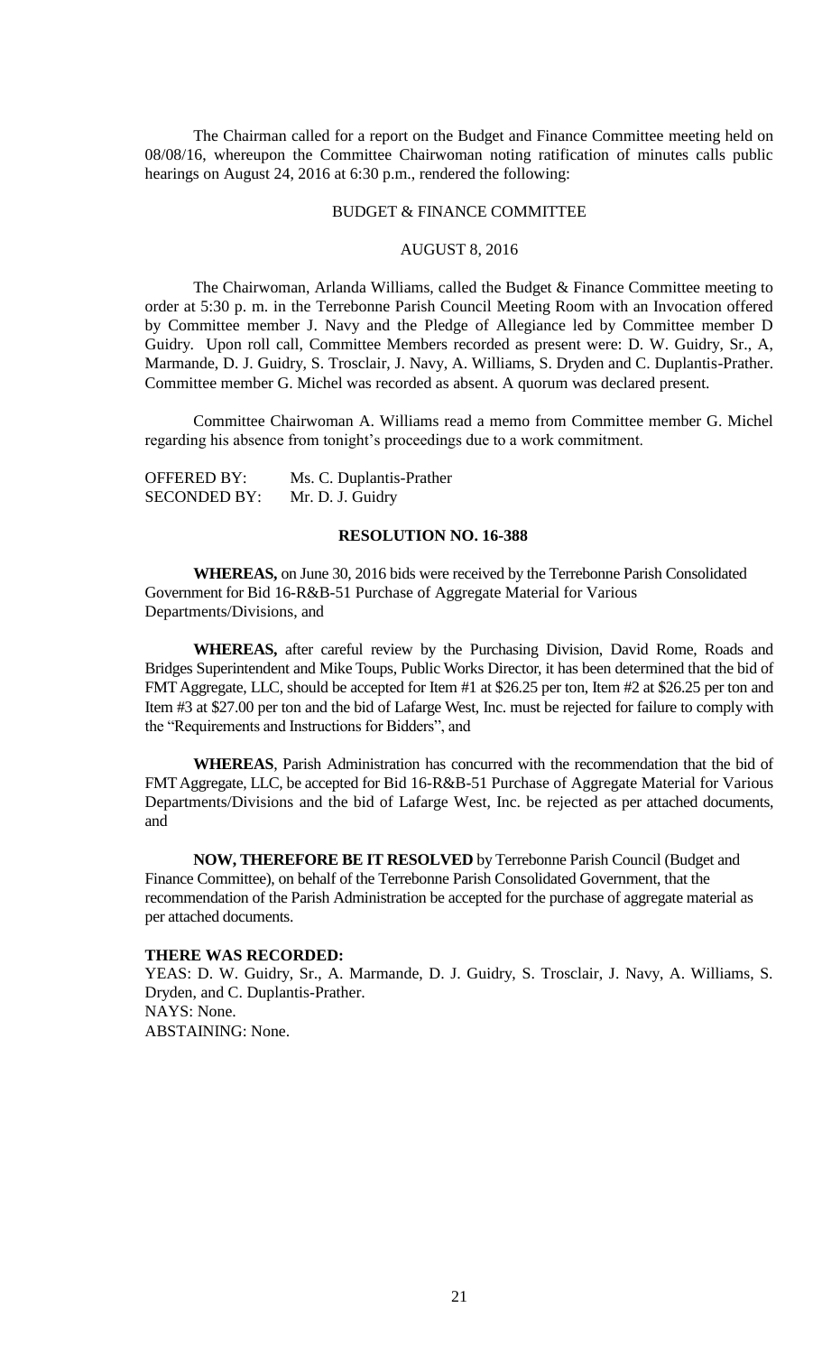The Chairman called for a report on the Budget and Finance Committee meeting held on 08/08/16, whereupon the Committee Chairwoman noting ratification of minutes calls public hearings on August 24, 2016 at 6:30 p.m., rendered the following:

BUDGET & FINANCE COMMITTEE

AUGUST 8, 2016

The Chairwoman, Arlanda Williams, called the Budget & Finance Committee meeting to order at 5:30 p. m. in the Terrebonne Parish Council Meeting Room with an Invocation offered by Committee member J. Navy and the Pledge of Allegiance led by Committee member D Guidry. Upon roll call, Committee Members recorded as present were: D. W. Guidry, Sr., A, Marmande, D. J. Guidry, S. Trosclair, J. Navy, A. Williams, S. Dryden and C. Duplantis-Prather. Committee member G. Michel was recorded as absent. A quorum was declared present.

Committee Chairwoman A. Williams read a memo from Committee member G. Michel regarding his absence from tonight's proceedings due to a work commitment.

OFFERED BY: Ms. C. Duplantis-Prather
SECONDED BY: Mr. D. J. Guidry

**RESOLUTION NO. 16-388**

**WHEREAS,** on June 30, 2016 bids were received by the Terrebonne Parish Consolidated Government for Bid 16-R&B-51 Purchase of Aggregate Material for Various Departments/Divisions, and

**WHEREAS,** after careful review by the Purchasing Division, David Rome, Roads and Bridges Superintendent and Mike Toups, Public Works Director, it has been determined that the bid of FMT Aggregate, LLC, should be accepted for Item #1 at $26.25 per ton, Item #2 at $26.25 per ton and Item #3 at $27.00 per ton and the bid of Lafarge West, Inc. must be rejected for failure to comply with the "Requirements and Instructions for Bidders", and

**WHEREAS**, Parish Administration has concurred with the recommendation that the bid of FMT Aggregate, LLC, be accepted for Bid 16-R&B-51 Purchase of Aggregate Material for Various Departments/Divisions and the bid of Lafarge West, Inc. be rejected as per attached documents, and

**NOW, THEREFORE BE IT RESOLVED** by Terrebonne Parish Council (Budget and Finance Committee), on behalf of the Terrebonne Parish Consolidated Government, that the recommendation of the Parish Administration be accepted for the purchase of aggregate material as per attached documents.

**THERE WAS RECORDED:**
YEAS: D. W. Guidry, Sr., A. Marmande, D. J. Guidry, S. Trosclair, J. Navy, A. Williams, S. Dryden, and C. Duplantis-Prather.
NAYS: None.
ABSTAINING: None.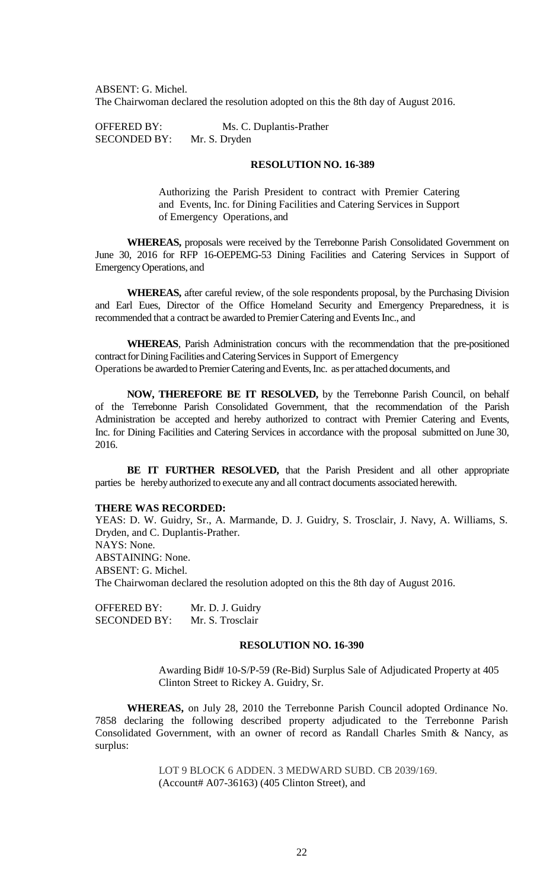ABSENT: G. Michel.
The Chairwoman declared the resolution adopted on this the 8th day of August 2016.

OFFERED BY: Ms. C. Duplantis-Prather
SECONDED BY: Mr. S. Dryden

**RESOLUTION NO. 16-389**

Authorizing the Parish President to contract with Premier Catering and Events, Inc. for Dining Facilities and Catering Services in Support of Emergency Operations, and

**WHEREAS,** proposals were received by the Terrebonne Parish Consolidated Government on June 30, 2016 for RFP 16-OEPEMG-53 Dining Facilities and Catering Services in Support of Emergency Operations, and

**WHEREAS,** after careful review, of the sole respondents proposal, by the Purchasing Division and Earl Eues, Director of the Office Homeland Security and Emergency Preparedness, it is recommended that a contract be awarded to Premier Catering and Events Inc., and

**WHEREAS**, Parish Administration concurs with the recommendation that the pre-positioned contract for Dining Facilities and Catering Services in Support of Emergency Operations be awarded to Premier Catering and Events, Inc. as per attached documents, and

**NOW, THEREFORE BE IT RESOLVED,** by the Terrebonne Parish Council, on behalf of the Terrebonne Parish Consolidated Government, that the recommendation of the Parish Administration be accepted and hereby authorized to contract with Premier Catering and Events, Inc. for Dining Facilities and Catering Services in accordance with the proposal submitted on June 30, 2016.

**BE IT FURTHER RESOLVED,** that the Parish President and all other appropriate parties be hereby authorized to execute any and all contract documents associated herewith.

**THERE WAS RECORDED:**
YEAS: D. W. Guidry, Sr., A. Marmande, D. J. Guidry, S. Trosclair, J. Navy, A. Williams, S. Dryden, and C. Duplantis-Prather.
NAYS: None.
ABSTAINING: None.
ABSENT: G. Michel.
The Chairwoman declared the resolution adopted on this the 8th day of August 2016.

OFFERED BY: Mr. D. J. Guidry
SECONDED BY: Mr. S. Trosclair

**RESOLUTION NO. 16-390**

Awarding Bid# 10-S/P-59 (Re-Bid) Surplus Sale of Adjudicated Property at 405 Clinton Street to Rickey A. Guidry, Sr.

**WHEREAS,** on July 28, 2010 the Terrebonne Parish Council adopted Ordinance No. 7858 declaring the following described property adjudicated to the Terrebonne Parish Consolidated Government, with an owner of record as Randall Charles Smith & Nancy, as surplus:

LOT 9 BLOCK 6 ADDEN. 3 MEDWARD SUBD. CB 2039/169.
(Account# A07-36163) (405 Clinton Street), and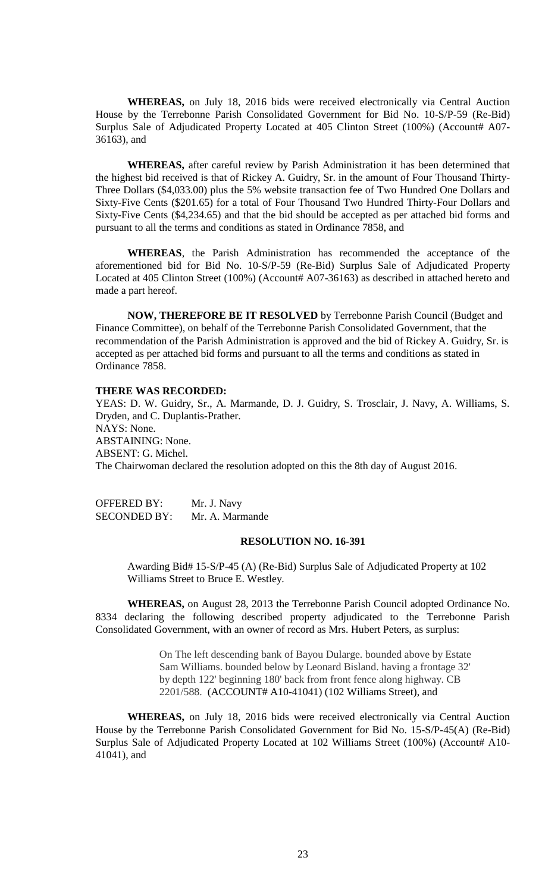**WHEREAS,** on July 18, 2016 bids were received electronically via Central Auction House by the Terrebonne Parish Consolidated Government for Bid No. 10-S/P-59 (Re-Bid) Surplus Sale of Adjudicated Property Located at 405 Clinton Street (100%) (Account# A07-36163), and

**WHEREAS,** after careful review by Parish Administration it has been determined that the highest bid received is that of Rickey A. Guidry, Sr. in the amount of Four Thousand Thirty-Three Dollars ($4,033.00) plus the 5% website transaction fee of Two Hundred One Dollars and Sixty-Five Cents ($201.65) for a total of Four Thousand Two Hundred Thirty-Four Dollars and Sixty-Five Cents ($4,234.65) and that the bid should be accepted as per attached bid forms and pursuant to all the terms and conditions as stated in Ordinance 7858, and

**WHEREAS**, the Parish Administration has recommended the acceptance of the aforementioned bid for Bid No. 10-S/P-59 (Re-Bid) Surplus Sale of Adjudicated Property Located at 405 Clinton Street (100%) (Account# A07-36163) as described in attached hereto and made a part hereof.

**NOW, THEREFORE BE IT RESOLVED** by Terrebonne Parish Council (Budget and Finance Committee), on behalf of the Terrebonne Parish Consolidated Government, that the recommendation of the Parish Administration is approved and the bid of Rickey A. Guidry, Sr. is accepted as per attached bid forms and pursuant to all the terms and conditions as stated in Ordinance 7858.

**THERE WAS RECORDED:**

YEAS: D. W. Guidry, Sr., A. Marmande, D. J. Guidry, S. Trosclair, J. Navy, A. Williams, S. Dryden, and C. Duplantis-Prather.

NAYS: None.

ABSTAINING: None.

ABSENT: G. Michel.

The Chairwoman declared the resolution adopted on this the 8th day of August 2016.

OFFERED BY: Mr. J. Navy

SECONDED BY: Mr. A. Marmande

**RESOLUTION NO. 16-391**

Awarding Bid# 15-S/P-45 (A) (Re-Bid) Surplus Sale of Adjudicated Property at 102 Williams Street to Bruce E. Westley.

**WHEREAS,** on August 28, 2013 the Terrebonne Parish Council adopted Ordinance No. 8334 declaring the following described property adjudicated to the Terrebonne Parish Consolidated Government, with an owner of record as Mrs. Hubert Peters, as surplus:

> On The left descending bank of Bayou Dularge. bounded above by Estate Sam Williams. bounded below by Leonard Bisland. having a frontage 32' by depth 122' beginning 180' back from front fence along highway. CB 2201/588. (ACCOUNT# A10-41041) (102 Williams Street), and

**WHEREAS,** on July 18, 2016 bids were received electronically via Central Auction House by the Terrebonne Parish Consolidated Government for Bid No. 15-S/P-45(A) (Re-Bid) Surplus Sale of Adjudicated Property Located at 102 Williams Street (100%) (Account# A10-41041), and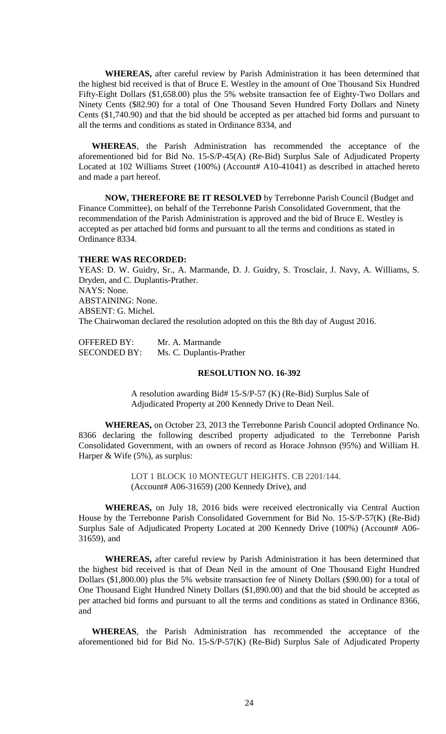**WHEREAS,** after careful review by Parish Administration it has been determined that the highest bid received is that of Bruce E. Westley in the amount of One Thousand Six Hundred Fifty-Eight Dollars ($1,658.00) plus the 5% website transaction fee of Eighty-Two Dollars and Ninety Cents ($82.90) for a total of One Thousand Seven Hundred Forty Dollars and Ninety Cents ($1,740.90) and that the bid should be accepted as per attached bid forms and pursuant to all the terms and conditions as stated in Ordinance 8334, and

**WHEREAS**, the Parish Administration has recommended the acceptance of the aforementioned bid for Bid No. 15-S/P-45(A) (Re-Bid) Surplus Sale of Adjudicated Property Located at 102 Williams Street (100%) (Account# A10-41041) as described in attached hereto and made a part hereof.

**NOW, THEREFORE BE IT RESOLVED** by Terrebonne Parish Council (Budget and Finance Committee), on behalf of the Terrebonne Parish Consolidated Government, that the recommendation of the Parish Administration is approved and the bid of Bruce E. Westley is accepted as per attached bid forms and pursuant to all the terms and conditions as stated in Ordinance 8334.

**THERE WAS RECORDED:**

YEAS: D. W. Guidry, Sr., A. Marmande, D. J. Guidry, S. Trosclair, J. Navy, A. Williams, S. Dryden, and C. Duplantis-Prather.
NAYS: None.
ABSTAINING: None.
ABSENT: G. Michel.
The Chairwoman declared the resolution adopted on this the 8th day of August 2016.

OFFERED BY: Mr. A. Marmande
SECONDED BY: Ms. C. Duplantis-Prather

**RESOLUTION NO. 16-392**

A resolution awarding Bid# 15-S/P-57 (K) (Re-Bid) Surplus Sale of Adjudicated Property at 200 Kennedy Drive to Dean Neil.

**WHEREAS,** on October 23, 2013 the Terrebonne Parish Council adopted Ordinance No. 8366 declaring the following described property adjudicated to the Terrebonne Parish Consolidated Government, with an owners of record as Horace Johnson (95%) and William H. Harper & Wife (5%), as surplus:

LOT 1 BLOCK 10 MONTEGUT HEIGHTS. CB 2201/144.
(Account# A06-31659) (200 Kennedy Drive), and

**WHEREAS,** on July 18, 2016 bids were received electronically via Central Auction House by the Terrebonne Parish Consolidated Government for Bid No. 15-S/P-57(K) (Re-Bid) Surplus Sale of Adjudicated Property Located at 200 Kennedy Drive (100%) (Account# A06-31659), and

**WHEREAS,** after careful review by Parish Administration it has been determined that the highest bid received is that of Dean Neil in the amount of One Thousand Eight Hundred Dollars ($1,800.00) plus the 5% website transaction fee of Ninety Dollars ($90.00) for a total of One Thousand Eight Hundred Ninety Dollars ($1,890.00) and that the bid should be accepted as per attached bid forms and pursuant to all the terms and conditions as stated in Ordinance 8366, and

**WHEREAS**, the Parish Administration has recommended the acceptance of the aforementioned bid for Bid No. 15-S/P-57(K) (Re-Bid) Surplus Sale of Adjudicated Property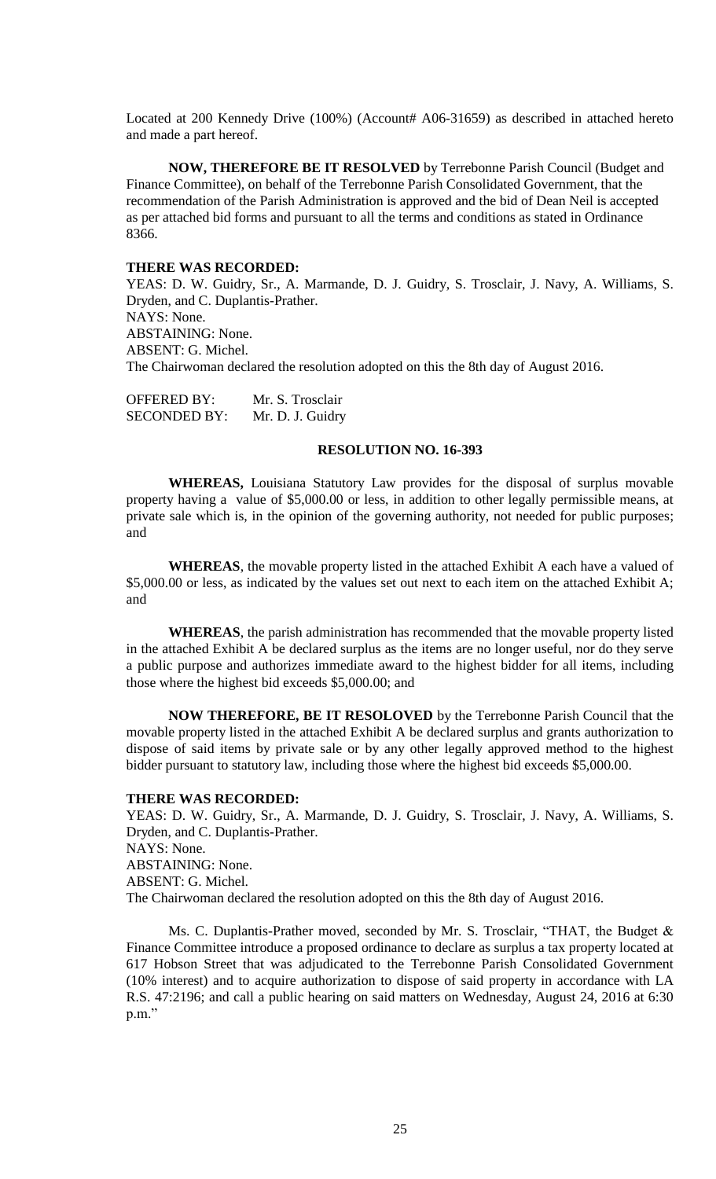Located at 200 Kennedy Drive (100%) (Account# A06-31659) as described in attached hereto and made a part hereof.

**NOW, THEREFORE BE IT RESOLVED** by Terrebonne Parish Council (Budget and Finance Committee), on behalf of the Terrebonne Parish Consolidated Government, that the recommendation of the Parish Administration is approved and the bid of Dean Neil is accepted as per attached bid forms and pursuant to all the terms and conditions as stated in Ordinance 8366.

**THERE WAS RECORDED:**

YEAS: D. W. Guidry, Sr., A. Marmande, D. J. Guidry, S. Trosclair, J. Navy, A. Williams, S. Dryden, and C. Duplantis-Prather.
NAYS: None.
ABSTAINING: None.
ABSENT: G. Michel.
The Chairwoman declared the resolution adopted on this the 8th day of August 2016.

OFFERED BY: Mr. S. Trosclair
SECONDED BY: Mr. D. J. Guidry

**RESOLUTION NO. 16-393**

**WHEREAS,** Louisiana Statutory Law provides for the disposal of surplus movable property having a value of $5,000.00 or less, in addition to other legally permissible means, at private sale which is, in the opinion of the governing authority, not needed for public purposes; and

**WHEREAS**, the movable property listed in the attached Exhibit A each have a valued of $5,000.00 or less, as indicated by the values set out next to each item on the attached Exhibit A; and

**WHEREAS**, the parish administration has recommended that the movable property listed in the attached Exhibit A be declared surplus as the items are no longer useful, nor do they serve a public purpose and authorizes immediate award to the highest bidder for all items, including those where the highest bid exceeds $5,000.00; and

**NOW THEREFORE, BE IT RESOLOVED** by the Terrebonne Parish Council that the movable property listed in the attached Exhibit A be declared surplus and grants authorization to dispose of said items by private sale or by any other legally approved method to the highest bidder pursuant to statutory law, including those where the highest bid exceeds $5,000.00.

**THERE WAS RECORDED:**

YEAS: D. W. Guidry, Sr., A. Marmande, D. J. Guidry, S. Trosclair, J. Navy, A. Williams, S. Dryden, and C. Duplantis-Prather.
NAYS: None.
ABSTAINING: None.
ABSENT: G. Michel.
The Chairwoman declared the resolution adopted on this the 8th day of August 2016.

Ms. C. Duplantis-Prather moved, seconded by Mr. S. Trosclair, "THAT, the Budget & Finance Committee introduce a proposed ordinance to declare as surplus a tax property located at 617 Hobson Street that was adjudicated to the Terrebonne Parish Consolidated Government (10% interest) and to acquire authorization to dispose of said property in accordance with LA R.S. 47:2196; and call a public hearing on said matters on Wednesday, August 24, 2016 at 6:30 p.m."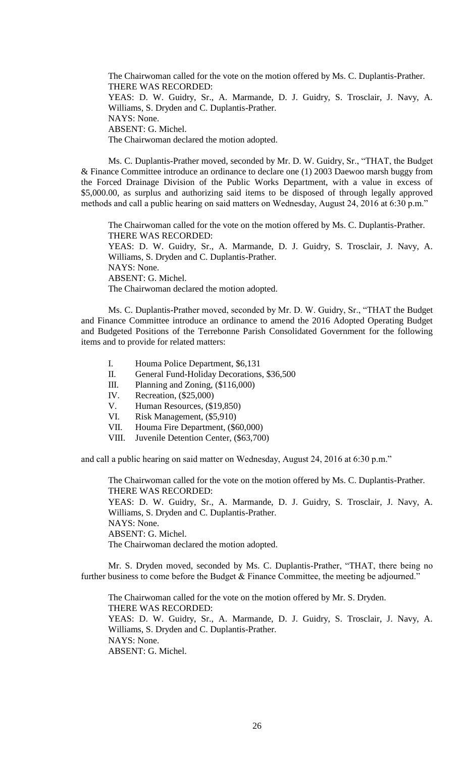The Chairwoman called for the vote on the motion offered by Ms. C. Duplantis-Prather.
THERE WAS RECORDED:
YEAS: D. W. Guidry, Sr., A. Marmande, D. J. Guidry, S. Trosclair, J. Navy, A. Williams, S. Dryden and C. Duplantis-Prather.
NAYS: None.
ABSENT: G. Michel.
The Chairwoman declared the motion adopted.

Ms. C. Duplantis-Prather moved, seconded by Mr. D. W. Guidry, Sr., "THAT, the Budget & Finance Committee introduce an ordinance to declare one (1) 2003 Daewoo marsh buggy from the Forced Drainage Division of the Public Works Department, with a value in excess of $5,000.00, as surplus and authorizing said items to be disposed of through legally approved methods and call a public hearing on said matters on Wednesday, August 24, 2016 at 6:30 p.m."

The Chairwoman called for the vote on the motion offered by Ms. C. Duplantis-Prather.
THERE WAS RECORDED:
YEAS: D. W. Guidry, Sr., A. Marmande, D. J. Guidry, S. Trosclair, J. Navy, A. Williams, S. Dryden and C. Duplantis-Prather.
NAYS: None.
ABSENT: G. Michel.
The Chairwoman declared the motion adopted.

Ms. C. Duplantis-Prather moved, seconded by Mr. D. W. Guidry, Sr., "THAT the Budget and Finance Committee introduce an ordinance to amend the 2016 Adopted Operating Budget and Budgeted Positions of the Terrebonne Parish Consolidated Government for the following items and to provide for related matters:

I. Houma Police Department, $6,131
II. General Fund-Holiday Decorations, $36,500
III. Planning and Zoning, ($116,000)
IV. Recreation, ($25,000)
V. Human Resources, ($19,850)
VI. Risk Management, ($5,910)
VII. Houma Fire Department, ($60,000)
VIII. Juvenile Detention Center, ($63,700)

and call a public hearing on said matter on Wednesday, August 24, 2016 at 6:30 p.m."

The Chairwoman called for the vote on the motion offered by Ms. C. Duplantis-Prather.
THERE WAS RECORDED:
YEAS: D. W. Guidry, Sr., A. Marmande, D. J. Guidry, S. Trosclair, J. Navy, A. Williams, S. Dryden and C. Duplantis-Prather.
NAYS: None.
ABSENT: G. Michel.
The Chairwoman declared the motion adopted.

Mr. S. Dryden moved, seconded by Ms. C. Duplantis-Prather, "THAT, there being no further business to come before the Budget & Finance Committee, the meeting be adjourned."

The Chairwoman called for the vote on the motion offered by Mr. S. Dryden.
THERE WAS RECORDED:
YEAS: D. W. Guidry, Sr., A. Marmande, D. J. Guidry, S. Trosclair, J. Navy, A. Williams, S. Dryden and C. Duplantis-Prather.
NAYS: None.
ABSENT: G. Michel.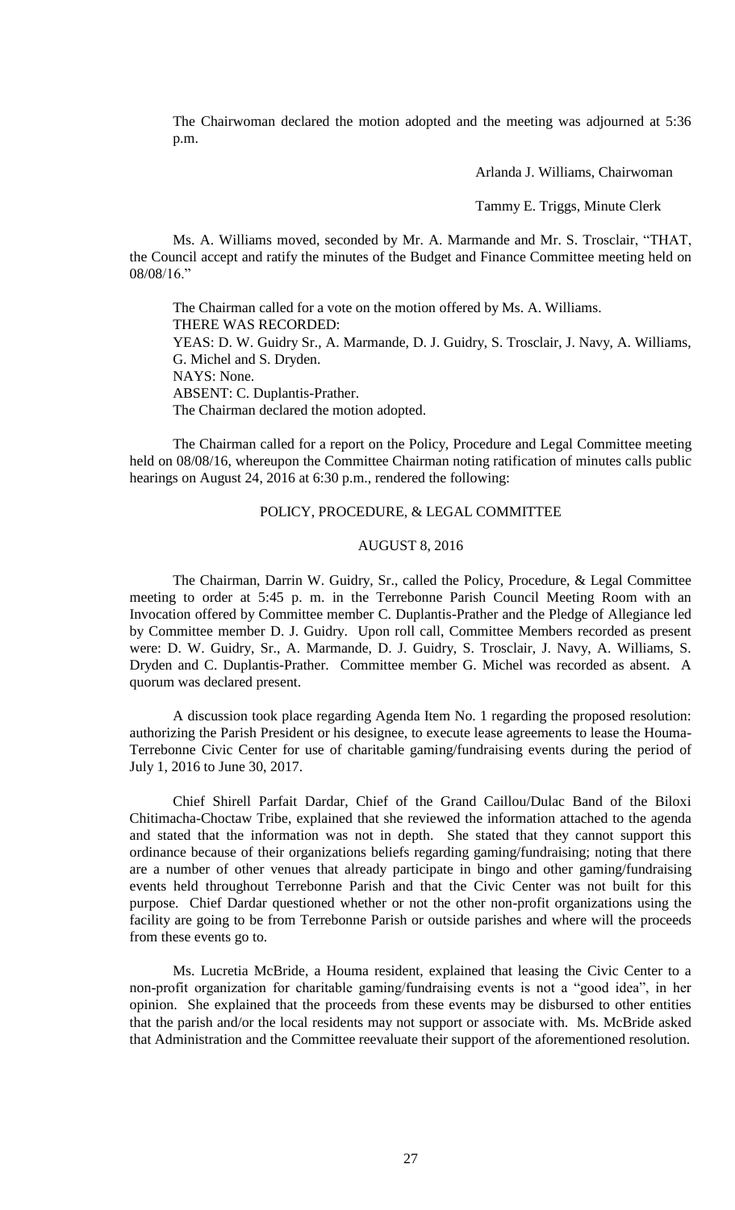The Chairwoman declared the motion adopted and the meeting was adjourned at 5:36 p.m.

Arlanda J. Williams, Chairwoman

Tammy E. Triggs, Minute Clerk

Ms. A. Williams moved, seconded by Mr. A. Marmande and Mr. S. Trosclair, "THAT, the Council accept and ratify the minutes of the Budget and Finance Committee meeting held on 08/08/16."

The Chairman called for a vote on the motion offered by Ms. A. Williams.
THERE WAS RECORDED:
YEAS: D. W. Guidry Sr., A. Marmande, D. J. Guidry, S. Trosclair, J. Navy, A. Williams, G. Michel and S. Dryden.
NAYS: None.
ABSENT: C. Duplantis-Prather.
The Chairman declared the motion adopted.

The Chairman called for a report on the Policy, Procedure and Legal Committee meeting held on 08/08/16, whereupon the Committee Chairman noting ratification of minutes calls public hearings on August 24, 2016 at 6:30 p.m., rendered the following:

POLICY, PROCEDURE, & LEGAL COMMITTEE

AUGUST 8, 2016

The Chairman, Darrin W. Guidry, Sr., called the Policy, Procedure, & Legal Committee meeting to order at 5:45 p. m. in the Terrebonne Parish Council Meeting Room with an Invocation offered by Committee member C. Duplantis-Prather and the Pledge of Allegiance led by Committee member D. J. Guidry. Upon roll call, Committee Members recorded as present were: D. W. Guidry, Sr., A. Marmande, D. J. Guidry, S. Trosclair, J. Navy, A. Williams, S. Dryden and C. Duplantis-Prather. Committee member G. Michel was recorded as absent. A quorum was declared present.

A discussion took place regarding Agenda Item No. 1 regarding the proposed resolution: authorizing the Parish President or his designee, to execute lease agreements to lease the Houma-Terrebonne Civic Center for use of charitable gaming/fundraising events during the period of July 1, 2016 to June 30, 2017.

Chief Shirell Parfait Dardar, Chief of the Grand Caillou/Dulac Band of the Biloxi Chitimacha-Choctaw Tribe, explained that she reviewed the information attached to the agenda and stated that the information was not in depth. She stated that they cannot support this ordinance because of their organizations beliefs regarding gaming/fundraising; noting that there are a number of other venues that already participate in bingo and other gaming/fundraising events held throughout Terrebonne Parish and that the Civic Center was not built for this purpose. Chief Dardar questioned whether or not the other non-profit organizations using the facility are going to be from Terrebonne Parish or outside parishes and where will the proceeds from these events go to.

Ms. Lucretia McBride, a Houma resident, explained that leasing the Civic Center to a non-profit organization for charitable gaming/fundraising events is not a "good idea", in her opinion. She explained that the proceeds from these events may be disbursed to other entities that the parish and/or the local residents may not support or associate with. Ms. McBride asked that Administration and the Committee reevaluate their support of the aforementioned resolution.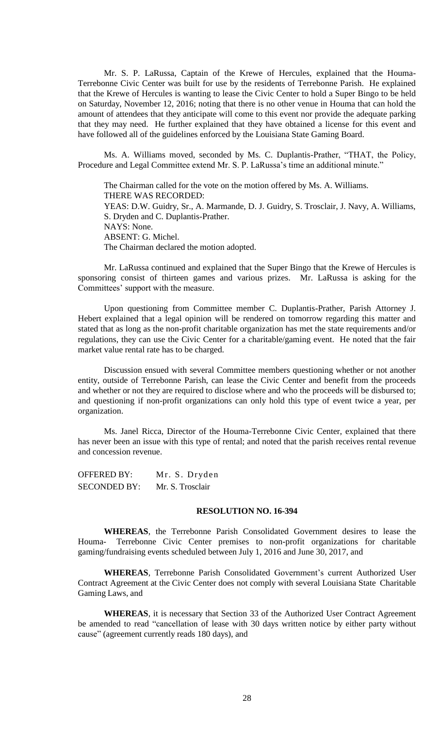Mr. S. P. LaRussa, Captain of the Krewe of Hercules, explained that the Houma-Terrebonne Civic Center was built for use by the residents of Terrebonne Parish. He explained that the Krewe of Hercules is wanting to lease the Civic Center to hold a Super Bingo to be held on Saturday, November 12, 2016; noting that there is no other venue in Houma that can hold the amount of attendees that they anticipate will come to this event nor provide the adequate parking that they may need. He further explained that they have obtained a license for this event and have followed all of the guidelines enforced by the Louisiana State Gaming Board.

Ms. A. Williams moved, seconded by Ms. C. Duplantis-Prather, "THAT, the Policy, Procedure and Legal Committee extend Mr. S. P. LaRussa's time an additional minute."

The Chairman called for the vote on the motion offered by Ms. A. Williams.
THERE WAS RECORDED:
YEAS: D.W. Guidry, Sr., A. Marmande, D. J. Guidry, S. Trosclair, J. Navy, A. Williams, S. Dryden and C. Duplantis-Prather.
NAYS: None.
ABSENT: G. Michel.
The Chairman declared the motion adopted.

Mr. LaRussa continued and explained that the Super Bingo that the Krewe of Hercules is sponsoring consist of thirteen games and various prizes. Mr. LaRussa is asking for the Committees' support with the measure.

Upon questioning from Committee member C. Duplantis-Prather, Parish Attorney J. Hebert explained that a legal opinion will be rendered on tomorrow regarding this matter and stated that as long as the non-profit charitable organization has met the state requirements and/or regulations, they can use the Civic Center for a charitable/gaming event. He noted that the fair market value rental rate has to be charged.

Discussion ensued with several Committee members questioning whether or not another entity, outside of Terrebonne Parish, can lease the Civic Center and benefit from the proceeds and whether or not they are required to disclose where and who the proceeds will be disbursed to; and questioning if non-profit organizations can only hold this type of event twice a year, per organization.

Ms. Janel Ricca, Director of the Houma-Terrebonne Civic Center, explained that there has never been an issue with this type of rental; and noted that the parish receives rental revenue and concession revenue.

OFFERED BY: Mr. S. Dryden
SECONDED BY: Mr. S. Trosclair

**RESOLUTION NO. 16-394**

**WHEREAS**, the Terrebonne Parish Consolidated Government desires to lease the Houma- Terrebonne Civic Center premises to non-profit organizations for charitable gaming/fundraising events scheduled between July 1, 2016 and June 30, 2017, and

**WHEREAS**, Terrebonne Parish Consolidated Government's current Authorized User Contract Agreement at the Civic Center does not comply with several Louisiana State Charitable Gaming Laws, and

**WHEREAS**, it is necessary that Section 33 of the Authorized User Contract Agreement be amended to read "cancellation of lease with 30 days written notice by either party without cause" (agreement currently reads 180 days), and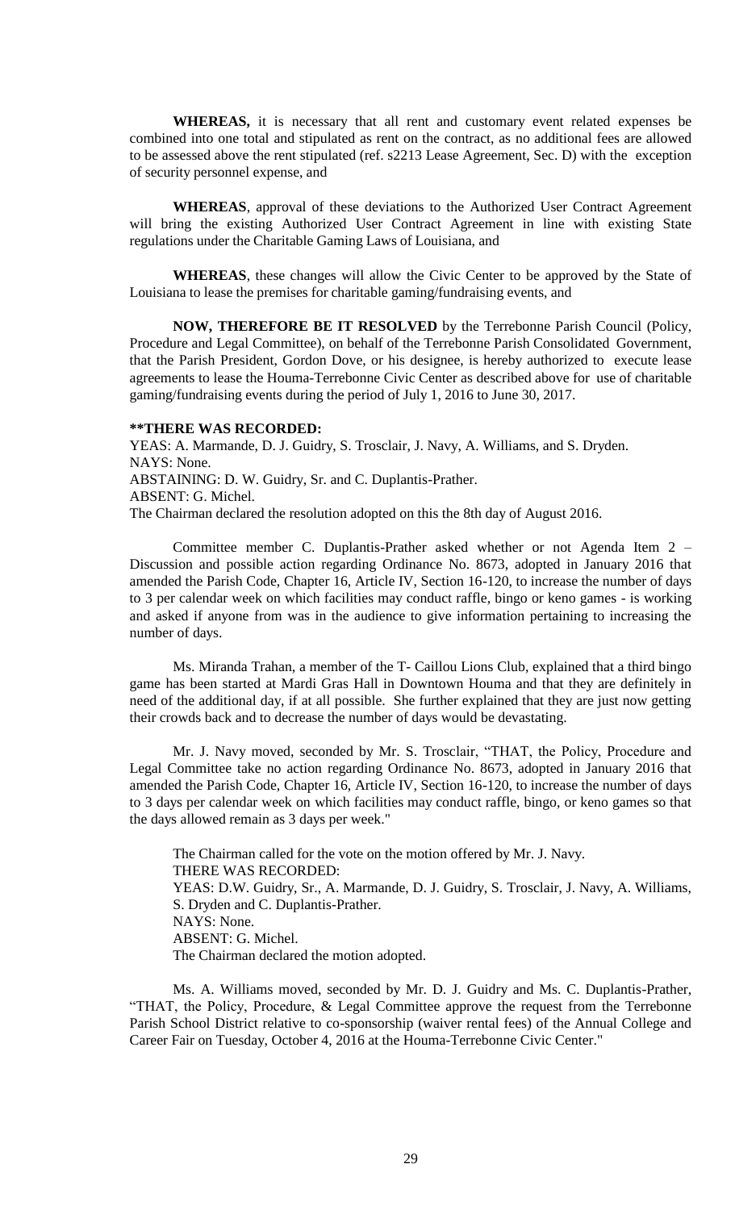**WHEREAS,** it is necessary that all rent and customary event related expenses be combined into one total and stipulated as rent on the contract, as no additional fees are allowed to be assessed above the rent stipulated (ref. s2213 Lease Agreement, Sec. D) with the exception of security personnel expense, and

**WHEREAS**, approval of these deviations to the Authorized User Contract Agreement will bring the existing Authorized User Contract Agreement in line with existing State regulations under the Charitable Gaming Laws of Louisiana, and

**WHEREAS**, these changes will allow the Civic Center to be approved by the State of Louisiana to lease the premises for charitable gaming/fundraising events, and

**NOW, THEREFORE BE IT RESOLVED** by the Terrebonne Parish Council (Policy, Procedure and Legal Committee), on behalf of the Terrebonne Parish Consolidated Government, that the Parish President, Gordon Dove, or his designee, is hereby authorized to execute lease agreements to lease the Houma-Terrebonne Civic Center as described above for use of charitable gaming/fundraising events during the period of July 1, 2016 to June 30, 2017.

**\*\*THERE WAS RECORDED:**
YEAS: A. Marmande, D. J. Guidry, S. Trosclair, J. Navy, A. Williams, and S. Dryden.
NAYS: None.
ABSTAINING: D. W. Guidry, Sr. and C. Duplantis-Prather.
ABSENT: G. Michel.
The Chairman declared the resolution adopted on this the 8th day of August 2016.

Committee member C. Duplantis-Prather asked whether or not Agenda Item 2 – Discussion and possible action regarding Ordinance No. 8673, adopted in January 2016 that amended the Parish Code, Chapter 16, Article IV, Section 16-120, to increase the number of days to 3 per calendar week on which facilities may conduct raffle, bingo or keno games - is working and asked if anyone from was in the audience to give information pertaining to increasing the number of days.

Ms. Miranda Trahan, a member of the T- Caillou Lions Club, explained that a third bingo game has been started at Mardi Gras Hall in Downtown Houma and that they are definitely in need of the additional day, if at all possible. She further explained that they are just now getting their crowds back and to decrease the number of days would be devastating.

Mr. J. Navy moved, seconded by Mr. S. Trosclair, "THAT, the Policy, Procedure and Legal Committee take no action regarding Ordinance No. 8673, adopted in January 2016 that amended the Parish Code, Chapter 16, Article IV, Section 16-120, to increase the number of days to 3 days per calendar week on which facilities may conduct raffle, bingo, or keno games so that the days allowed remain as 3 days per week."

The Chairman called for the vote on the motion offered by Mr. J. Navy.
THERE WAS RECORDED:
YEAS: D.W. Guidry, Sr., A. Marmande, D. J. Guidry, S. Trosclair, J. Navy, A. Williams, S. Dryden and C. Duplantis-Prather.
NAYS: None.
ABSENT: G. Michel.
The Chairman declared the motion adopted.

Ms. A. Williams moved, seconded by Mr. D. J. Guidry and Ms. C. Duplantis-Prather, "THAT, the Policy, Procedure, & Legal Committee approve the request from the Terrebonne Parish School District relative to co-sponsorship (waiver rental fees) of the Annual College and Career Fair on Tuesday, October 4, 2016 at the Houma-Terrebonne Civic Center."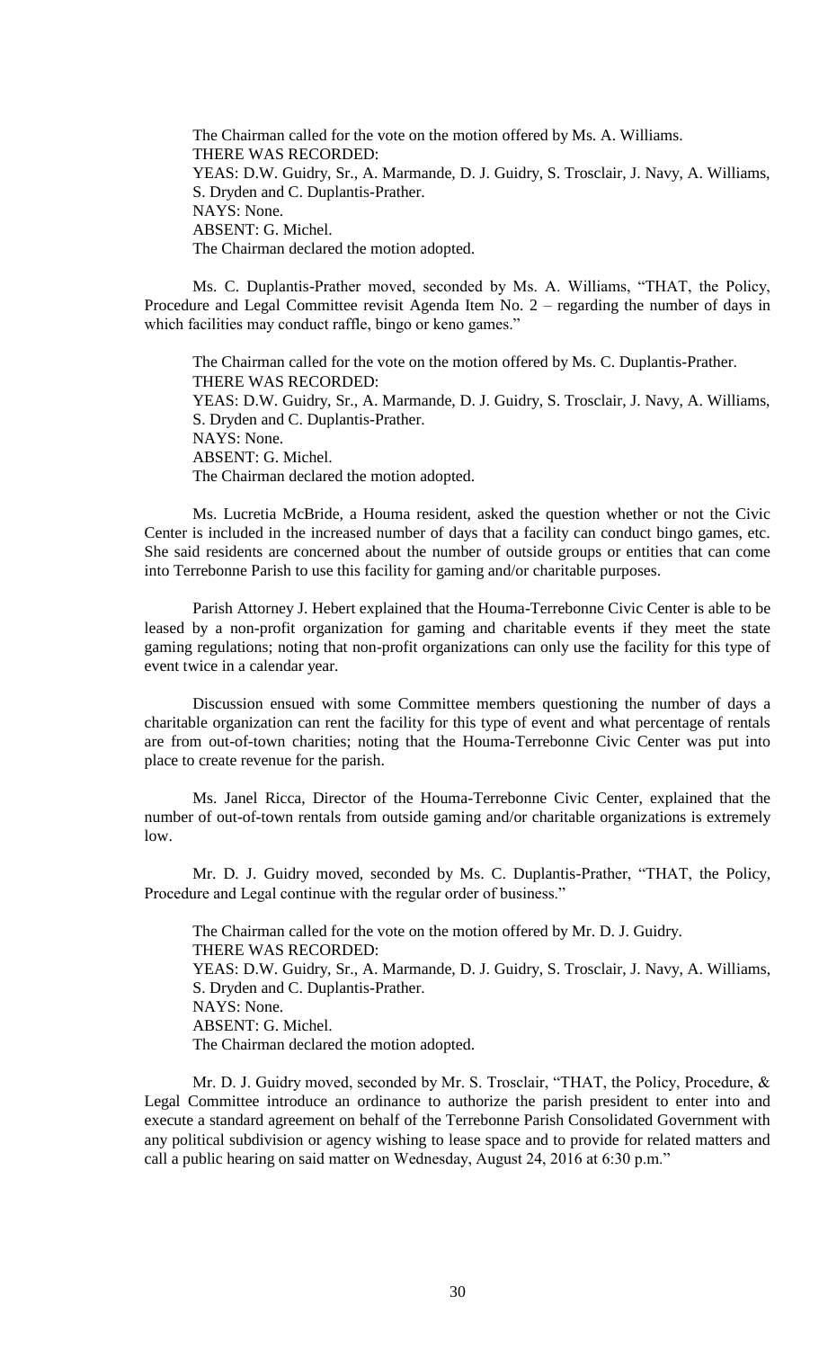The Chairman called for the vote on the motion offered by Ms. A. Williams.
THERE WAS RECORDED:
YEAS: D.W. Guidry, Sr., A. Marmande, D. J. Guidry, S. Trosclair, J. Navy, A. Williams, S. Dryden and C. Duplantis-Prather.
NAYS: None.
ABSENT: G. Michel.
The Chairman declared the motion adopted.

Ms. C. Duplantis-Prather moved, seconded by Ms. A. Williams, "THAT, the Policy, Procedure and Legal Committee revisit Agenda Item No. 2 – regarding the number of days in which facilities may conduct raffle, bingo or keno games."

The Chairman called for the vote on the motion offered by Ms. C. Duplantis-Prather.
THERE WAS RECORDED:
YEAS: D.W. Guidry, Sr., A. Marmande, D. J. Guidry, S. Trosclair, J. Navy, A. Williams, S. Dryden and C. Duplantis-Prather.
NAYS: None.
ABSENT: G. Michel.
The Chairman declared the motion adopted.

Ms. Lucretia McBride, a Houma resident, asked the question whether or not the Civic Center is included in the increased number of days that a facility can conduct bingo games, etc. She said residents are concerned about the number of outside groups or entities that can come into Terrebonne Parish to use this facility for gaming and/or charitable purposes.

Parish Attorney J. Hebert explained that the Houma-Terrebonne Civic Center is able to be leased by a non-profit organization for gaming and charitable events if they meet the state gaming regulations; noting that non-profit organizations can only use the facility for this type of event twice in a calendar year.

Discussion ensued with some Committee members questioning the number of days a charitable organization can rent the facility for this type of event and what percentage of rentals are from out-of-town charities; noting that the Houma-Terrebonne Civic Center was put into place to create revenue for the parish.

Ms. Janel Ricca, Director of the Houma-Terrebonne Civic Center, explained that the number of out-of-town rentals from outside gaming and/or charitable organizations is extremely low.

Mr. D. J. Guidry moved, seconded by Ms. C. Duplantis-Prather, "THAT, the Policy, Procedure and Legal continue with the regular order of business."

The Chairman called for the vote on the motion offered by Mr. D. J. Guidry.
THERE WAS RECORDED:
YEAS: D.W. Guidry, Sr., A. Marmande, D. J. Guidry, S. Trosclair, J. Navy, A. Williams, S. Dryden and C. Duplantis-Prather.
NAYS: None.
ABSENT: G. Michel.
The Chairman declared the motion adopted.

Mr. D. J. Guidry moved, seconded by Mr. S. Trosclair, "THAT, the Policy, Procedure, & Legal Committee introduce an ordinance to authorize the parish president to enter into and execute a standard agreement on behalf of the Terrebonne Parish Consolidated Government with any political subdivision or agency wishing to lease space and to provide for related matters and call a public hearing on said matter on Wednesday, August 24, 2016 at 6:30 p.m."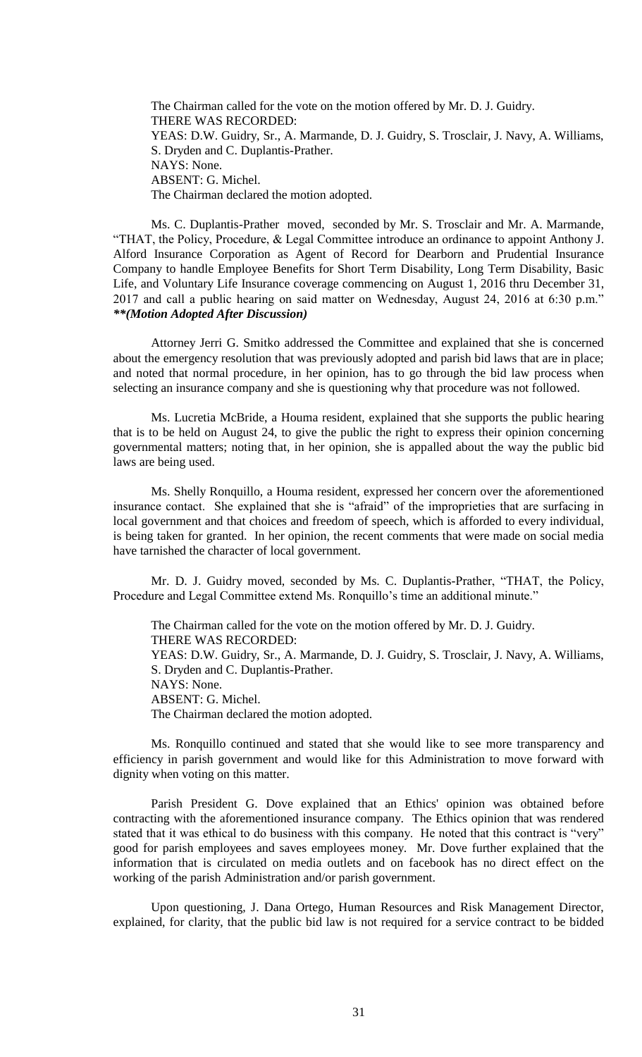The Chairman called for the vote on the motion offered by Mr. D. J. Guidry.
THERE WAS RECORDED:
YEAS: D.W. Guidry, Sr., A. Marmande, D. J. Guidry, S. Trosclair, J. Navy, A. Williams, S. Dryden and C. Duplantis-Prather.
NAYS: None.
ABSENT: G. Michel.
The Chairman declared the motion adopted.

Ms. C. Duplantis-Prather moved, seconded by Mr. S. Trosclair and Mr. A. Marmande, "THAT, the Policy, Procedure, & Legal Committee introduce an ordinance to appoint Anthony J. Alford Insurance Corporation as Agent of Record for Dearborn and Prudential Insurance Company to handle Employee Benefits for Short Term Disability, Long Term Disability, Basic Life, and Voluntary Life Insurance coverage commencing on August 1, 2016 thru December 31, 2017 and call a public hearing on said matter on Wednesday, August 24, 2016 at 6:30 p.m." ***\*\*(Motion Adopted After Discussion)***

Attorney Jerri G. Smitko addressed the Committee and explained that she is concerned about the emergency resolution that was previously adopted and parish bid laws that are in place; and noted that normal procedure, in her opinion, has to go through the bid law process when selecting an insurance company and she is questioning why that procedure was not followed.

Ms. Lucretia McBride, a Houma resident, explained that she supports the public hearing that is to be held on August 24, to give the public the right to express their opinion concerning governmental matters; noting that, in her opinion, she is appalled about the way the public bid laws are being used.

Ms. Shelly Ronquillo, a Houma resident, expressed her concern over the aforementioned insurance contact. She explained that she is "afraid" of the improprieties that are surfacing in local government and that choices and freedom of speech, which is afforded to every individual, is being taken for granted. In her opinion, the recent comments that were made on social media have tarnished the character of local government.

Mr. D. J. Guidry moved, seconded by Ms. C. Duplantis-Prather, "THAT, the Policy, Procedure and Legal Committee extend Ms. Ronquillo's time an additional minute."

The Chairman called for the vote on the motion offered by Mr. D. J. Guidry.
THERE WAS RECORDED:
YEAS: D.W. Guidry, Sr., A. Marmande, D. J. Guidry, S. Trosclair, J. Navy, A. Williams, S. Dryden and C. Duplantis-Prather.
NAYS: None.
ABSENT: G. Michel.
The Chairman declared the motion adopted.

Ms. Ronquillo continued and stated that she would like to see more transparency and efficiency in parish government and would like for this Administration to move forward with dignity when voting on this matter.

Parish President G. Dove explained that an Ethics' opinion was obtained before contracting with the aforementioned insurance company. The Ethics opinion that was rendered stated that it was ethical to do business with this company. He noted that this contract is "very" good for parish employees and saves employees money. Mr. Dove further explained that the information that is circulated on media outlets and on facebook has no direct effect on the working of the parish Administration and/or parish government.

Upon questioning, J. Dana Ortego, Human Resources and Risk Management Director, explained, for clarity, that the public bid law is not required for a service contract to be bidded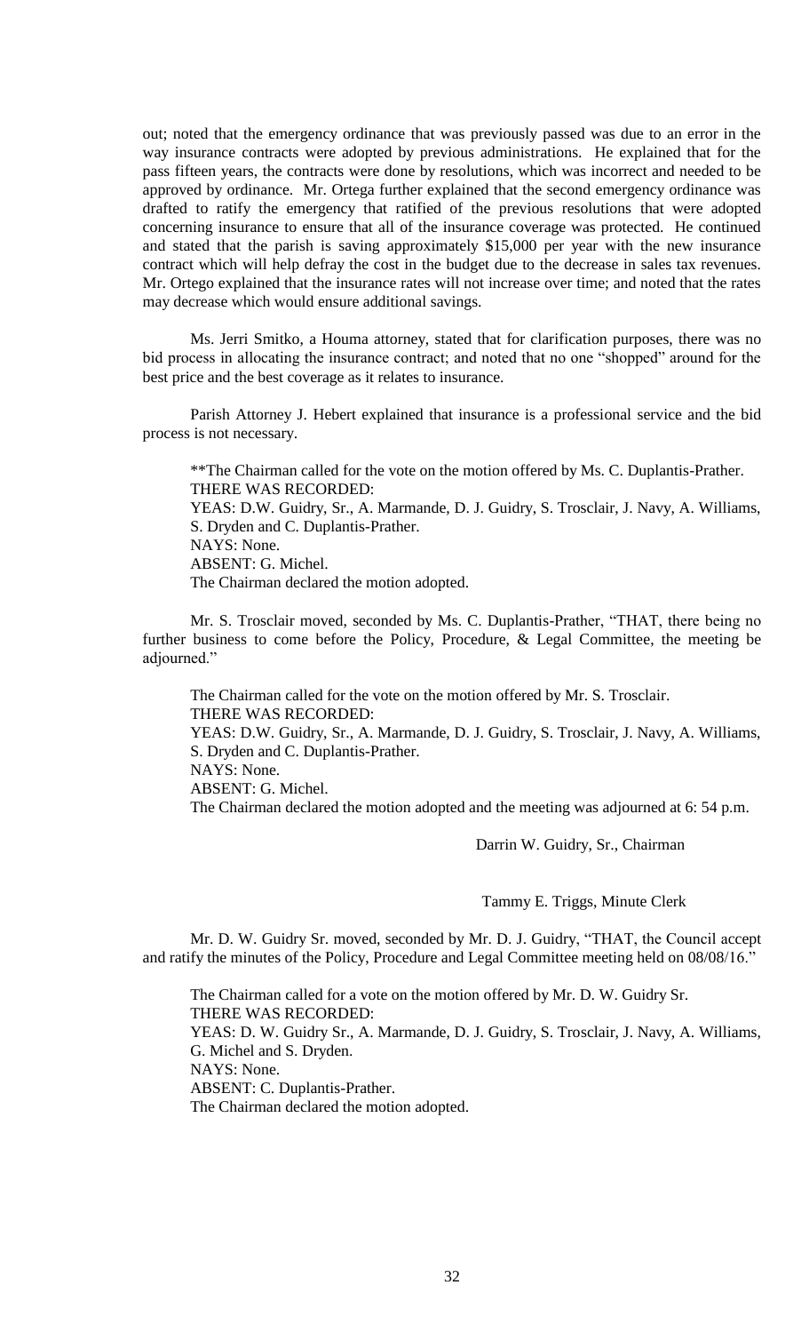out; noted that the emergency ordinance that was previously passed was due to an error in the way insurance contracts were adopted by previous administrations. He explained that for the pass fifteen years, the contracts were done by resolutions, which was incorrect and needed to be approved by ordinance. Mr. Ortega further explained that the second emergency ordinance was drafted to ratify the emergency that ratified of the previous resolutions that were adopted concerning insurance to ensure that all of the insurance coverage was protected. He continued and stated that the parish is saving approximately $15,000 per year with the new insurance contract which will help defray the cost in the budget due to the decrease in sales tax revenues. Mr. Ortego explained that the insurance rates will not increase over time; and noted that the rates may decrease which would ensure additional savings.

Ms. Jerri Smitko, a Houma attorney, stated that for clarification purposes, there was no bid process in allocating the insurance contract; and noted that no one "shopped" around for the best price and the best coverage as it relates to insurance.

Parish Attorney J. Hebert explained that insurance is a professional service and the bid process is not necessary.

**The Chairman called for the vote on the motion offered by Ms. C. Duplantis-Prather.
THERE WAS RECORDED:
YEAS: D.W. Guidry, Sr., A. Marmande, D. J. Guidry, S. Trosclair, J. Navy, A. Williams, S. Dryden and C. Duplantis-Prather.
NAYS: None.
ABSENT: G. Michel.
The Chairman declared the motion adopted.

Mr. S. Trosclair moved, seconded by Ms. C. Duplantis-Prather, "THAT, there being no further business to come before the Policy, Procedure, & Legal Committee, the meeting be adjourned."

The Chairman called for the vote on the motion offered by Mr. S. Trosclair.
THERE WAS RECORDED:
YEAS: D.W. Guidry, Sr., A. Marmande, D. J. Guidry, S. Trosclair, J. Navy, A. Williams, S. Dryden and C. Duplantis-Prather.
NAYS: None.
ABSENT: G. Michel.
The Chairman declared the motion adopted and the meeting was adjourned at 6: 54 p.m.

Darrin W. Guidry, Sr., Chairman

Tammy E. Triggs, Minute Clerk

Mr. D. W. Guidry Sr. moved, seconded by Mr. D. J. Guidry, "THAT, the Council accept and ratify the minutes of the Policy, Procedure and Legal Committee meeting held on 08/08/16."

The Chairman called for a vote on the motion offered by Mr. D. W. Guidry Sr.
THERE WAS RECORDED:
YEAS: D. W. Guidry Sr., A. Marmande, D. J. Guidry, S. Trosclair, J. Navy, A. Williams, G. Michel and S. Dryden.
NAYS: None.
ABSENT: C. Duplantis-Prather.
The Chairman declared the motion adopted.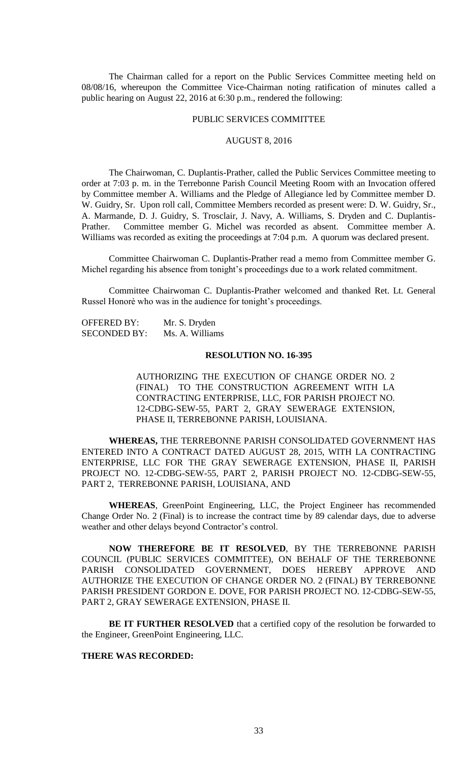The Chairman called for a report on the Public Services Committee meeting held on 08/08/16, whereupon the Committee Vice-Chairman noting ratification of minutes called a public hearing on August 22, 2016 at 6:30 p.m., rendered the following:

PUBLIC SERVICES COMMITTEE

AUGUST 8, 2016

The Chairwoman, C. Duplantis-Prather, called the Public Services Committee meeting to order at 7:03 p. m. in the Terrebonne Parish Council Meeting Room with an Invocation offered by Committee member A. Williams and the Pledge of Allegiance led by Committee member D. W. Guidry, Sr. Upon roll call, Committee Members recorded as present were: D. W. Guidry, Sr., A. Marmande, D. J. Guidry, S. Trosclair, J. Navy, A. Williams, S. Dryden and C. Duplantis-Prather. Committee member G. Michel was recorded as absent. Committee member A. Williams was recorded as exiting the proceedings at 7:04 p.m. A quorum was declared present.

Committee Chairwoman C. Duplantis-Prather read a memo from Committee member G. Michel regarding his absence from tonight's proceedings due to a work related commitment.

Committee Chairwoman C. Duplantis-Prather welcomed and thanked Ret. Lt. General Russel Honorè who was in the audience for tonight's proceedings.

OFFERED BY: Mr. S. Dryden
SECONDED BY: Ms. A. Williams

**RESOLUTION NO. 16-395**

AUTHORIZING THE EXECUTION OF CHANGE ORDER NO. 2 (FINAL) TO THE CONSTRUCTION AGREEMENT WITH LA CONTRACTING ENTERPRISE, LLC, FOR PARISH PROJECT NO. 12-CDBG-SEW-55, PART 2, GRAY SEWERAGE EXTENSION, PHASE II, TERREBONNE PARISH, LOUISIANA.

**WHEREAS,** THE TERREBONNE PARISH CONSOLIDATED GOVERNMENT HAS ENTERED INTO A CONTRACT DATED AUGUST 28, 2015, WITH LA CONTRACTING ENTERPRISE, LLC FOR THE GRAY SEWERAGE EXTENSION, PHASE II, PARISH PROJECT NO. 12-CDBG-SEW-55, PART 2, PARISH PROJECT NO. 12-CDBG-SEW-55, PART 2, TERREBONNE PARISH, LOUISIANA, AND

**WHEREAS**, GreenPoint Engineering, LLC, the Project Engineer has recommended Change Order No. 2 (Final) is to increase the contract time by 89 calendar days, due to adverse weather and other delays beyond Contractor's control.

**NOW THEREFORE BE IT RESOLVED**, BY THE TERREBONNE PARISH COUNCIL (PUBLIC SERVICES COMMITTEE), ON BEHALF OF THE TERREBONNE PARISH CONSOLIDATED GOVERNMENT, DOES HEREBY APPROVE AND AUTHORIZE THE EXECUTION OF CHANGE ORDER NO. 2 (FINAL) BY TERREBONNE PARISH PRESIDENT GORDON E. DOVE, FOR PARISH PROJECT NO. 12-CDBG-SEW-55, PART 2, GRAY SEWERAGE EXTENSION, PHASE II.

**BE IT FURTHER RESOLVED** that a certified copy of the resolution be forwarded to the Engineer, GreenPoint Engineering, LLC.

**THERE WAS RECORDED:**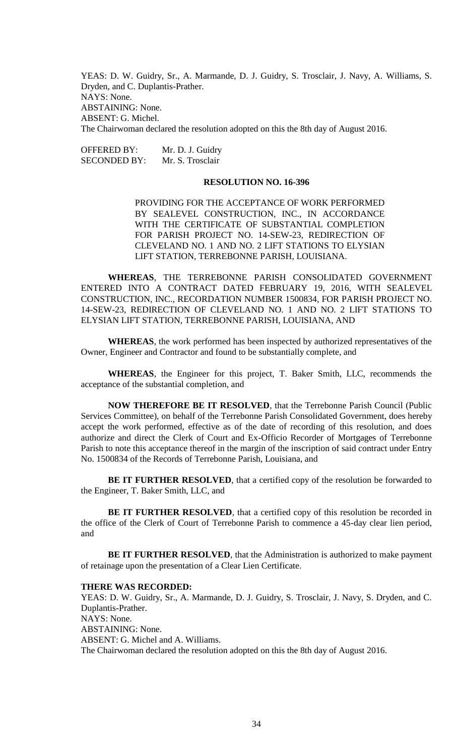YEAS: D. W. Guidry, Sr., A. Marmande, D. J. Guidry, S. Trosclair, J. Navy, A. Williams, S. Dryden, and C. Duplantis-Prather.
NAYS: None.
ABSTAINING: None.
ABSENT: G. Michel.
The Chairwoman declared the resolution adopted on this the 8th day of August 2016.

OFFERED BY: Mr. D. J. Guidry
SECONDED BY: Mr. S. Trosclair

**RESOLUTION NO. 16-396**

PROVIDING FOR THE ACCEPTANCE OF WORK PERFORMED BY SEALEVEL CONSTRUCTION, INC., IN ACCORDANCE WITH THE CERTIFICATE OF SUBSTANTIAL COMPLETION FOR PARISH PROJECT NO. 14-SEW-23, REDIRECTION OF CLEVELAND NO. 1 AND NO. 2 LIFT STATIONS TO ELYSIAN LIFT STATION, TERREBONNE PARISH, LOUISIANA.

**WHEREAS**, THE TERREBONNE PARISH CONSOLIDATED GOVERNMENT ENTERED INTO A CONTRACT DATED FEBRUARY 19, 2016, WITH SEALEVEL CONSTRUCTION, INC., RECORDATION NUMBER 1500834, FOR PARISH PROJECT NO. 14-SEW-23, REDIRECTION OF CLEVELAND NO. 1 AND NO. 2 LIFT STATIONS TO ELYSIAN LIFT STATION, TERREBONNE PARISH, LOUISIANA, AND

**WHEREAS**, the work performed has been inspected by authorized representatives of the Owner, Engineer and Contractor and found to be substantially complete, and

**WHEREAS**, the Engineer for this project, T. Baker Smith, LLC, recommends the acceptance of the substantial completion, and

**NOW THEREFORE BE IT RESOLVED**, that the Terrebonne Parish Council (Public Services Committee), on behalf of the Terrebonne Parish Consolidated Government, does hereby accept the work performed, effective as of the date of recording of this resolution, and does authorize and direct the Clerk of Court and Ex-Officio Recorder of Mortgages of Terrebonne Parish to note this acceptance thereof in the margin of the inscription of said contract under Entry No. 1500834 of the Records of Terrebonne Parish, Louisiana, and

**BE IT FURTHER RESOLVED**, that a certified copy of the resolution be forwarded to the Engineer, T. Baker Smith, LLC, and

**BE IT FURTHER RESOLVED**, that a certified copy of this resolution be recorded in the office of the Clerk of Court of Terrebonne Parish to commence a 45-day clear lien period, and

**BE IT FURTHER RESOLVED**, that the Administration is authorized to make payment of retainage upon the presentation of a Clear Lien Certificate.

**THERE WAS RECORDED:**
YEAS: D. W. Guidry, Sr., A. Marmande, D. J. Guidry, S. Trosclair, J. Navy, S. Dryden, and C. Duplantis-Prather.
NAYS: None.
ABSTAINING: None.
ABSENT: G. Michel and A. Williams.
The Chairwoman declared the resolution adopted on this the 8th day of August 2016.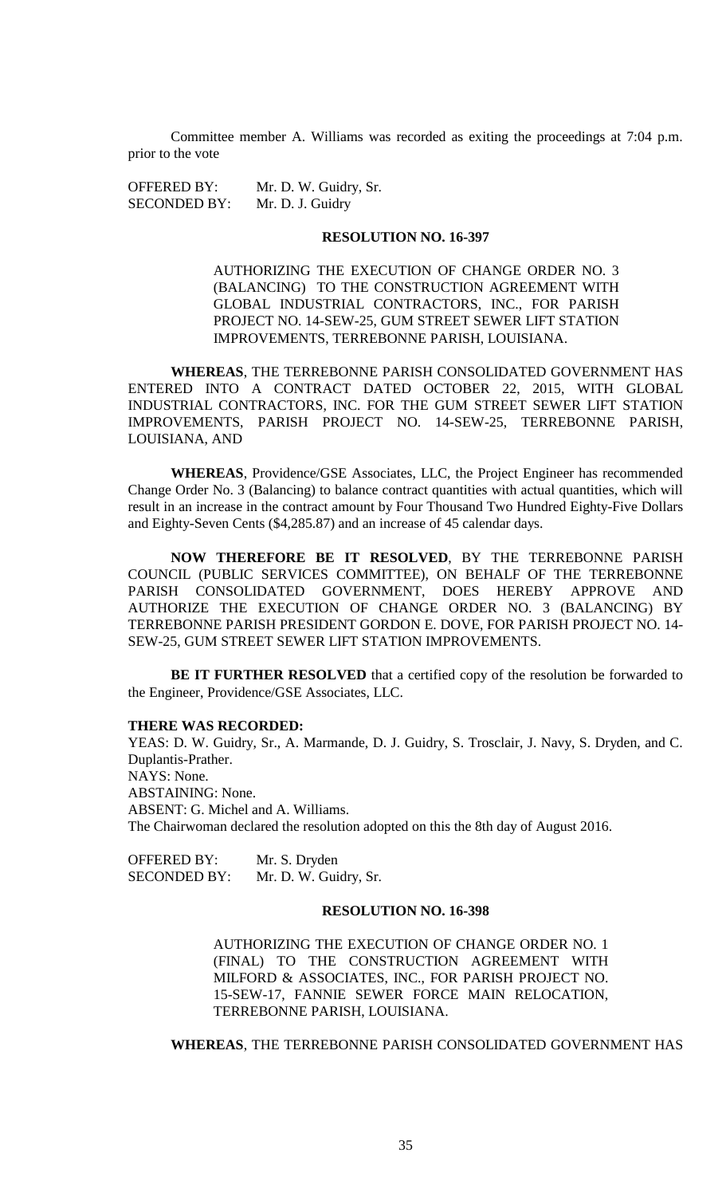Committee member A. Williams was recorded as exiting the proceedings at 7:04 p.m. prior to the vote

OFFERED BY: Mr. D. W. Guidry, Sr.
SECONDED BY: Mr. D. J. Guidry

**RESOLUTION NO. 16-397**

AUTHORIZING THE EXECUTION OF CHANGE ORDER NO. 3 (BALANCING) TO THE CONSTRUCTION AGREEMENT WITH GLOBAL INDUSTRIAL CONTRACTORS, INC., FOR PARISH PROJECT NO. 14-SEW-25, GUM STREET SEWER LIFT STATION IMPROVEMENTS, TERREBONNE PARISH, LOUISIANA.

**WHEREAS**, THE TERREBONNE PARISH CONSOLIDATED GOVERNMENT HAS ENTERED INTO A CONTRACT DATED OCTOBER 22, 2015, WITH GLOBAL INDUSTRIAL CONTRACTORS, INC. FOR THE GUM STREET SEWER LIFT STATION IMPROVEMENTS, PARISH PROJECT NO. 14-SEW-25, TERREBONNE PARISH, LOUISIANA, AND

**WHEREAS**, Providence/GSE Associates, LLC, the Project Engineer has recommended Change Order No. 3 (Balancing) to balance contract quantities with actual quantities, which will result in an increase in the contract amount by Four Thousand Two Hundred Eighty-Five Dollars and Eighty-Seven Cents ($4,285.87) and an increase of 45 calendar days.

**NOW THEREFORE BE IT RESOLVED**, BY THE TERREBONNE PARISH COUNCIL (PUBLIC SERVICES COMMITTEE), ON BEHALF OF THE TERREBONNE PARISH CONSOLIDATED GOVERNMENT, DOES HEREBY APPROVE AND AUTHORIZE THE EXECUTION OF CHANGE ORDER NO. 3 (BALANCING) BY TERREBONNE PARISH PRESIDENT GORDON E. DOVE, FOR PARISH PROJECT NO. 14-SEW-25, GUM STREET SEWER LIFT STATION IMPROVEMENTS.

**BE IT FURTHER RESOLVED** that a certified copy of the resolution be forwarded to the Engineer, Providence/GSE Associates, LLC.

**THERE WAS RECORDED:**
YEAS: D. W. Guidry, Sr., A. Marmande, D. J. Guidry, S. Trosclair, J. Navy, S. Dryden, and C. Duplantis-Prather.
NAYS: None.
ABSTAINING: None.
ABSENT: G. Michel and A. Williams.
The Chairwoman declared the resolution adopted on this the 8th day of August 2016.

OFFERED BY: Mr. S. Dryden
SECONDED BY: Mr. D. W. Guidry, Sr.

**RESOLUTION NO. 16-398**

AUTHORIZING THE EXECUTION OF CHANGE ORDER NO. 1 (FINAL) TO THE CONSTRUCTION AGREEMENT WITH MILFORD & ASSOCIATES, INC., FOR PARISH PROJECT NO. 15-SEW-17, FANNIE SEWER FORCE MAIN RELOCATION, TERREBONNE PARISH, LOUISIANA.

**WHEREAS**, THE TERREBONNE PARISH CONSOLIDATED GOVERNMENT HAS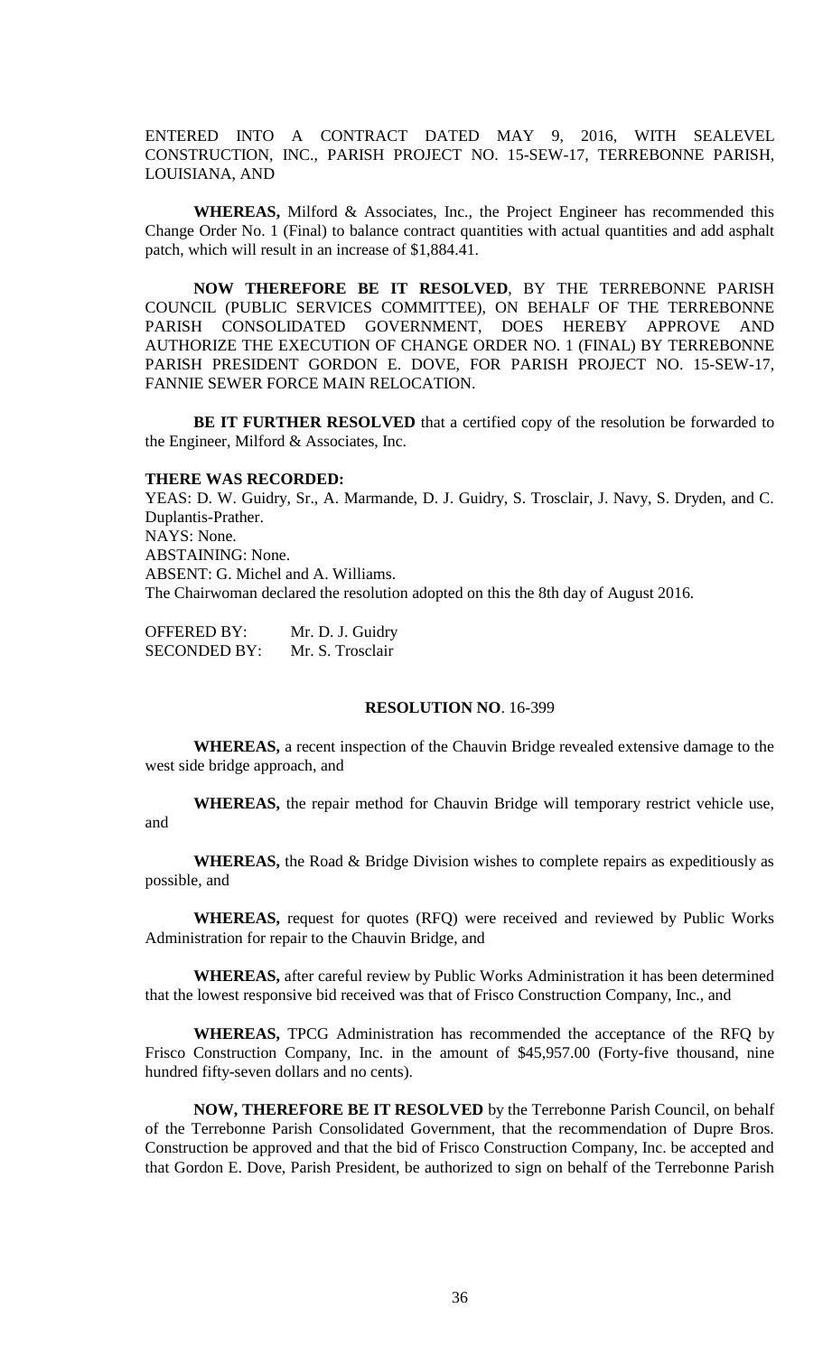ENTERED INTO A CONTRACT DATED MAY 9, 2016, WITH SEALEVEL CONSTRUCTION, INC., PARISH PROJECT NO. 15-SEW-17, TERREBONNE PARISH, LOUISIANA, AND

**WHEREAS,** Milford & Associates, Inc., the Project Engineer has recommended this Change Order No. 1 (Final) to balance contract quantities with actual quantities and add asphalt patch, which will result in an increase of $1,884.41.

**NOW THEREFORE BE IT RESOLVED**, BY THE TERREBONNE PARISH COUNCIL (PUBLIC SERVICES COMMITTEE), ON BEHALF OF THE TERREBONNE PARISH CONSOLIDATED GOVERNMENT, DOES HEREBY APPROVE AND AUTHORIZE THE EXECUTION OF CHANGE ORDER NO. 1 (FINAL) BY TERREBONNE PARISH PRESIDENT GORDON E. DOVE, FOR PARISH PROJECT NO. 15-SEW-17, FANNIE SEWER FORCE MAIN RELOCATION.

**BE IT FURTHER RESOLVED** that a certified copy of the resolution be forwarded to the Engineer, Milford & Associates, Inc.

**THERE WAS RECORDED:**

YEAS: D. W. Guidry, Sr., A. Marmande, D. J. Guidry, S. Trosclair, J. Navy, S. Dryden, and C. Duplantis-Prather.
NAYS: None.
ABSTAINING: None.
ABSENT: G. Michel and A. Williams.
The Chairwoman declared the resolution adopted on this the 8th day of August 2016.

OFFERED BY: Mr. D. J. Guidry
SECONDED BY: Mr. S. Trosclair

**RESOLUTION NO**. 16-399

**WHEREAS,** a recent inspection of the Chauvin Bridge revealed extensive damage to the west side bridge approach, and

**WHEREAS,** the repair method for Chauvin Bridge will temporary restrict vehicle use, and

**WHEREAS,** the Road & Bridge Division wishes to complete repairs as expeditiously as possible, and

**WHEREAS,** request for quotes (RFQ) were received and reviewed by Public Works Administration for repair to the Chauvin Bridge, and

**WHEREAS,** after careful review by Public Works Administration it has been determined that the lowest responsive bid received was that of Frisco Construction Company, Inc., and

**WHEREAS,** TPCG Administration has recommended the acceptance of the RFQ by Frisco Construction Company, Inc. in the amount of $45,957.00 (Forty-five thousand, nine hundred fifty-seven dollars and no cents).

**NOW, THEREFORE BE IT RESOLVED** by the Terrebonne Parish Council, on behalf of the Terrebonne Parish Consolidated Government, that the recommendation of Dupre Bros. Construction be approved and that the bid of Frisco Construction Company, Inc. be accepted and that Gordon E. Dove, Parish President, be authorized to sign on behalf of the Terrebonne Parish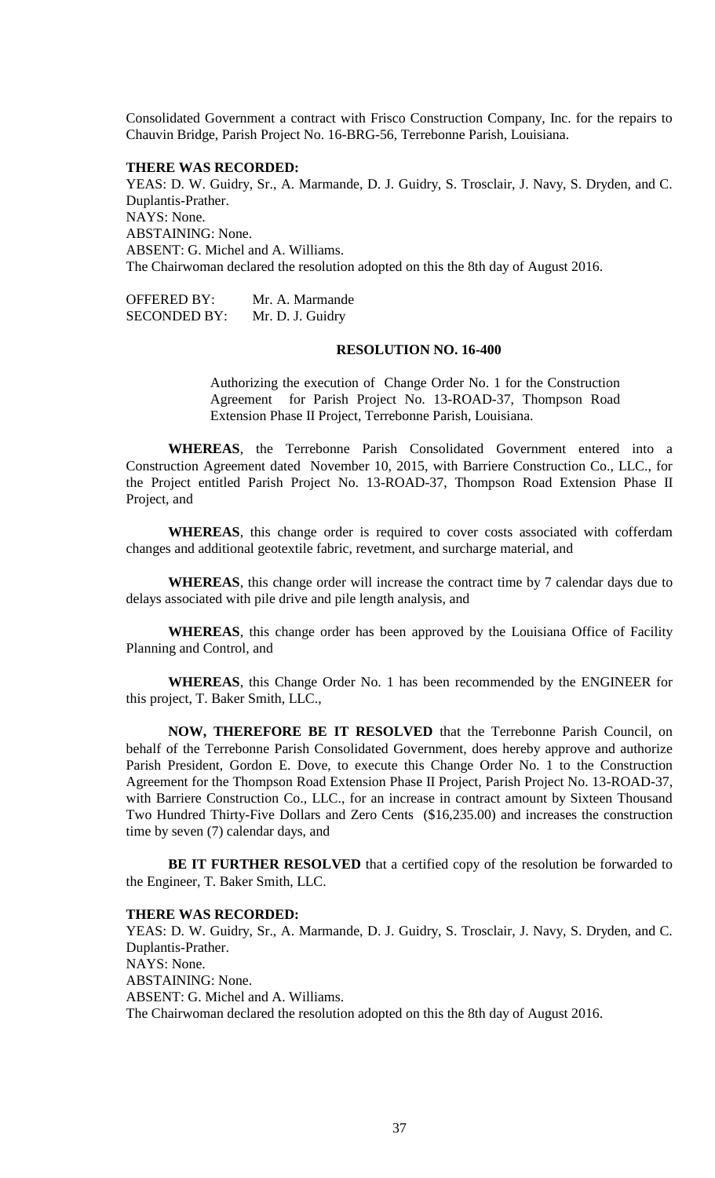Consolidated Government a contract with Frisco Construction Company, Inc. for the repairs to Chauvin Bridge, Parish Project No. 16-BRG-56, Terrebonne Parish, Louisiana.

**THERE WAS RECORDED:**

YEAS: D. W. Guidry, Sr., A. Marmande, D. J. Guidry, S. Trosclair, J. Navy, S. Dryden, and C. Duplantis-Prather.
NAYS: None.
ABSTAINING: None.
ABSENT: G. Michel and A. Williams.
The Chairwoman declared the resolution adopted on this the 8th day of August 2016.

OFFERED BY: Mr. A. Marmande
SECONDED BY: Mr. D. J. Guidry

**RESOLUTION NO. 16-400**

Authorizing the execution of Change Order No. 1 for the Construction Agreement for Parish Project No. 13-ROAD-37, Thompson Road Extension Phase II Project, Terrebonne Parish, Louisiana.

**WHEREAS**, the Terrebonne Parish Consolidated Government entered into a Construction Agreement dated November 10, 2015, with Barriere Construction Co., LLC., for the Project entitled Parish Project No. 13-ROAD-37, Thompson Road Extension Phase II Project, and

**WHEREAS**, this change order is required to cover costs associated with cofferdam changes and additional geotextile fabric, revetment, and surcharge material, and

**WHEREAS**, this change order will increase the contract time by 7 calendar days due to delays associated with pile drive and pile length analysis, and

**WHEREAS**, this change order has been approved by the Louisiana Office of Facility Planning and Control, and

**WHEREAS**, this Change Order No. 1 has been recommended by the ENGINEER for this project, T. Baker Smith, LLC.,

**NOW, THEREFORE BE IT RESOLVED** that the Terrebonne Parish Council, on behalf of the Terrebonne Parish Consolidated Government, does hereby approve and authorize Parish President, Gordon E. Dove, to execute this Change Order No. 1 to the Construction Agreement for the Thompson Road Extension Phase II Project, Parish Project No. 13-ROAD-37, with Barriere Construction Co., LLC., for an increase in contract amount by Sixteen Thousand Two Hundred Thirty-Five Dollars and Zero Cents ($16,235.00) and increases the construction time by seven (7) calendar days, and

**BE IT FURTHER RESOLVED** that a certified copy of the resolution be forwarded to the Engineer, T. Baker Smith, LLC.

**THERE WAS RECORDED:**

YEAS: D. W. Guidry, Sr., A. Marmande, D. J. Guidry, S. Trosclair, J. Navy, S. Dryden, and C. Duplantis-Prather.
NAYS: None.
ABSTAINING: None.
ABSENT: G. Michel and A. Williams.
The Chairwoman declared the resolution adopted on this the 8th day of August 2016.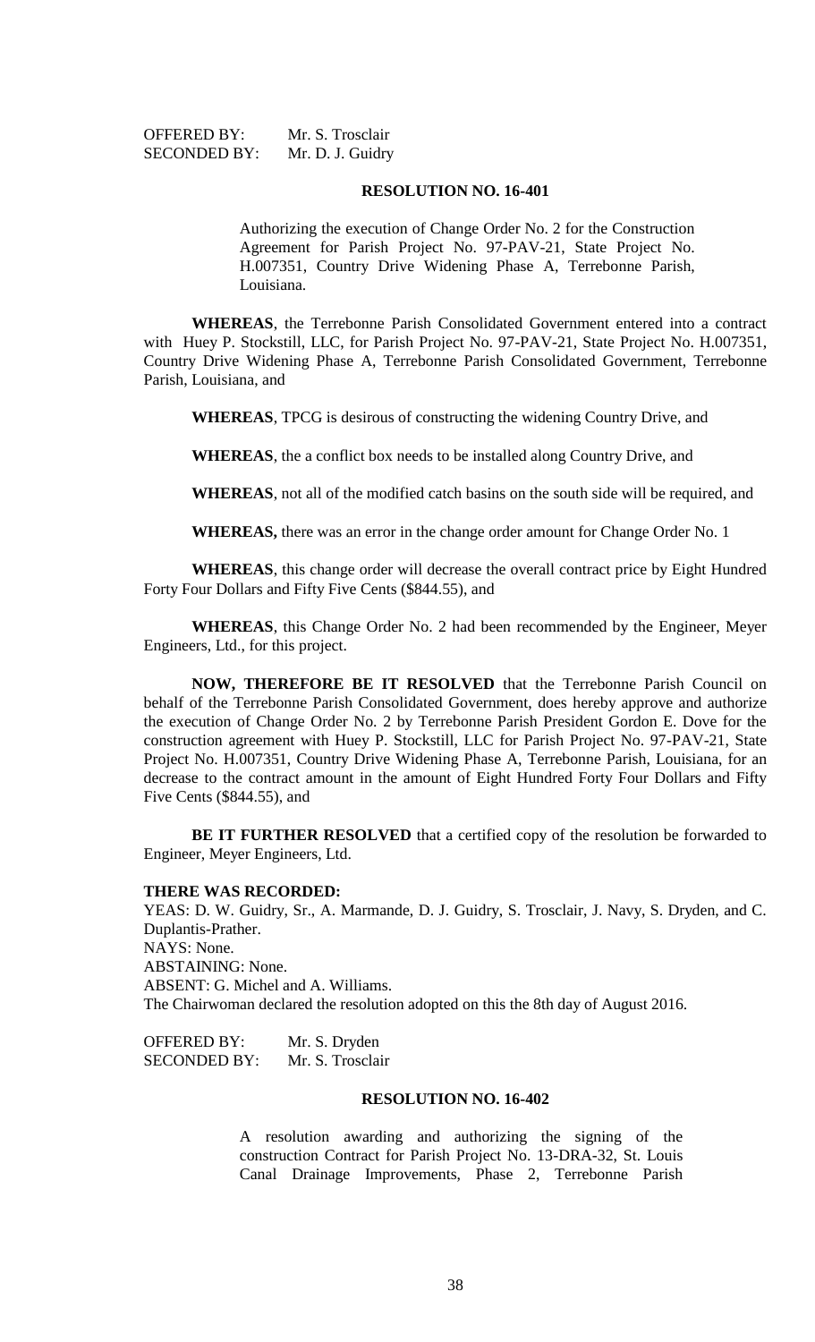OFFERED BY: Mr. S. Trosclair
SECONDED BY: Mr. D. J. Guidry

**RESOLUTION NO. 16-401**

Authorizing the execution of Change Order No. 2 for the Construction Agreement for Parish Project No. 97-PAV-21, State Project No. H.007351, Country Drive Widening Phase A, Terrebonne Parish, Louisiana.

**WHEREAS**, the Terrebonne Parish Consolidated Government entered into a contract with Huey P. Stockstill, LLC, for Parish Project No. 97-PAV-21, State Project No. H.007351, Country Drive Widening Phase A, Terrebonne Parish Consolidated Government, Terrebonne Parish, Louisiana, and

**WHEREAS**, TPCG is desirous of constructing the widening Country Drive, and

**WHEREAS**, the a conflict box needs to be installed along Country Drive, and

**WHEREAS**, not all of the modified catch basins on the south side will be required, and

**WHEREAS,** there was an error in the change order amount for Change Order No. 1

**WHEREAS**, this change order will decrease the overall contract price by Eight Hundred Forty Four Dollars and Fifty Five Cents ($844.55), and

**WHEREAS**, this Change Order No. 2 had been recommended by the Engineer, Meyer Engineers, Ltd., for this project.

**NOW, THEREFORE BE IT RESOLVED** that the Terrebonne Parish Council on behalf of the Terrebonne Parish Consolidated Government, does hereby approve and authorize the execution of Change Order No. 2 by Terrebonne Parish President Gordon E. Dove for the construction agreement with Huey P. Stockstill, LLC for Parish Project No. 97-PAV-21, State Project No. H.007351, Country Drive Widening Phase A, Terrebonne Parish, Louisiana, for an decrease to the contract amount in the amount of Eight Hundred Forty Four Dollars and Fifty Five Cents ($844.55), and

**BE IT FURTHER RESOLVED** that a certified copy of the resolution be forwarded to Engineer, Meyer Engineers, Ltd.

**THERE WAS RECORDED:**
YEAS: D. W. Guidry, Sr., A. Marmande, D. J. Guidry, S. Trosclair, J. Navy, S. Dryden, and C. Duplantis-Prather.
NAYS: None.
ABSTAINING: None.
ABSENT: G. Michel and A. Williams.
The Chairwoman declared the resolution adopted on this the 8th day of August 2016.

OFFERED BY: Mr. S. Dryden
SECONDED BY: Mr. S. Trosclair

**RESOLUTION NO. 16-402**

A resolution awarding and authorizing the signing of the construction Contract for Parish Project No. 13-DRA-32, St. Louis Canal Drainage Improvements, Phase 2, Terrebonne Parish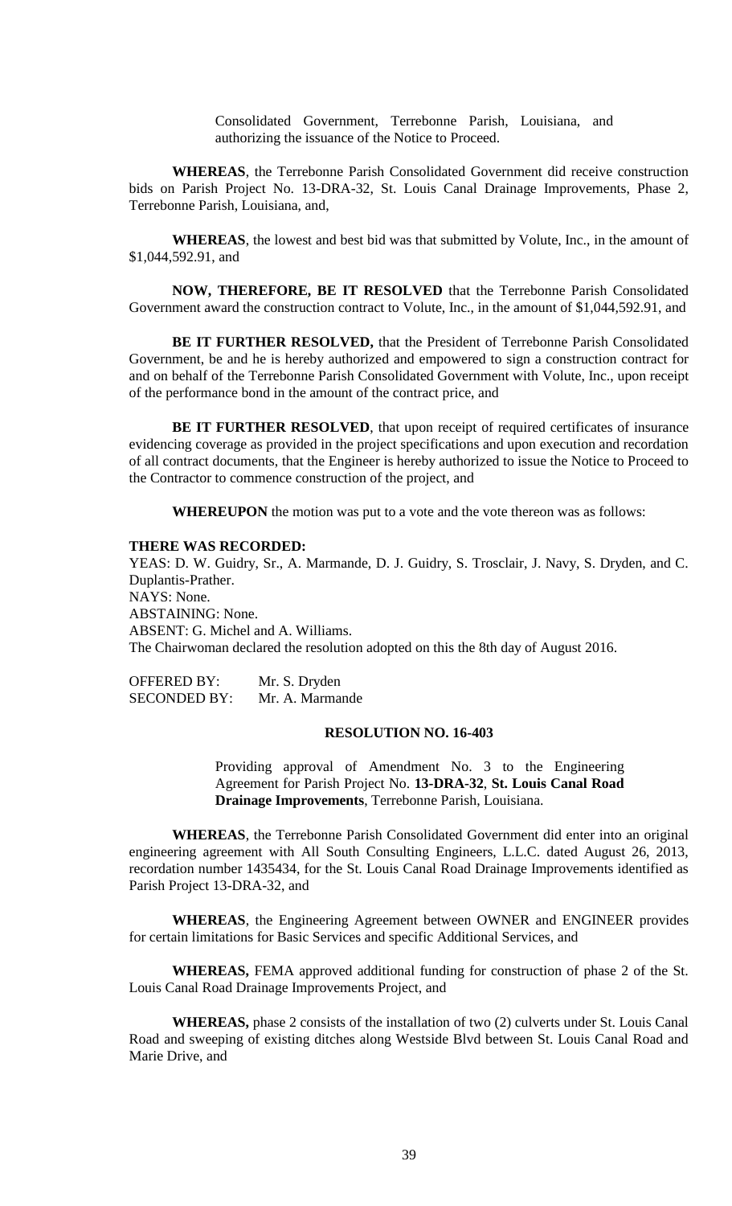Consolidated Government, Terrebonne Parish, Louisiana, and authorizing the issuance of the Notice to Proceed.

**WHEREAS**, the Terrebonne Parish Consolidated Government did receive construction bids on Parish Project No. 13-DRA-32, St. Louis Canal Drainage Improvements, Phase 2, Terrebonne Parish, Louisiana, and,

**WHEREAS**, the lowest and best bid was that submitted by Volute, Inc., in the amount of $1,044,592.91, and

**NOW, THEREFORE, BE IT RESOLVED** that the Terrebonne Parish Consolidated Government award the construction contract to Volute, Inc., in the amount of $1,044,592.91, and

**BE IT FURTHER RESOLVED,** that the President of Terrebonne Parish Consolidated Government, be and he is hereby authorized and empowered to sign a construction contract for and on behalf of the Terrebonne Parish Consolidated Government with Volute, Inc., upon receipt of the performance bond in the amount of the contract price, and

**BE IT FURTHER RESOLVED**, that upon receipt of required certificates of insurance evidencing coverage as provided in the project specifications and upon execution and recordation of all contract documents, that the Engineer is hereby authorized to issue the Notice to Proceed to the Contractor to commence construction of the project, and

**WHEREUPON** the motion was put to a vote and the vote thereon was as follows:

**THERE WAS RECORDED:**
YEAS: D. W. Guidry, Sr., A. Marmande, D. J. Guidry, S. Trosclair, J. Navy, S. Dryden, and C. Duplantis-Prather.
NAYS: None.
ABSTAINING: None.
ABSENT: G. Michel and A. Williams.
The Chairwoman declared the resolution adopted on this the 8th day of August 2016.

OFFERED BY: Mr. S. Dryden
SECONDED BY: Mr. A. Marmande

**RESOLUTION NO. 16-403**

Providing approval of Amendment No. 3 to the Engineering Agreement for Parish Project No. **13-DRA-32**, **St. Louis Canal Road Drainage Improvements**, Terrebonne Parish, Louisiana.

**WHEREAS**, the Terrebonne Parish Consolidated Government did enter into an original engineering agreement with All South Consulting Engineers, L.L.C. dated August 26, 2013, recordation number 1435434, for the St. Louis Canal Road Drainage Improvements identified as Parish Project 13-DRA-32, and

**WHEREAS**, the Engineering Agreement between OWNER and ENGINEER provides for certain limitations for Basic Services and specific Additional Services, and

**WHEREAS,** FEMA approved additional funding for construction of phase 2 of the St. Louis Canal Road Drainage Improvements Project, and

**WHEREAS,** phase 2 consists of the installation of two (2) culverts under St. Louis Canal Road and sweeping of existing ditches along Westside Blvd between St. Louis Canal Road and Marie Drive, and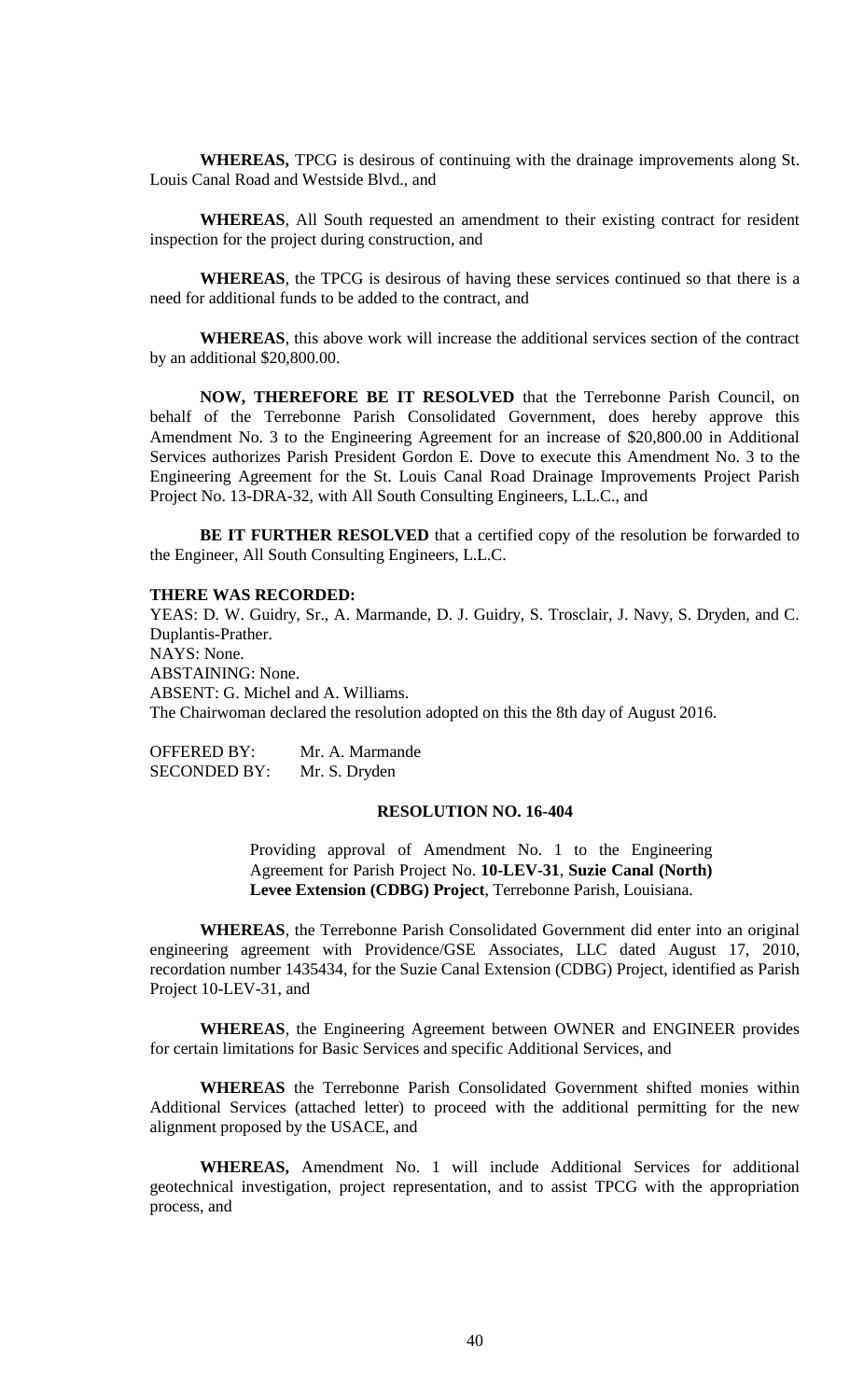**WHEREAS,** TPCG is desirous of continuing with the drainage improvements along St. Louis Canal Road and Westside Blvd., and

**WHEREAS**, All South requested an amendment to their existing contract for resident inspection for the project during construction, and

**WHEREAS**, the TPCG is desirous of having these services continued so that there is a need for additional funds to be added to the contract, and

**WHEREAS**, this above work will increase the additional services section of the contract by an additional $20,800.00.

**NOW, THEREFORE BE IT RESOLVED** that the Terrebonne Parish Council, on behalf of the Terrebonne Parish Consolidated Government, does hereby approve this Amendment No. 3 to the Engineering Agreement for an increase of $20,800.00 in Additional Services authorizes Parish President Gordon E. Dove to execute this Amendment No. 3 to the Engineering Agreement for the St. Louis Canal Road Drainage Improvements Project Parish Project No. 13-DRA-32, with All South Consulting Engineers, L.L.C., and

**BE IT FURTHER RESOLVED** that a certified copy of the resolution be forwarded to the Engineer, All South Consulting Engineers, L.L.C.

**THERE WAS RECORDED:**

YEAS: D. W. Guidry, Sr., A. Marmande, D. J. Guidry, S. Trosclair, J. Navy, S. Dryden, and C. Duplantis-Prather.
NAYS: None.
ABSTAINING: None.
ABSENT: G. Michel and A. Williams.
The Chairwoman declared the resolution adopted on this the 8th day of August 2016.

OFFERED BY: Mr. A. Marmande
SECONDED BY: Mr. S. Dryden

**RESOLUTION NO. 16-404**

Providing approval of Amendment No. 1 to the Engineering Agreement for Parish Project No. **10-LEV-31**, **Suzie Canal (North) Levee Extension (CDBG) Project**, Terrebonne Parish, Louisiana.

**WHEREAS**, the Terrebonne Parish Consolidated Government did enter into an original engineering agreement with Providence/GSE Associates, LLC dated August 17, 2010, recordation number 1435434, for the Suzie Canal Extension (CDBG) Project, identified as Parish Project 10-LEV-31, and

**WHEREAS**, the Engineering Agreement between OWNER and ENGINEER provides for certain limitations for Basic Services and specific Additional Services, and

**WHEREAS** the Terrebonne Parish Consolidated Government shifted monies within Additional Services (attached letter) to proceed with the additional permitting for the new alignment proposed by the USACE, and

**WHEREAS,** Amendment No. 1 will include Additional Services for additional geotechnical investigation, project representation, and to assist TPCG with the appropriation process, and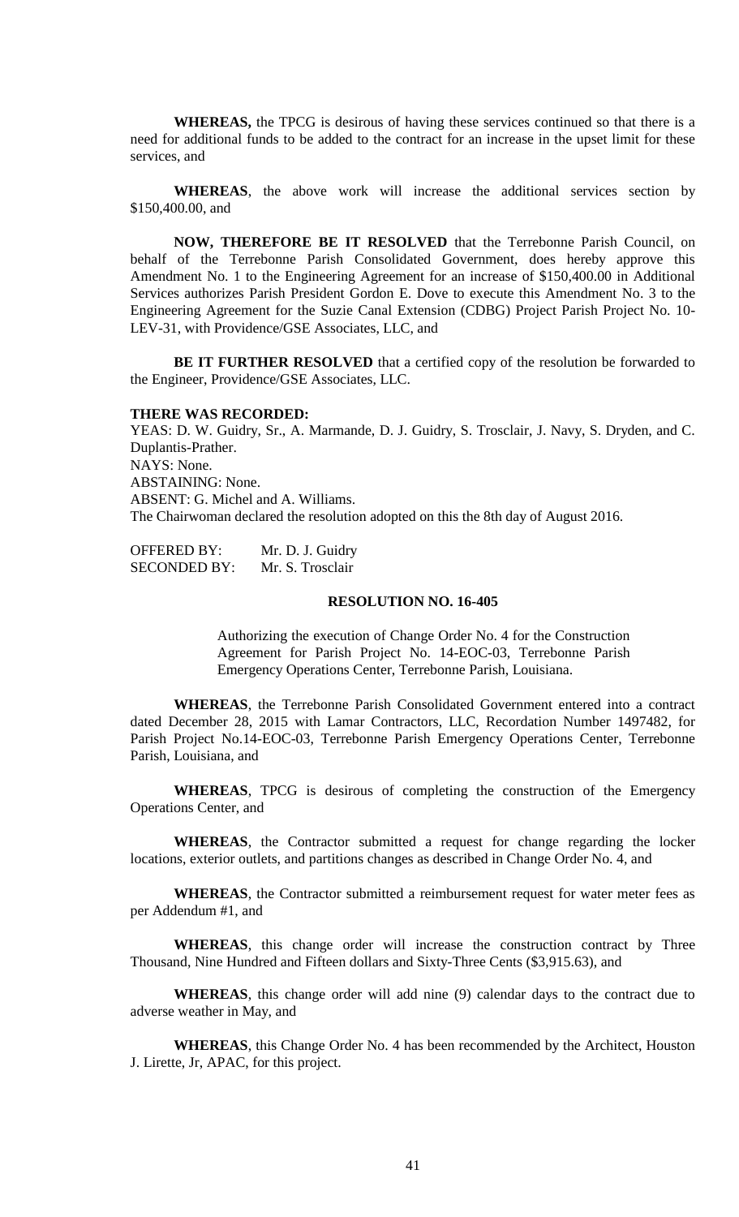**WHEREAS,** the TPCG is desirous of having these services continued so that there is a need for additional funds to be added to the contract for an increase in the upset limit for these services, and

**WHEREAS**, the above work will increase the additional services section by $150,400.00, and

**NOW, THEREFORE BE IT RESOLVED** that the Terrebonne Parish Council, on behalf of the Terrebonne Parish Consolidated Government, does hereby approve this Amendment No. 1 to the Engineering Agreement for an increase of $150,400.00 in Additional Services authorizes Parish President Gordon E. Dove to execute this Amendment No. 3 to the Engineering Agreement for the Suzie Canal Extension (CDBG) Project Parish Project No. 10-LEV-31, with Providence/GSE Associates, LLC, and

**BE IT FURTHER RESOLVED** that a certified copy of the resolution be forwarded to the Engineer, Providence/GSE Associates, LLC.

**THERE WAS RECORDED:**

YEAS: D. W. Guidry, Sr., A. Marmande, D. J. Guidry, S. Trosclair, J. Navy, S. Dryden, and C. Duplantis-Prather.
NAYS: None.
ABSTAINING: None.
ABSENT: G. Michel and A. Williams.
The Chairwoman declared the resolution adopted on this the 8th day of August 2016.

OFFERED BY: Mr. D. J. Guidry
SECONDED BY: Mr. S. Trosclair

**RESOLUTION NO. 16-405**

Authorizing the execution of Change Order No. 4 for the Construction Agreement for Parish Project No. 14-EOC-03, Terrebonne Parish Emergency Operations Center, Terrebonne Parish, Louisiana.

**WHEREAS**, the Terrebonne Parish Consolidated Government entered into a contract dated December 28, 2015 with Lamar Contractors, LLC, Recordation Number 1497482, for Parish Project No.14-EOC-03, Terrebonne Parish Emergency Operations Center, Terrebonne Parish, Louisiana, and

**WHEREAS**, TPCG is desirous of completing the construction of the Emergency Operations Center, and

**WHEREAS**, the Contractor submitted a request for change regarding the locker locations, exterior outlets, and partitions changes as described in Change Order No. 4, and

**WHEREAS**, the Contractor submitted a reimbursement request for water meter fees as per Addendum #1, and

**WHEREAS**, this change order will increase the construction contract by Three Thousand, Nine Hundred and Fifteen dollars and Sixty-Three Cents ($3,915.63), and

**WHEREAS**, this change order will add nine (9) calendar days to the contract due to adverse weather in May, and

**WHEREAS**, this Change Order No. 4 has been recommended by the Architect, Houston J. Lirette, Jr, APAC, for this project.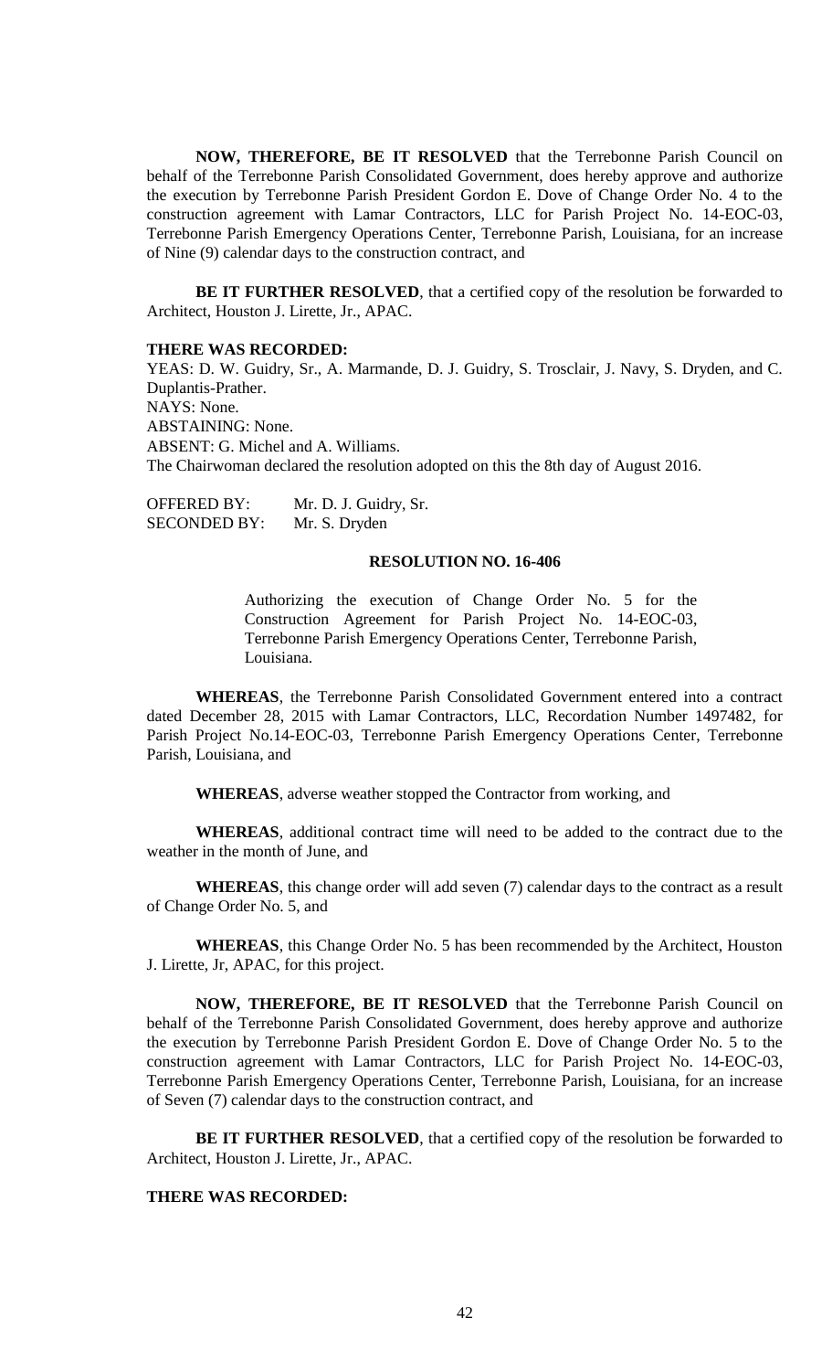**NOW, THEREFORE, BE IT RESOLVED** that the Terrebonne Parish Council on behalf of the Terrebonne Parish Consolidated Government, does hereby approve and authorize the execution by Terrebonne Parish President Gordon E. Dove of Change Order No. 4 to the construction agreement with Lamar Contractors, LLC for Parish Project No. 14-EOC-03, Terrebonne Parish Emergency Operations Center, Terrebonne Parish, Louisiana, for an increase of Nine (9) calendar days to the construction contract, and

**BE IT FURTHER RESOLVED**, that a certified copy of the resolution be forwarded to Architect, Houston J. Lirette, Jr., APAC.

**THERE WAS RECORDED:**

YEAS: D. W. Guidry, Sr., A. Marmande, D. J. Guidry, S. Trosclair, J. Navy, S. Dryden, and C. Duplantis-Prather.
NAYS: None.
ABSTAINING: None.
ABSENT: G. Michel and A. Williams.
The Chairwoman declared the resolution adopted on this the 8th day of August 2016.

OFFERED BY: Mr. D. J. Guidry, Sr.
SECONDED BY: Mr. S. Dryden

**RESOLUTION NO. 16-406**

Authorizing the execution of Change Order No. 5 for the Construction Agreement for Parish Project No. 14-EOC-03, Terrebonne Parish Emergency Operations Center, Terrebonne Parish, Louisiana.

**WHEREAS**, the Terrebonne Parish Consolidated Government entered into a contract dated December 28, 2015 with Lamar Contractors, LLC, Recordation Number 1497482, for Parish Project No.14-EOC-03, Terrebonne Parish Emergency Operations Center, Terrebonne Parish, Louisiana, and

**WHEREAS**, adverse weather stopped the Contractor from working, and

**WHEREAS**, additional contract time will need to be added to the contract due to the weather in the month of June, and

**WHEREAS**, this change order will add seven (7) calendar days to the contract as a result of Change Order No. 5, and

**WHEREAS**, this Change Order No. 5 has been recommended by the Architect, Houston J. Lirette, Jr, APAC, for this project.

**NOW, THEREFORE, BE IT RESOLVED** that the Terrebonne Parish Council on behalf of the Terrebonne Parish Consolidated Government, does hereby approve and authorize the execution by Terrebonne Parish President Gordon E. Dove of Change Order No. 5 to the construction agreement with Lamar Contractors, LLC for Parish Project No. 14-EOC-03, Terrebonne Parish Emergency Operations Center, Terrebonne Parish, Louisiana, for an increase of Seven (7) calendar days to the construction contract, and

**BE IT FURTHER RESOLVED**, that a certified copy of the resolution be forwarded to Architect, Houston J. Lirette, Jr., APAC.

**THERE WAS RECORDED:**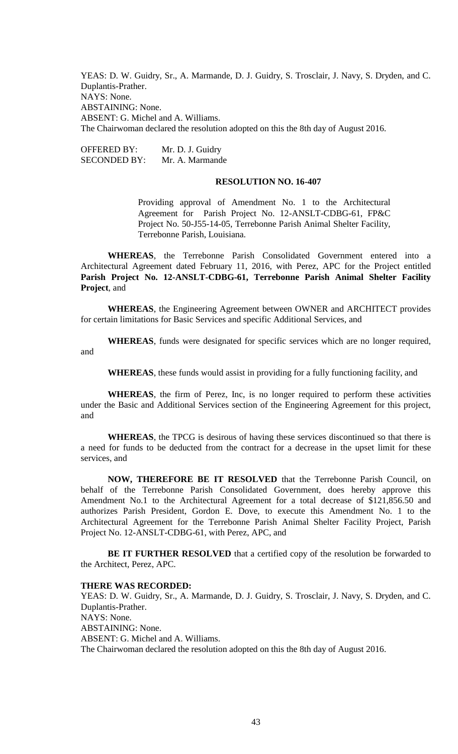YEAS: D. W. Guidry, Sr., A. Marmande, D. J. Guidry, S. Trosclair, J. Navy, S. Dryden, and C. Duplantis-Prather.
NAYS: None.
ABSTAINING: None.
ABSENT: G. Michel and A. Williams.
The Chairwoman declared the resolution adopted on this the 8th day of August 2016.

OFFERED BY: Mr. D. J. Guidry
SECONDED BY: Mr. A. Marmande

**RESOLUTION NO. 16-407**

Providing approval of Amendment No. 1 to the Architectural Agreement for Parish Project No. 12-ANSLT-CDBG-61, FP&C Project No. 50-J55-14-05, Terrebonne Parish Animal Shelter Facility, Terrebonne Parish, Louisiana.

**WHEREAS**, the Terrebonne Parish Consolidated Government entered into a Architectural Agreement dated February 11, 2016, with Perez, APC for the Project entitled **Parish Project No. 12-ANSLT-CDBG-61, Terrebonne Parish Animal Shelter Facility Project**, and

**WHEREAS**, the Engineering Agreement between OWNER and ARCHITECT provides for certain limitations for Basic Services and specific Additional Services, and

**WHEREAS**, funds were designated for specific services which are no longer required, and

**WHEREAS**, these funds would assist in providing for a fully functioning facility, and

**WHEREAS**, the firm of Perez, Inc, is no longer required to perform these activities under the Basic and Additional Services section of the Engineering Agreement for this project, and

**WHEREAS**, the TPCG is desirous of having these services discontinued so that there is a need for funds to be deducted from the contract for a decrease in the upset limit for these services, and

**NOW, THEREFORE BE IT RESOLVED** that the Terrebonne Parish Council, on behalf of the Terrebonne Parish Consolidated Government, does hereby approve this Amendment No.1 to the Architectural Agreement for a total decrease of $121,856.50 and authorizes Parish President, Gordon E. Dove, to execute this Amendment No. 1 to the Architectural Agreement for the Terrebonne Parish Animal Shelter Facility Project, Parish Project No. 12-ANSLT-CDBG-61, with Perez, APC, and

**BE IT FURTHER RESOLVED** that a certified copy of the resolution be forwarded to the Architect, Perez, APC.

**THERE WAS RECORDED:**
YEAS: D. W. Guidry, Sr., A. Marmande, D. J. Guidry, S. Trosclair, J. Navy, S. Dryden, and C. Duplantis-Prather.
NAYS: None.
ABSTAINING: None.
ABSENT: G. Michel and A. Williams.
The Chairwoman declared the resolution adopted on this the 8th day of August 2016.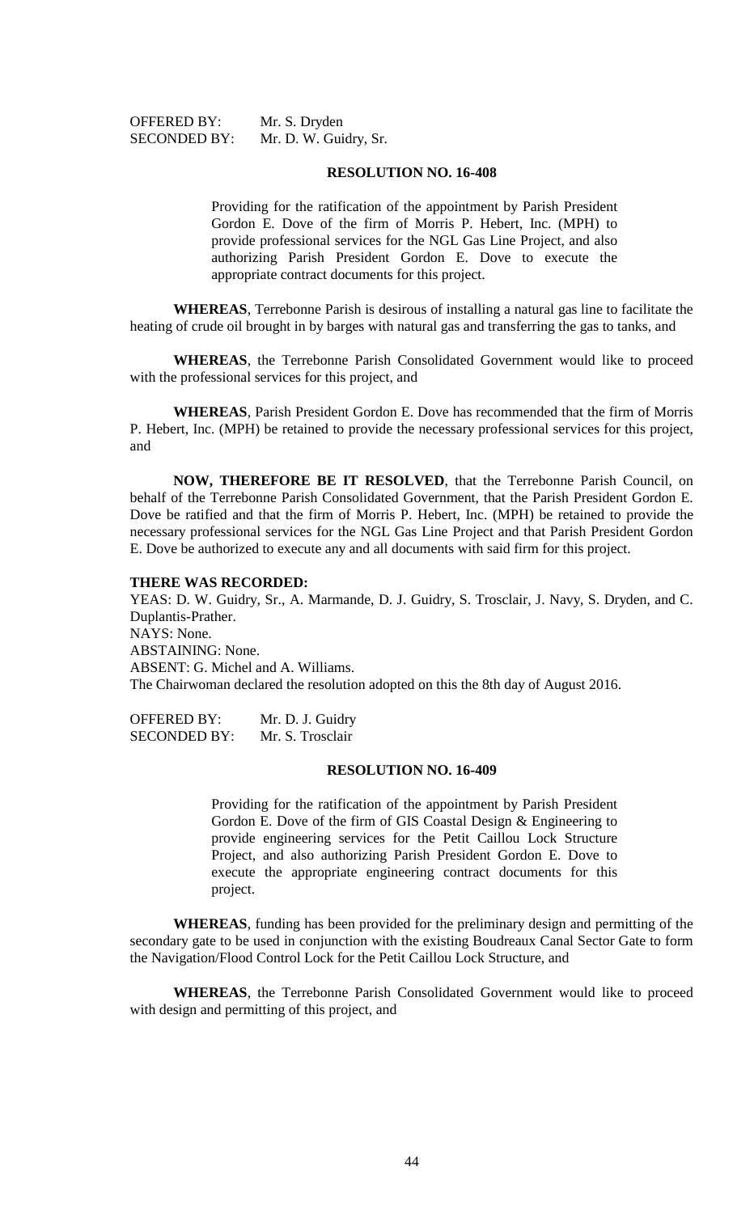OFFERED BY: Mr. S. Dryden
SECONDED BY: Mr. D. W. Guidry, Sr.

**RESOLUTION NO. 16-408**

Providing for the ratification of the appointment by Parish President Gordon E. Dove of the firm of Morris P. Hebert, Inc. (MPH) to provide professional services for the NGL Gas Line Project, and also authorizing Parish President Gordon E. Dove to execute the appropriate contract documents for this project.

**WHEREAS**, Terrebonne Parish is desirous of installing a natural gas line to facilitate the heating of crude oil brought in by barges with natural gas and transferring the gas to tanks, and

**WHEREAS**, the Terrebonne Parish Consolidated Government would like to proceed with the professional services for this project, and

**WHEREAS**, Parish President Gordon E. Dove has recommended that the firm of Morris P. Hebert, Inc. (MPH) be retained to provide the necessary professional services for this project, and

**NOW, THEREFORE BE IT RESOLVED**, that the Terrebonne Parish Council, on behalf of the Terrebonne Parish Consolidated Government, that the Parish President Gordon E. Dove be ratified and that the firm of Morris P. Hebert, Inc. (MPH) be retained to provide the necessary professional services for the NGL Gas Line Project and that Parish President Gordon E. Dove be authorized to execute any and all documents with said firm for this project.

**THERE WAS RECORDED:**
YEAS: D. W. Guidry, Sr., A. Marmande, D. J. Guidry, S. Trosclair, J. Navy, S. Dryden, and C. Duplantis-Prather.
NAYS: None.
ABSTAINING: None.
ABSENT: G. Michel and A. Williams.
The Chairwoman declared the resolution adopted on this the 8th day of August 2016.

OFFERED BY: Mr. D. J. Guidry
SECONDED BY: Mr. S. Trosclair

**RESOLUTION NO. 16-409**

Providing for the ratification of the appointment by Parish President Gordon E. Dove of the firm of GIS Coastal Design & Engineering to provide engineering services for the Petit Caillou Lock Structure Project, and also authorizing Parish President Gordon E. Dove to execute the appropriate engineering contract documents for this project.

**WHEREAS**, funding has been provided for the preliminary design and permitting of the secondary gate to be used in conjunction with the existing Boudreaux Canal Sector Gate to form the Navigation/Flood Control Lock for the Petit Caillou Lock Structure, and

**WHEREAS**, the Terrebonne Parish Consolidated Government would like to proceed with design and permitting of this project, and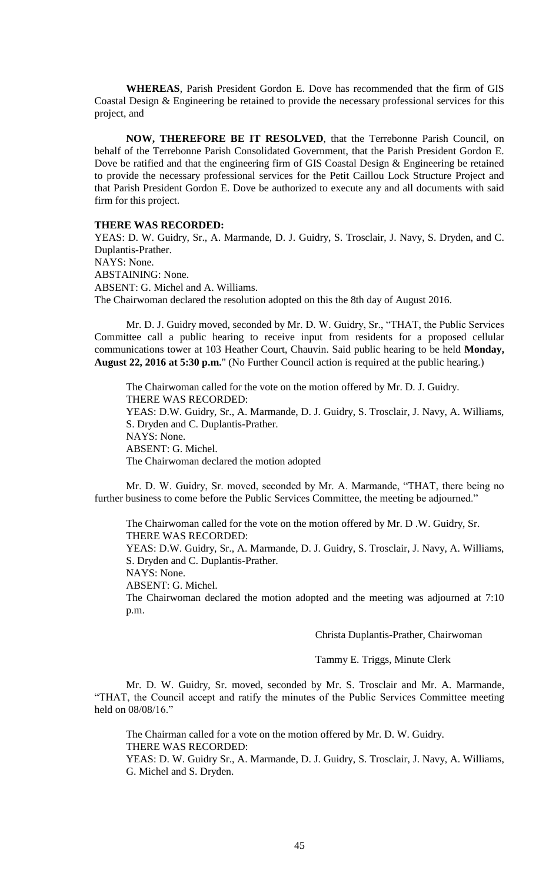**WHEREAS**, Parish President Gordon E. Dove has recommended that the firm of GIS Coastal Design & Engineering be retained to provide the necessary professional services for this project, and

**NOW, THEREFORE BE IT RESOLVED**, that the Terrebonne Parish Council, on behalf of the Terrebonne Parish Consolidated Government, that the Parish President Gordon E. Dove be ratified and that the engineering firm of GIS Coastal Design & Engineering be retained to provide the necessary professional services for the Petit Caillou Lock Structure Project and that Parish President Gordon E. Dove be authorized to execute any and all documents with said firm for this project.

**THERE WAS RECORDED:**

YEAS: D. W. Guidry, Sr., A. Marmande, D. J. Guidry, S. Trosclair, J. Navy, S. Dryden, and C. Duplantis-Prather.
NAYS: None.
ABSTAINING: None.
ABSENT: G. Michel and A. Williams.
The Chairwoman declared the resolution adopted on this the 8th day of August 2016.

Mr. D. J. Guidry moved, seconded by Mr. D. W. Guidry, Sr., "THAT, the Public Services Committee call a public hearing to receive input from residents for a proposed cellular communications tower at 103 Heather Court, Chauvin. Said public hearing to be held **Monday, August 22, 2016 at 5:30 p.m.**" (No Further Council action is required at the public hearing.)

The Chairwoman called for the vote on the motion offered by Mr. D. J. Guidry.
THERE WAS RECORDED:
YEAS: D.W. Guidry, Sr., A. Marmande, D. J. Guidry, S. Trosclair, J. Navy, A. Williams, S. Dryden and C. Duplantis-Prather.
NAYS: None.
ABSENT: G. Michel.
The Chairwoman declared the motion adopted

Mr. D. W. Guidry, Sr. moved, seconded by Mr. A. Marmande, "THAT, there being no further business to come before the Public Services Committee, the meeting be adjourned."

The Chairwoman called for the vote on the motion offered by Mr. D .W. Guidry, Sr.
THERE WAS RECORDED:
YEAS: D.W. Guidry, Sr., A. Marmande, D. J. Guidry, S. Trosclair, J. Navy, A. Williams, S. Dryden and C. Duplantis-Prather.
NAYS: None.
ABSENT: G. Michel.
The Chairwoman declared the motion adopted and the meeting was adjourned at 7:10 p.m.

Christa Duplantis-Prather, Chairwoman

Tammy E. Triggs, Minute Clerk

Mr. D. W. Guidry, Sr. moved, seconded by Mr. S. Trosclair and Mr. A. Marmande, "THAT, the Council accept and ratify the minutes of the Public Services Committee meeting held on 08/08/16."

The Chairman called for a vote on the motion offered by Mr. D. W. Guidry.
THERE WAS RECORDED:
YEAS: D. W. Guidry Sr., A. Marmande, D. J. Guidry, S. Trosclair, J. Navy, A. Williams, G. Michel and S. Dryden.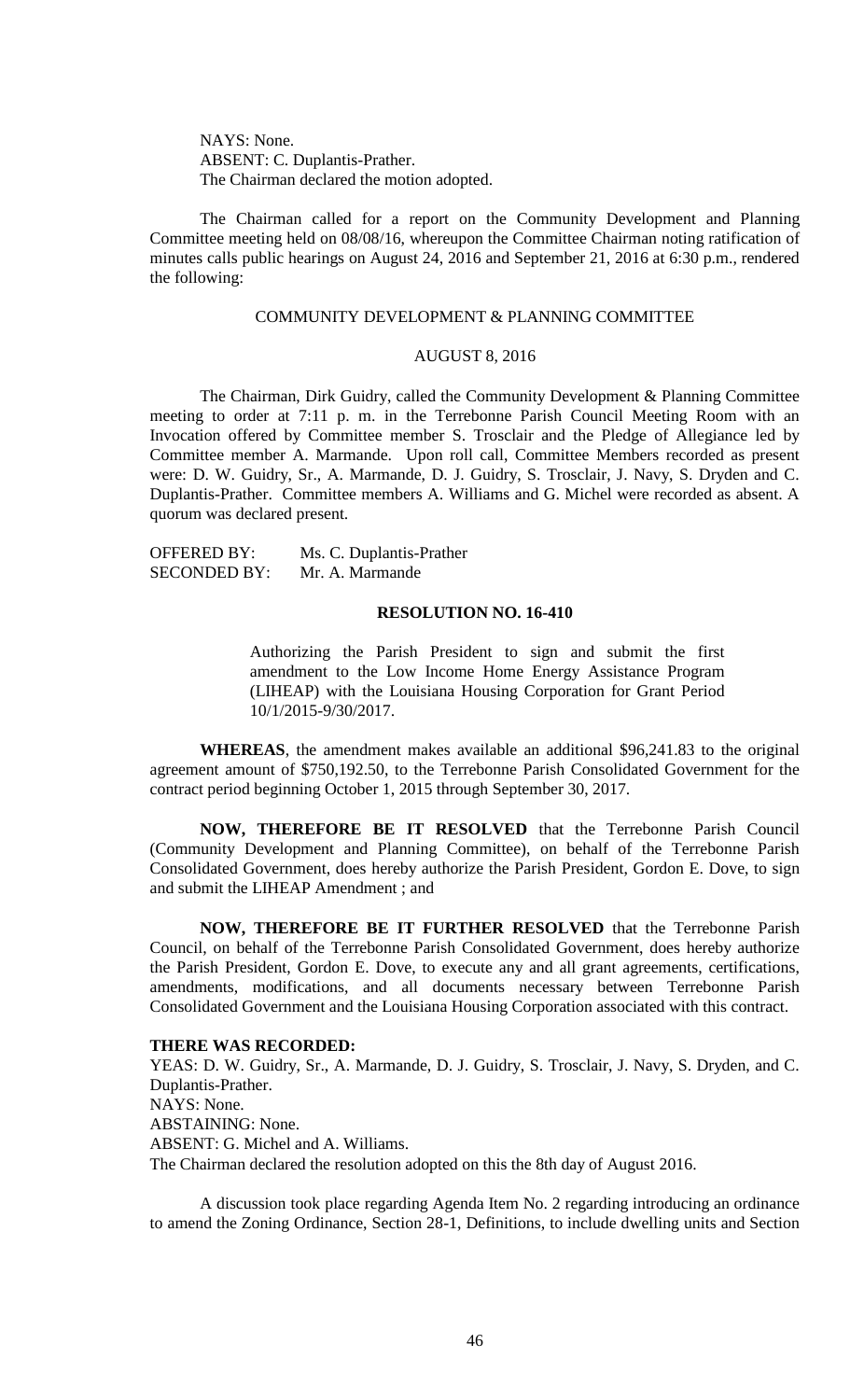NAYS: None.
ABSENT: C. Duplantis-Prather.
The Chairman declared the motion adopted.

The Chairman called for a report on the Community Development and Planning Committee meeting held on 08/08/16, whereupon the Committee Chairman noting ratification of minutes calls public hearings on August 24, 2016 and September 21, 2016 at 6:30 p.m., rendered the following:

COMMUNITY DEVELOPMENT & PLANNING COMMITTEE

AUGUST 8, 2016

The Chairman, Dirk Guidry, called the Community Development & Planning Committee meeting to order at 7:11 p. m. in the Terrebonne Parish Council Meeting Room with an Invocation offered by Committee member S. Trosclair and the Pledge of Allegiance led by Committee member A. Marmande. Upon roll call, Committee Members recorded as present were: D. W. Guidry, Sr., A. Marmande, D. J. Guidry, S. Trosclair, J. Navy, S. Dryden and C. Duplantis-Prather. Committee members A. Williams and G. Michel were recorded as absent. A quorum was declared present.

OFFERED BY: Ms. C. Duplantis-Prather
SECONDED BY: Mr. A. Marmande

**RESOLUTION NO. 16-410**

Authorizing the Parish President to sign and submit the first amendment to the Low Income Home Energy Assistance Program (LIHEAP) with the Louisiana Housing Corporation for Grant Period 10/1/2015-9/30/2017.

**WHEREAS**, the amendment makes available an additional $96,241.83 to the original agreement amount of $750,192.50, to the Terrebonne Parish Consolidated Government for the contract period beginning October 1, 2015 through September 30, 2017.

**NOW, THEREFORE BE IT RESOLVED** that the Terrebonne Parish Council (Community Development and Planning Committee), on behalf of the Terrebonne Parish Consolidated Government, does hereby authorize the Parish President, Gordon E. Dove, to sign and submit the LIHEAP Amendment ; and

**NOW, THEREFORE BE IT FURTHER RESOLVED** that the Terrebonne Parish Council, on behalf of the Terrebonne Parish Consolidated Government, does hereby authorize the Parish President, Gordon E. Dove, to execute any and all grant agreements, certifications, amendments, modifications, and all documents necessary between Terrebonne Parish Consolidated Government and the Louisiana Housing Corporation associated with this contract.

**THERE WAS RECORDED:**
YEAS: D. W. Guidry, Sr., A. Marmande, D. J. Guidry, S. Trosclair, J. Navy, S. Dryden, and C. Duplantis-Prather.
NAYS: None.
ABSTAINING: None.
ABSENT: G. Michel and A. Williams.
The Chairman declared the resolution adopted on this the 8th day of August 2016.

A discussion took place regarding Agenda Item No. 2 regarding introducing an ordinance to amend the Zoning Ordinance, Section 28-1, Definitions, to include dwelling units and Section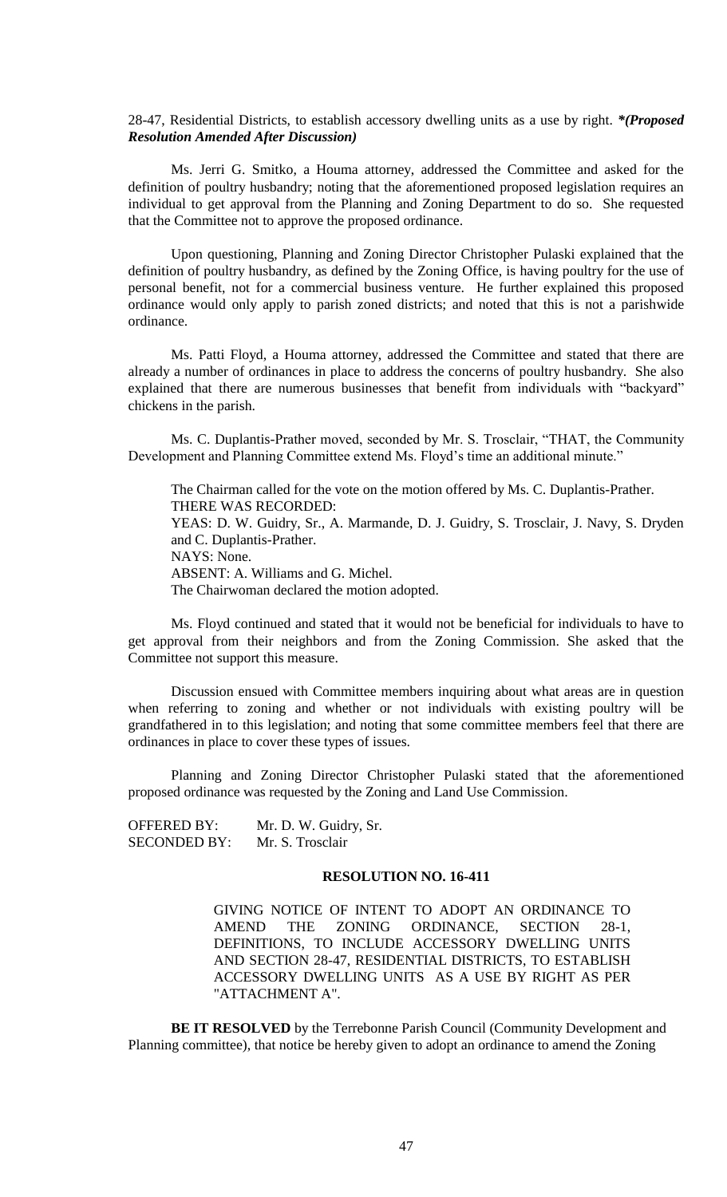28-47, Residential Districts, to establish accessory dwelling units as a use by right. ***(Proposed Resolution Amended After Discussion)***

Ms. Jerri G. Smitko, a Houma attorney, addressed the Committee and asked for the definition of poultry husbandry; noting that the aforementioned proposed legislation requires an individual to get approval from the Planning and Zoning Department to do so. She requested that the Committee not to approve the proposed ordinance.

Upon questioning, Planning and Zoning Director Christopher Pulaski explained that the definition of poultry husbandry, as defined by the Zoning Office, is having poultry for the use of personal benefit, not for a commercial business venture. He further explained this proposed ordinance would only apply to parish zoned districts; and noted that this is not a parishwide ordinance.

Ms. Patti Floyd, a Houma attorney, addressed the Committee and stated that there are already a number of ordinances in place to address the concerns of poultry husbandry. She also explained that there are numerous businesses that benefit from individuals with "backyard" chickens in the parish.

Ms. C. Duplantis-Prather moved, seconded by Mr. S. Trosclair, "THAT, the Community Development and Planning Committee extend Ms. Floyd's time an additional minute."

The Chairman called for the vote on the motion offered by Ms. C. Duplantis-Prather.
THERE WAS RECORDED:
YEAS: D. W. Guidry, Sr., A. Marmande, D. J. Guidry, S. Trosclair, J. Navy, S. Dryden and C. Duplantis-Prather.
NAYS: None.
ABSENT: A. Williams and G. Michel.
The Chairwoman declared the motion adopted.

Ms. Floyd continued and stated that it would not be beneficial for individuals to have to get approval from their neighbors and from the Zoning Commission. She asked that the Committee not support this measure.

Discussion ensued with Committee members inquiring about what areas are in question when referring to zoning and whether or not individuals with existing poultry will be grandfathered in to this legislation; and noting that some committee members feel that there are ordinances in place to cover these types of issues.

Planning and Zoning Director Christopher Pulaski stated that the aforementioned proposed ordinance was requested by the Zoning and Land Use Commission.

OFFERED BY: Mr. D. W. Guidry, Sr.
SECONDED BY: Mr. S. Trosclair

**RESOLUTION NO. 16-411**

GIVING NOTICE OF INTENT TO ADOPT AN ORDINANCE TO AMEND THE ZONING ORDINANCE, SECTION 28-1, DEFINITIONS, TO INCLUDE ACCESSORY DWELLING UNITS AND SECTION 28-47, RESIDENTIAL DISTRICTS, TO ESTABLISH ACCESSORY DWELLING UNITS AS A USE BY RIGHT AS PER "ATTACHMENT A".

**BE IT RESOLVED** by the Terrebonne Parish Council (Community Development and Planning committee), that notice be hereby given to adopt an ordinance to amend the Zoning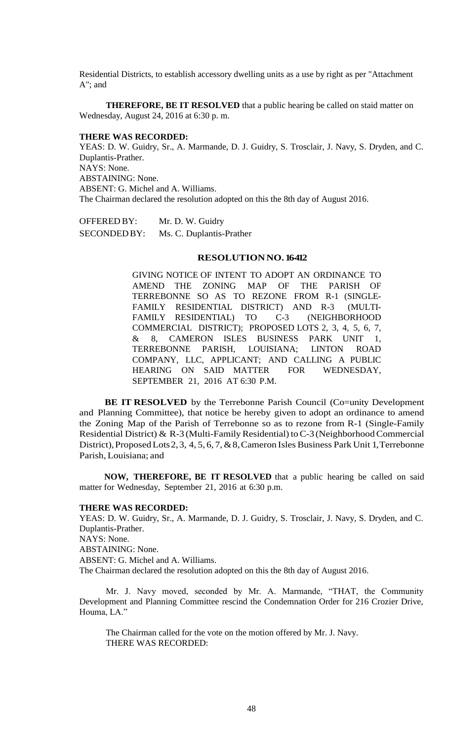Residential Districts, to establish accessory dwelling units as a use by right as per "Attachment A"; and

**THEREFORE, BE IT RESOLVED** that a public hearing be called on staid matter on Wednesday, August 24, 2016 at 6:30 p. m.

**THERE WAS RECORDED:**

YEAS: D. W. Guidry, Sr., A. Marmande, D. J. Guidry, S. Trosclair, J. Navy, S. Dryden, and C. Duplantis-Prather.
NAYS: None.
ABSTAINING: None.
ABSENT: G. Michel and A. Williams.
The Chairman declared the resolution adopted on this the 8th day of August 2016.

OFFERED BY: Mr. D. W. Guidry
SECONDED BY: Ms. C. Duplantis-Prather

**RESOLUTION NO. 16-412**

GIVING NOTICE OF INTENT TO ADOPT AN ORDINANCE TO AMEND THE ZONING MAP OF THE PARISH OF TERREBONNE SO AS TO REZONE FROM R-1 (SINGLE-FAMILY RESIDENTIAL DISTRICT) AND R-3 (MULTI-FAMILY RESIDENTIAL) TO C-3 (NEIGHBORHOOD COMMERCIAL DISTRICT); PROPOSED LOTS 2, 3, 4, 5, 6, 7, & 8, CAMERON ISLES BUSINESS PARK UNIT 1, TERREBONNE PARISH, LOUISIANA; LINTON ROAD COMPANY, LLC, APPLICANT; AND CALLING A PUBLIC HEARING ON SAID MATTER FOR WEDNESDAY, SEPTEMBER 21, 2016 AT 6:30 P.M.

**BE IT RESOLVED** by the Terrebonne Parish Council (Co=unity Development and Planning Committee), that notice be hereby given to adopt an ordinance to amend the Zoning Map of the Parish of Terrebonne so as to rezone from R-1 (Single-Family Residential District) & R-3 (Multi-Family Residential) to C-3 (Neighborhood Commercial District), Proposed Lots 2, 3, 4, 5, 6, 7, & 8, Cameron Isles Business Park Unit 1, Terrebonne Parish, Louisiana; and

**NOW, THEREFORE, BE IT RESOLVED** that a public hearing be called on said matter for Wednesday, September 21, 2016 at 6:30 p.m.

**THERE WAS RECORDED:**

YEAS: D. W. Guidry, Sr., A. Marmande, D. J. Guidry, S. Trosclair, J. Navy, S. Dryden, and C. Duplantis-Prather.
NAYS: None.
ABSTAINING: None.
ABSENT: G. Michel and A. Williams.
The Chairman declared the resolution adopted on this the 8th day of August 2016.

Mr. J. Navy moved, seconded by Mr. A. Marmande, "THAT, the Community Development and Planning Committee rescind the Condemnation Order for 216 Crozier Drive, Houma, LA."

The Chairman called for the vote on the motion offered by Mr. J. Navy.
THERE WAS RECORDED: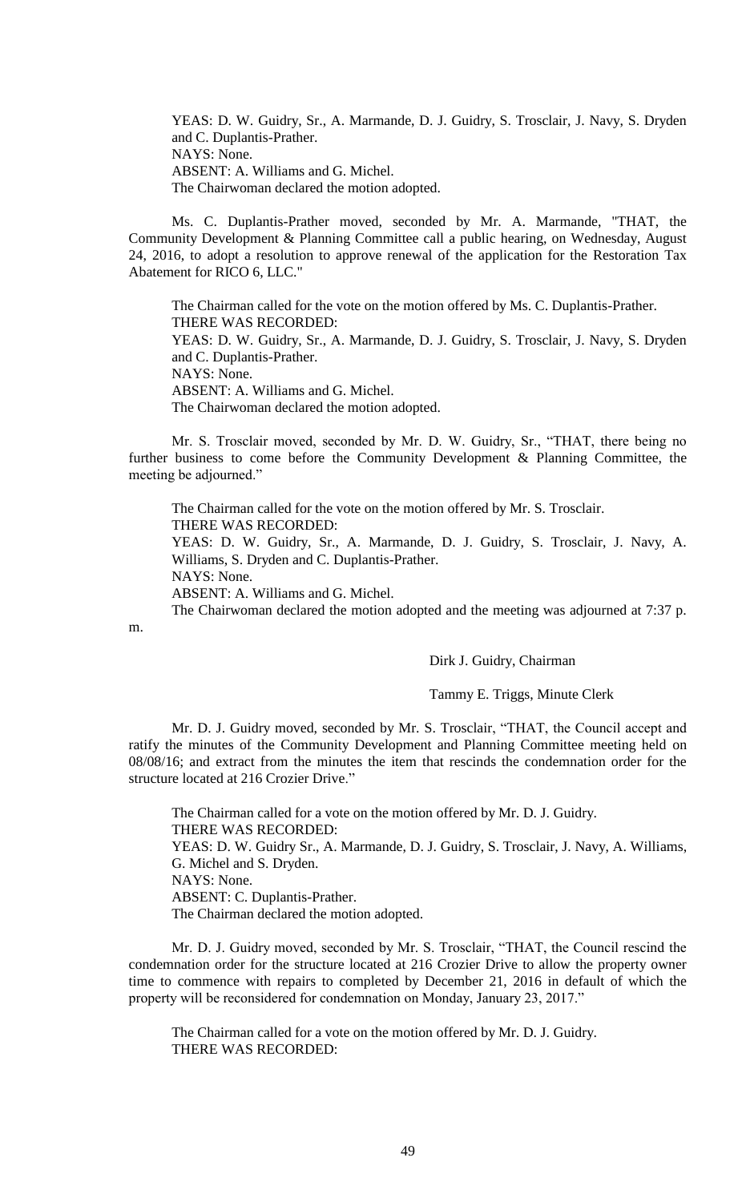YEAS: D. W. Guidry, Sr., A. Marmande, D. J. Guidry, S. Trosclair, J. Navy, S. Dryden and C. Duplantis-Prather.
NAYS: None.
ABSENT: A. Williams and G. Michel.
The Chairwoman declared the motion adopted.

Ms. C. Duplantis-Prather moved, seconded by Mr. A. Marmande, "THAT, the Community Development & Planning Committee call a public hearing, on Wednesday, August 24, 2016, to adopt a resolution to approve renewal of the application for the Restoration Tax Abatement for RICO 6, LLC."

The Chairman called for the vote on the motion offered by Ms. C. Duplantis-Prather.
THERE WAS RECORDED:
YEAS: D. W. Guidry, Sr., A. Marmande, D. J. Guidry, S. Trosclair, J. Navy, S. Dryden and C. Duplantis-Prather.
NAYS: None.
ABSENT: A. Williams and G. Michel.
The Chairwoman declared the motion adopted.

Mr. S. Trosclair moved, seconded by Mr. D. W. Guidry, Sr., "THAT, there being no further business to come before the Community Development & Planning Committee, the meeting be adjourned."

The Chairman called for the vote on the motion offered by Mr. S. Trosclair.
THERE WAS RECORDED:
YEAS: D. W. Guidry, Sr., A. Marmande, D. J. Guidry, S. Trosclair, J. Navy, A. Williams, S. Dryden and C. Duplantis-Prather.
NAYS: None.
ABSENT: A. Williams and G. Michel.
The Chairwoman declared the motion adopted and the meeting was adjourned at 7:37 p. m.

Dirk J. Guidry, Chairman

Tammy E. Triggs, Minute Clerk

Mr. D. J. Guidry moved, seconded by Mr. S. Trosclair, "THAT, the Council accept and ratify the minutes of the Community Development and Planning Committee meeting held on 08/08/16; and extract from the minutes the item that rescinds the condemnation order for the structure located at 216 Crozier Drive."

The Chairman called for a vote on the motion offered by Mr. D. J. Guidry.
THERE WAS RECORDED:
YEAS: D. W. Guidry Sr., A. Marmande, D. J. Guidry, S. Trosclair, J. Navy, A. Williams, G. Michel and S. Dryden.
NAYS: None.
ABSENT: C. Duplantis-Prather.
The Chairman declared the motion adopted.

Mr. D. J. Guidry moved, seconded by Mr. S. Trosclair, "THAT, the Council rescind the condemnation order for the structure located at 216 Crozier Drive to allow the property owner time to commence with repairs to completed by December 21, 2016 in default of which the property will be reconsidered for condemnation on Monday, January 23, 2017."

The Chairman called for a vote on the motion offered by Mr. D. J. Guidry.
THERE WAS RECORDED: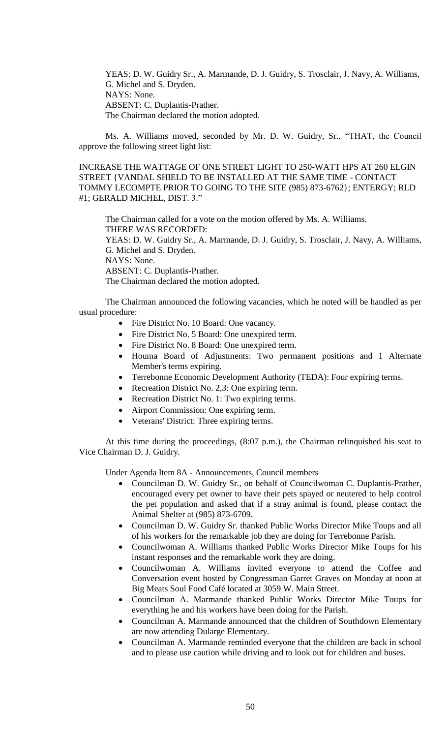YEAS: D. W. Guidry Sr., A. Marmande, D. J. Guidry, S. Trosclair, J. Navy, A. Williams, G. Michel and S. Dryden.
NAYS: None.
ABSENT: C. Duplantis-Prather.
The Chairman declared the motion adopted.

Ms. A. Williams moved, seconded by Mr. D. W. Guidry, Sr., "THAT, the Council approve the following street light list:

INCREASE THE WATTAGE OF ONE STREET LIGHT TO 250-WATT HPS AT 260 ELGIN STREET {VANDAL SHIELD TO BE INSTALLED AT THE SAME TIME - CONTACT TOMMY LECOMPTE PRIOR TO GOING TO THE SITE (985) 873-6762}; ENTERGY; RLD #1; GERALD MICHEL, DIST. 3."

The Chairman called for a vote on the motion offered by Ms. A. Williams.
THERE WAS RECORDED:
YEAS: D. W. Guidry Sr., A. Marmande, D. J. Guidry, S. Trosclair, J. Navy, A. Williams, G. Michel and S. Dryden.
NAYS: None.
ABSENT: C. Duplantis-Prather.
The Chairman declared the motion adopted.

The Chairman announced the following vacancies, which he noted will be handled as per usual procedure:

- Fire District No. 10 Board: One vacancy.
- Fire District No. 5 Board: One unexpired term.
- Fire District No. 8 Board: One unexpired term.
- Houma Board of Adjustments: Two permanent positions and 1 Alternate Member's terms expiring.
- Terrebonne Economic Development Authority (TEDA): Four expiring terms.
- Recreation District No. 2,3: One expiring term.
- Recreation District No. 1: Two expiring terms.
- Airport Commission: One expiring term.
- Veterans' District: Three expiring terms.

At this time during the proceedings, (8:07 p.m.), the Chairman relinquished his seat to Vice Chairman D. J. Guidry.

Under Agenda Item 8A - Announcements, Council members

- Councilman D. W. Guidry Sr., on behalf of Councilwoman C. Duplantis-Prather, encouraged every pet owner to have their pets spayed or neutered to help control the pet population and asked that if a stray animal is found, please contact the Animal Shelter at (985) 873-6709.
- Councilman D. W. Guidry Sr. thanked Public Works Director Mike Toups and all of his workers for the remarkable job they are doing for Terrebonne Parish.
- Councilwoman A. Williams thanked Public Works Director Mike Toups for his instant responses and the remarkable work they are doing.
- Councilwoman A. Williams invited everyone to attend the Coffee and Conversation event hosted by Congressman Garret Graves on Monday at noon at Big Meats Soul Food Café located at 3059 W. Main Street.
- Councilman A. Marmande thanked Public Works Director Mike Toups for everything he and his workers have been doing for the Parish.
- Councilman A. Marmande announced that the children of Southdown Elementary are now attending Dularge Elementary.
- Councilman A. Marmande reminded everyone that the children are back in school and to please use caution while driving and to look out for children and buses.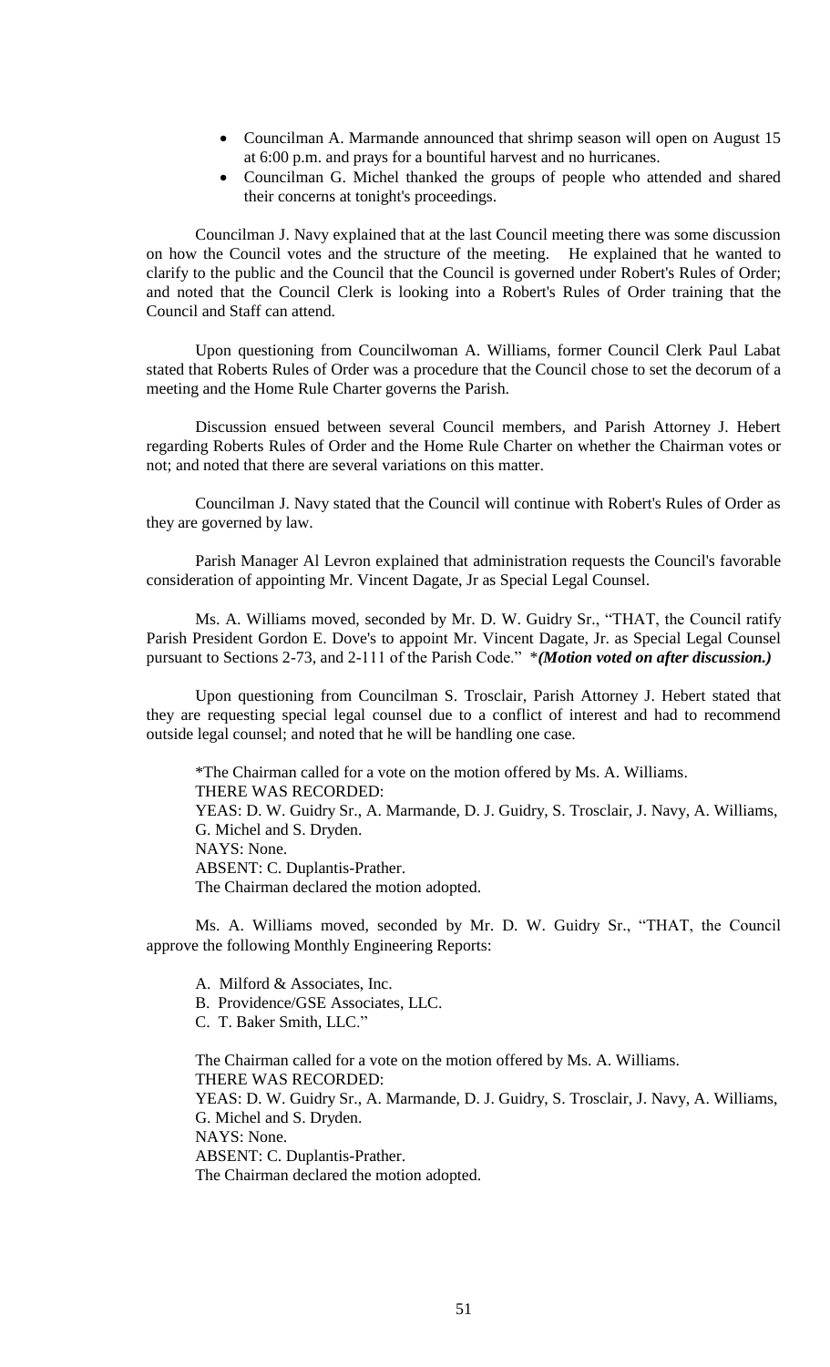- Councilman A. Marmande announced that shrimp season will open on August 15 at 6:00 p.m. and prays for a bountiful harvest and no hurricanes.
- Councilman G. Michel thanked the groups of people who attended and shared their concerns at tonight's proceedings.

Councilman J. Navy explained that at the last Council meeting there was some discussion on how the Council votes and the structure of the meeting. He explained that he wanted to clarify to the public and the Council that the Council is governed under Robert's Rules of Order; and noted that the Council Clerk is looking into a Robert's Rules of Order training that the Council and Staff can attend.

Upon questioning from Councilwoman A. Williams, former Council Clerk Paul Labat stated that Roberts Rules of Order was a procedure that the Council chose to set the decorum of a meeting and the Home Rule Charter governs the Parish.

Discussion ensued between several Council members, and Parish Attorney J. Hebert regarding Roberts Rules of Order and the Home Rule Charter on whether the Chairman votes or not; and noted that there are several variations on this matter.

Councilman J. Navy stated that the Council will continue with Robert's Rules of Order as they are governed by law.

Parish Manager Al Levron explained that administration requests the Council's favorable consideration of appointing Mr. Vincent Dagate, Jr as Special Legal Counsel.

Ms. A. Williams moved, seconded by Mr. D. W. Guidry Sr., "THAT, the Council ratify Parish President Gordon E. Dove's to appoint Mr. Vincent Dagate, Jr. as Special Legal Counsel pursuant to Sections 2-73, and 2-111 of the Parish Code." *_**(Motion voted on after discussion.)**_

Upon questioning from Councilman S. Trosclair, Parish Attorney J. Hebert stated that they are requesting special legal counsel due to a conflict of interest and had to recommend outside legal counsel; and noted that he will be handling one case.

*The Chairman called for a vote on the motion offered by Ms. A. Williams.
THERE WAS RECORDED:
YEAS: D. W. Guidry Sr., A. Marmande, D. J. Guidry, S. Trosclair, J. Navy, A. Williams, G. Michel and S. Dryden.
NAYS: None.
ABSENT: C. Duplantis-Prather.
The Chairman declared the motion adopted.

Ms. A. Williams moved, seconded by Mr. D. W. Guidry Sr., "THAT, the Council approve the following Monthly Engineering Reports:

A. Milford & Associates, Inc.
B. Providence/GSE Associates, LLC.
C. T. Baker Smith, LLC."

The Chairman called for a vote on the motion offered by Ms. A. Williams.
THERE WAS RECORDED:
YEAS: D. W. Guidry Sr., A. Marmande, D. J. Guidry, S. Trosclair, J. Navy, A. Williams, G. Michel and S. Dryden.
NAYS: None.
ABSENT: C. Duplantis-Prather.
The Chairman declared the motion adopted.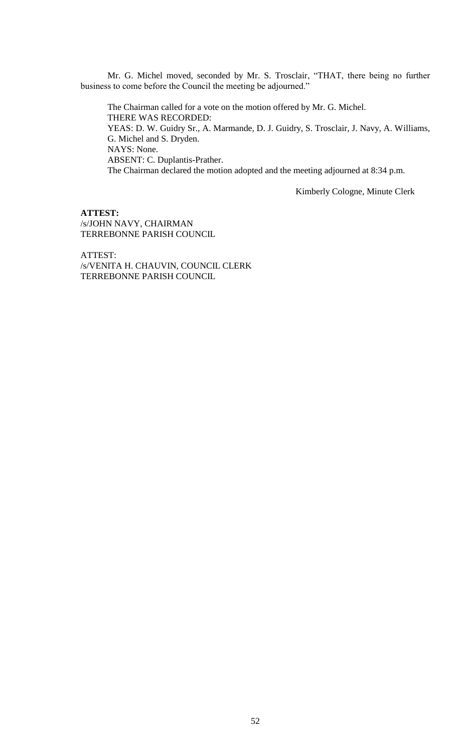Mr. G. Michel moved, seconded by Mr. S. Trosclair, "THAT, there being no further business to come before the Council the meeting be adjourned."

The Chairman called for a vote on the motion offered by Mr. G. Michel.
THERE WAS RECORDED:
YEAS: D. W. Guidry Sr., A. Marmande, D. J. Guidry, S. Trosclair, J. Navy, A. Williams, G. Michel and S. Dryden.
NAYS: None.
ABSENT: C. Duplantis-Prather.
The Chairman declared the motion adopted and the meeting adjourned at 8:34 p.m.

Kimberly Cologne, Minute Clerk

**ATTEST:**
/s/JOHN NAVY, CHAIRMAN
TERREBONNE PARISH COUNCIL

ATTEST:
/s/VENITA H. CHAUVIN, COUNCIL CLERK
TERREBONNE PARISH COUNCIL